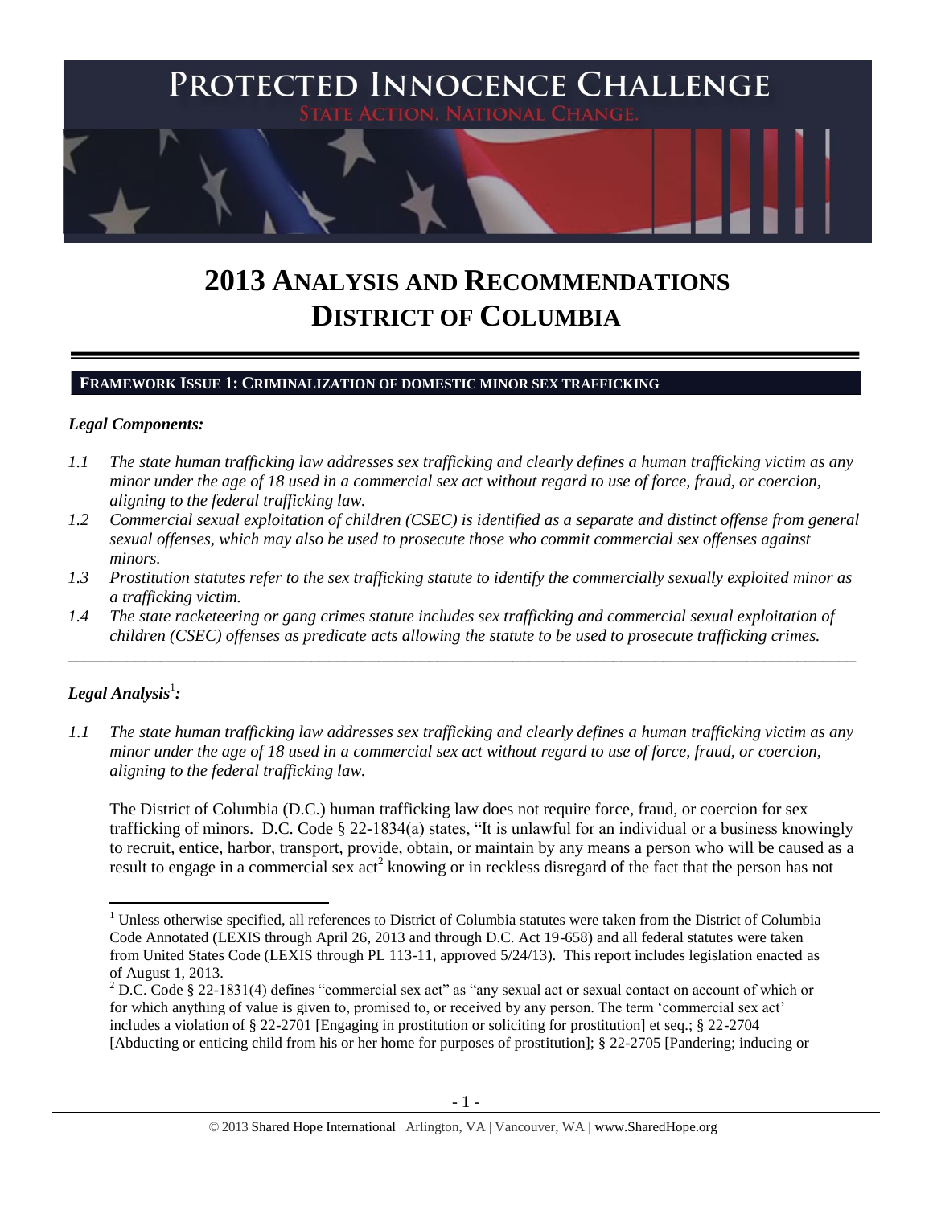# PROTECTED INNOCENCE CHALLENGE

STATE ACTION. NATIONAL CHANGE.

# 2013 ANALYSIS AND RECOMMENDATIONS
# DISTRICT OF COLUMBIA

## FRAMEWORK ISSUE 1: CRIMINALIZATION OF DOMESTIC MINOR SEX TRAFFICKING

### *Legal Components:*

*1.1 The state human trafficking law addresses sex trafficking and clearly defines a human trafficking victim as any minor under the age of 18 used in a commercial sex act without regard to use of force, fraud, or coercion, aligning to the federal trafficking law.*

*1.2 Commercial sexual exploitation of children (CSEC) is identified as a separate and distinct offense from general sexual offenses, which may also be used to prosecute those who commit commercial sex offenses against minors.*

*1.3 Prostitution statutes refer to the sex trafficking statute to identify the commercially sexually exploited minor as a trafficking victim.*

*1.4 The state racketeering or gang crimes statute includes sex trafficking and commercial sexual exploitation of children (CSEC) offenses as predicate acts allowing the statute to be used to prosecute trafficking crimes.*

---

### ***Legal Analysis***[1]***:***

*1.1 The state human trafficking law addresses sex trafficking and clearly defines a human trafficking victim as any minor under the age of 18 used in a commercial sex act without regard to use of force, fraud, or coercion, aligning to the federal trafficking law.*

The District of Columbia (D.C.) human trafficking law does not require force, fraud, or coercion for sex trafficking of minors. D.C. Code § 22-1834(a) states, "It is unlawful for an individual or a business knowingly to recruit, entice, harbor, transport, provide, obtain, or maintain by any means a person who will be caused as a result to engage in a commercial sex act[2] knowing or in reckless disregard of the fact that the person has not

---

[1] Unless otherwise specified, all references to District of Columbia statutes were taken from the District of Columbia Code Annotated (LEXIS through April 26, 2013 and through D.C. Act 19-658) and all federal statutes were taken from United States Code (LEXIS through PL 113-11, approved 5/24/13). This report includes legislation enacted as of August 1, 2013.

[2] D.C. Code § 22-1831(4) defines "commercial sex act" as "any sexual act or sexual contact on account of which or for which anything of value is given to, promised to, or received by any person. The term 'commercial sex act' includes a violation of § 22-2701 [Engaging in prostitution or soliciting for prostitution] et seq.; § 22-2704 [Abducting or enticing child from his or her home for purposes of prostitution]; § 22-2705 [Pandering; inducing or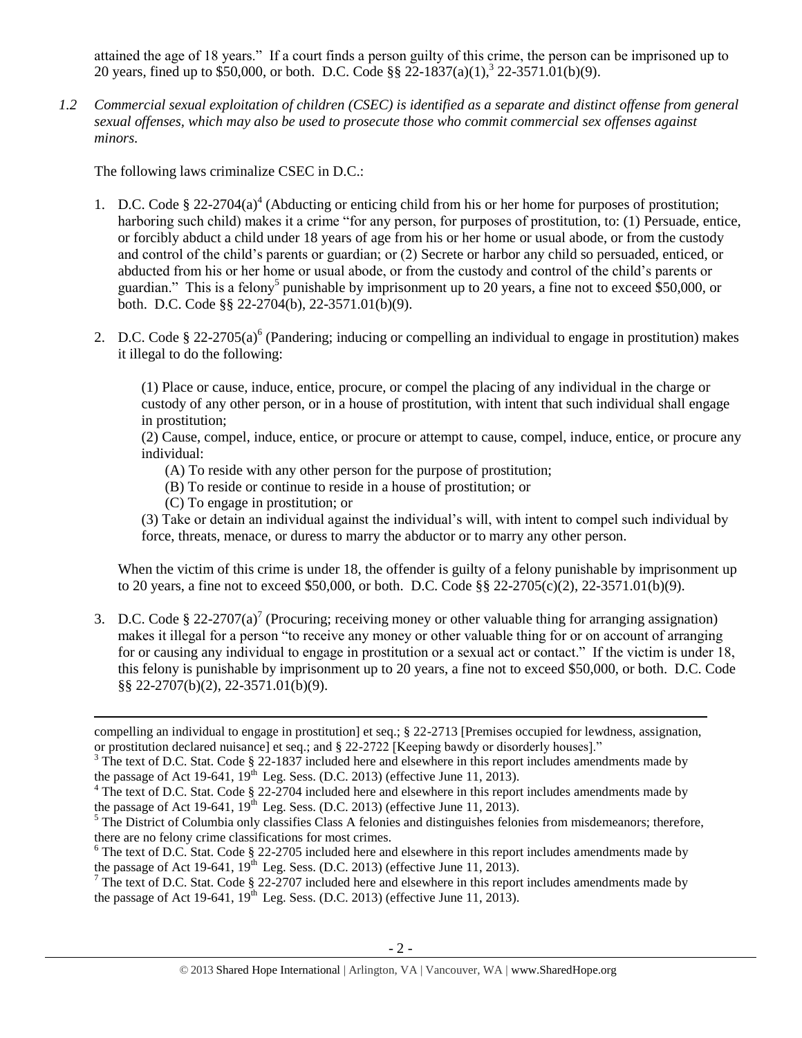attained the age of 18 years." If a court finds a person guilty of this crime, the person can be imprisoned up to 20 years, fined up to $50,000, or both. D.C. Code §§ 22-1837(a)(1),[3] 22-3571.01(b)(9).

*1.2 Commercial sexual exploitation of children (CSEC) is identified as a separate and distinct offense from general sexual offenses, which may also be used to prosecute those who commit commercial sex offenses against minors.*

The following laws criminalize CSEC in D.C.:

1. D.C. Code § 22-2704(a)[4] (Abducting or enticing child from his or her home for purposes of prostitution; harboring such child) makes it a crime "for any person, for purposes of prostitution, to: (1) Persuade, entice, or forcibly abduct a child under 18 years of age from his or her home or usual abode, or from the custody and control of the child's parents or guardian; or (2) Secrete or harbor any child so persuaded, enticed, or abducted from his or her home or usual abode, or from the custody and control of the child's parents or guardian." This is a felony[5] punishable by imprisonment up to 20 years, a fine not to exceed $50,000, or both. D.C. Code §§ 22-2704(b), 22-3571.01(b)(9).

2. D.C. Code § 22-2705(a)[6] (Pandering; inducing or compelling an individual to engage in prostitution) makes it illegal to do the following:

   (1) Place or cause, induce, entice, procure, or compel the placing of any individual in the charge or custody of any other person, or in a house of prostitution, with intent that such individual shall engage in prostitution;
   
   (2) Cause, compel, induce, entice, or procure or attempt to cause, compel, induce, entice, or procure any individual:
   
   (A) To reside with any other person for the purpose of prostitution;
   
   (B) To reside or continue to reside in a house of prostitution; or
   
   (C) To engage in prostitution; or
   
   (3) Take or detain an individual against the individual's will, with intent to compel such individual by force, threats, menace, or duress to marry the abductor or to marry any other person.

   When the victim of this crime is under 18, the offender is guilty of a felony punishable by imprisonment up to 20 years, a fine not to exceed $50,000, or both. D.C. Code §§ 22-2705(c)(2), 22-3571.01(b)(9).

3. D.C. Code § 22-2707(a)[7] (Procuring; receiving money or other valuable thing for arranging assignation) makes it illegal for a person "to receive any money or other valuable thing for or on account of arranging for or causing any individual to engage in prostitution or a sexual act or contact." If the victim is under 18, this felony is punishable by imprisonment up to 20 years, a fine not to exceed $50,000, or both. D.C. Code §§ 22-2707(b)(2), 22-3571.01(b)(9).

---

compelling an individual to engage in prostitution] et seq.; § 22-2713 [Premises occupied for lewdness, assignation, or prostitution declared nuisance] et seq.; and § 22-2722 [Keeping bawdy or disorderly houses]."

[3] The text of D.C. Stat. Code § 22-1837 included here and elsewhere in this report includes amendments made by the passage of Act 19-641, 19th Leg. Sess. (D.C. 2013) (effective June 11, 2013).

[4] The text of D.C. Stat. Code § 22-2704 included here and elsewhere in this report includes amendments made by the passage of Act 19-641, 19th Leg. Sess. (D.C. 2013) (effective June 11, 2013).

[5] The District of Columbia only classifies Class A felonies and distinguishes felonies from misdemeanors; therefore, there are no felony crime classifications for most crimes.

[6] The text of D.C. Stat. Code § 22-2705 included here and elsewhere in this report includes amendments made by the passage of Act 19-641, 19th Leg. Sess. (D.C. 2013) (effective June 11, 2013).

[7] The text of D.C. Stat. Code § 22-2707 included here and elsewhere in this report includes amendments made by the passage of Act 19-641, 19th Leg. Sess. (D.C. 2013) (effective June 11, 2013).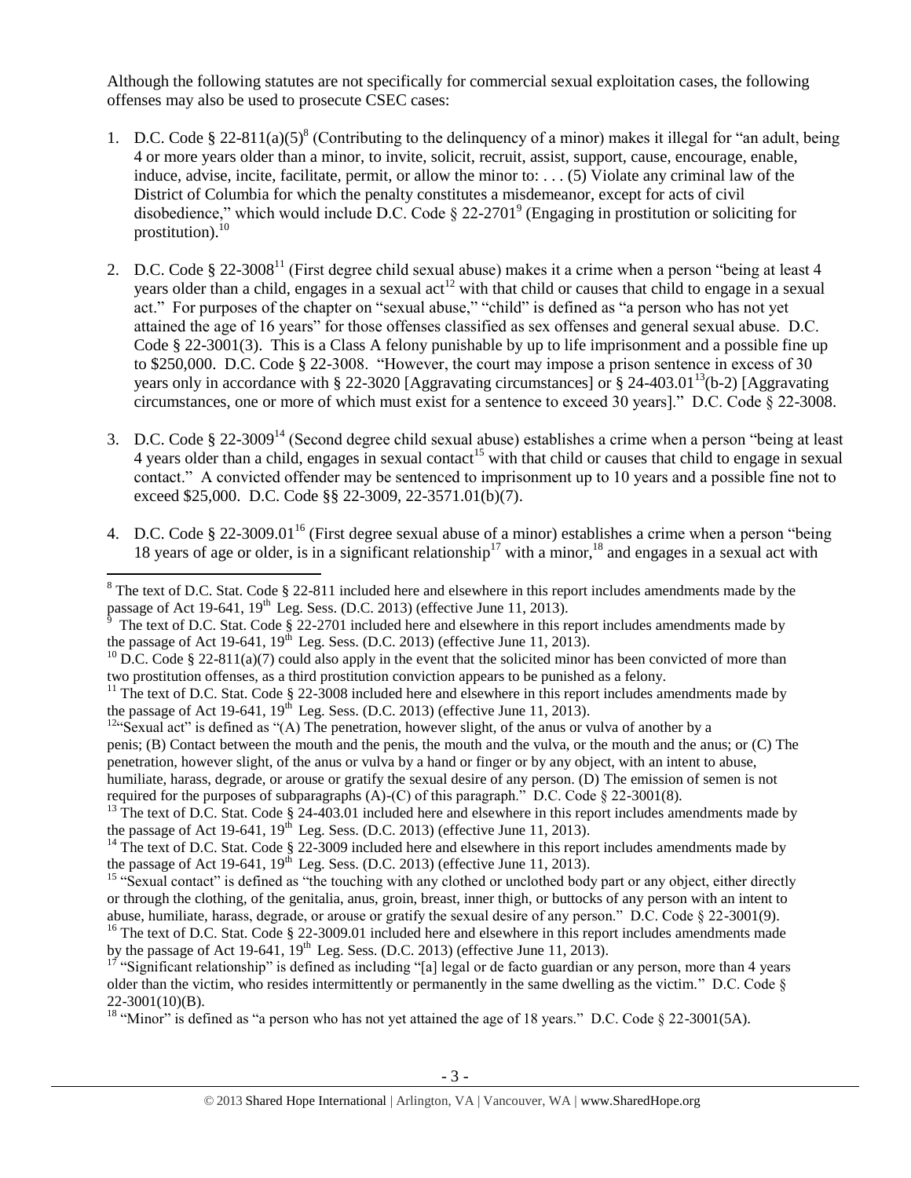Although the following statutes are not specifically for commercial sexual exploitation cases, the following offenses may also be used to prosecute CSEC cases:

1. D.C. Code § 22-811(a)(5)[8] (Contributing to the delinquency of a minor) makes it illegal for "an adult, being 4 or more years older than a minor, to invite, solicit, recruit, assist, support, cause, encourage, enable, induce, advise, incite, facilitate, permit, or allow the minor to: . . . (5) Violate any criminal law of the District of Columbia for which the penalty constitutes a misdemeanor, except for acts of civil disobedience," which would include D.C. Code § 22-2701[9] (Engaging in prostitution or soliciting for prostitution).[10]

2. D.C. Code § 22-3008[11] (First degree child sexual abuse) makes it a crime when a person "being at least 4 years older than a child, engages in a sexual act[12] with that child or causes that child to engage in a sexual act." For purposes of the chapter on "sexual abuse," "child" is defined as "a person who has not yet attained the age of 16 years" for those offenses classified as sex offenses and general sexual abuse. D.C. Code § 22-3001(3). This is a Class A felony punishable by up to life imprisonment and a possible fine up to $250,000. D.C. Code § 22-3008. "However, the court may impose a prison sentence in excess of 30 years only in accordance with § 22-3020 [Aggravating circumstances] or § 24-403.01[13](b-2) [Aggravating circumstances, one or more of which must exist for a sentence to exceed 30 years]." D.C. Code § 22-3008.

3. D.C. Code § 22-3009[14] (Second degree child sexual abuse) establishes a crime when a person "being at least 4 years older than a child, engages in sexual contact[15] with that child or causes that child to engage in sexual contact." A convicted offender may be sentenced to imprisonment up to 10 years and a possible fine not to exceed $25,000. D.C. Code §§ 22-3009, 22-3571.01(b)(7).

4. D.C. Code § 22-3009.01[16] (First degree sexual abuse of a minor) establishes a crime when a person "being 18 years of age or older, is in a significant relationship[17] with a minor,[18] and engages in a sexual act with

---

[8] The text of D.C. Stat. Code § 22-811 included here and elsewhere in this report includes amendments made by the passage of Act 19-641, 19th Leg. Sess. (D.C. 2013) (effective June 11, 2013).

[9] The text of D.C. Stat. Code § 22-2701 included here and elsewhere in this report includes amendments made by the passage of Act 19-641, 19th Leg. Sess. (D.C. 2013) (effective June 11, 2013).

[10] D.C. Code § 22-811(a)(7) could also apply in the event that the solicited minor has been convicted of more than two prostitution offenses, as a third prostitution conviction appears to be punished as a felony.

[11] The text of D.C. Stat. Code § 22-3008 included here and elsewhere in this report includes amendments made by the passage of Act 19-641, 19th Leg. Sess. (D.C. 2013) (effective June 11, 2013).

[12] "Sexual act" is defined as "(A) The penetration, however slight, of the anus or vulva of another by a penis; (B) Contact between the mouth and the penis, the mouth and the vulva, or the mouth and the anus; or (C) The penetration, however slight, of the anus or vulva by a hand or finger or by any object, with an intent to abuse, humiliate, harass, degrade, or arouse or gratify the sexual desire of any person. (D) The emission of semen is not required for the purposes of subparagraphs (A)-(C) of this paragraph." D.C. Code § 22-3001(8).

[13] The text of D.C. Stat. Code § 24-403.01 included here and elsewhere in this report includes amendments made by the passage of Act 19-641, 19th Leg. Sess. (D.C. 2013) (effective June 11, 2013).

[14] The text of D.C. Stat. Code § 22-3009 included here and elsewhere in this report includes amendments made by the passage of Act 19-641, 19th Leg. Sess. (D.C. 2013) (effective June 11, 2013).

[15] "Sexual contact" is defined as "the touching with any clothed or unclothed body part or any object, either directly or through the clothing, of the genitalia, anus, groin, breast, inner thigh, or buttocks of any person with an intent to abuse, humiliate, harass, degrade, or arouse or gratify the sexual desire of any person." D.C. Code § 22-3001(9).

[16] The text of D.C. Stat. Code § 22-3009.01 included here and elsewhere in this report includes amendments made by the passage of Act 19-641, 19th Leg. Sess. (D.C. 2013) (effective June 11, 2013).

[17] "Significant relationship" is defined as including "[a] legal or de facto guardian or any person, more than 4 years older than the victim, who resides intermittently or permanently in the same dwelling as the victim." D.C. Code § 22-3001(10)(B).

[18] "Minor" is defined as "a person who has not yet attained the age of 18 years." D.C. Code § 22-3001(5A).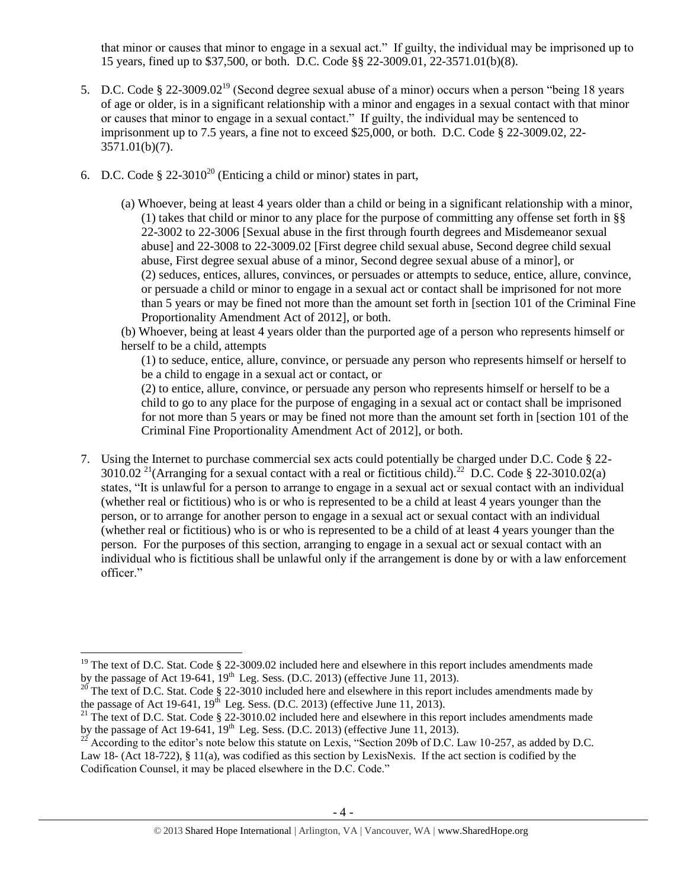that minor or causes that minor to engage in a sexual act." If guilty, the individual may be imprisoned up to 15 years, fined up to $37,500, or both. D.C. Code §§ 22-3009.01, 22-3571.01(b)(8).

5. D.C. Code § 22-3009.02[19] (Second degree sexual abuse of a minor) occurs when a person "being 18 years of age or older, is in a significant relationship with a minor and engages in a sexual contact with that minor or causes that minor to engage in a sexual contact." If guilty, the individual may be sentenced to imprisonment up to 7.5 years, a fine not to exceed $25,000, or both. D.C. Code § 22-3009.02, 22-3571.01(b)(7).

6. D.C. Code § 22-3010[20] (Enticing a child or minor) states in part,

   (a) Whoever, being at least 4 years older than a child or being in a significant relationship with a minor,
   (1) takes that child or minor to any place for the purpose of committing any offense set forth in §§ 22-3002 to 22-3006 [Sexual abuse in the first through fourth degrees and Misdemeanor sexual abuse] and 22-3008 to 22-3009.02 [First degree child sexual abuse, Second degree child sexual abuse, First degree sexual abuse of a minor, Second degree sexual abuse of a minor], or
   (2) seduces, entices, allures, convinces, or persuades or attempts to seduce, entice, allure, convince, or persuade a child or minor to engage in a sexual act or contact shall be imprisoned for not more than 5 years or may be fined not more than the amount set forth in [section 101 of the Criminal Fine Proportionality Amendment Act of 2012], or both.

   (b) Whoever, being at least 4 years older than the purported age of a person who represents himself or herself to be a child, attempts
   (1) to seduce, entice, allure, convince, or persuade any person who represents himself or herself to be a child to engage in a sexual act or contact, or
   (2) to entice, allure, convince, or persuade any person who represents himself or herself to be a child to go to any place for the purpose of engaging in a sexual act or contact shall be imprisoned for not more than 5 years or may be fined not more than the amount set forth in [section 101 of the Criminal Fine Proportionality Amendment Act of 2012], or both.

7. Using the Internet to purchase commercial sex acts could potentially be charged under D.C. Code § 22-3010.02 [21](Arranging for a sexual contact with a real or fictitious child).[22] D.C. Code § 22-3010.02(a) states, "It is unlawful for a person to arrange to engage in a sexual act or sexual contact with an individual (whether real or fictitious) who is or who is represented to be a child at least 4 years younger than the person, or to arrange for another person to engage in a sexual act or sexual contact with an individual (whether real or fictitious) who is or who is represented to be a child of at least 4 years younger than the person. For the purposes of this section, arranging to engage in a sexual act or sexual contact with an individual who is fictitious shall be unlawful only if the arrangement is done by or with a law enforcement officer."

---

[19] The text of D.C. Stat. Code § 22-3009.02 included here and elsewhere in this report includes amendments made by the passage of Act 19-641, 19th Leg. Sess. (D.C. 2013) (effective June 11, 2013).

[20] The text of D.C. Stat. Code § 22-3010 included here and elsewhere in this report includes amendments made by the passage of Act 19-641, 19th Leg. Sess. (D.C. 2013) (effective June 11, 2013).

[21] The text of D.C. Stat. Code § 22-3010.02 included here and elsewhere in this report includes amendments made by the passage of Act 19-641, 19th Leg. Sess. (D.C. 2013) (effective June 11, 2013).

[22] According to the editor's note below this statute on Lexis, "Section 209b of D.C. Law 10-257, as added by D.C. Law 18- (Act 18-722), § 11(a), was codified as this section by LexisNexis. If the act section is codified by the Codification Counsel, it may be placed elsewhere in the D.C. Code."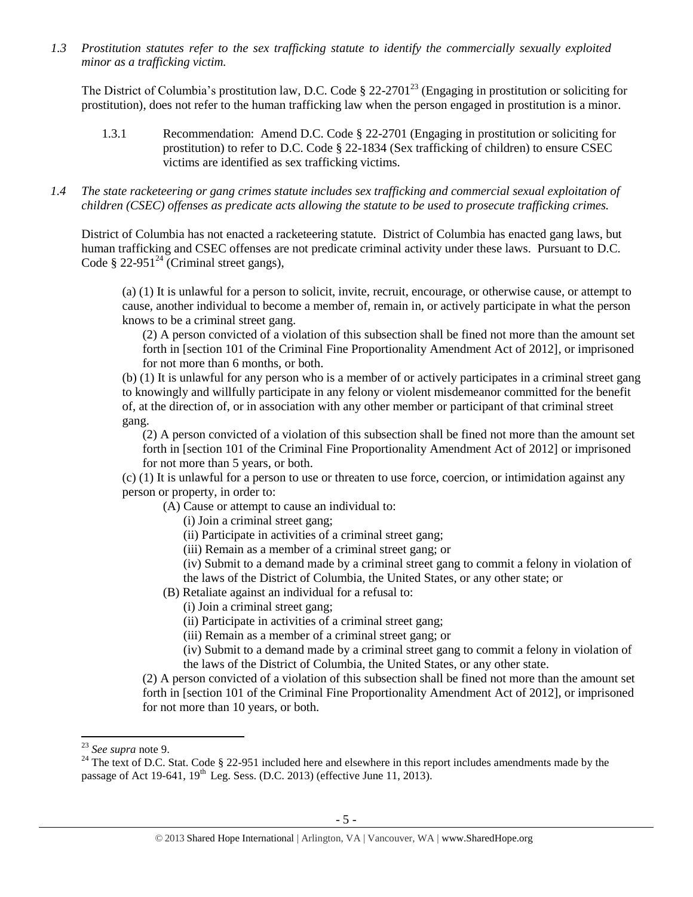*1.3 Prostitution statutes refer to the sex trafficking statute to identify the commercially sexually exploited minor as a trafficking victim.*

The District of Columbia's prostitution law, D.C. Code § 22-2701[23] (Engaging in prostitution or soliciting for prostitution), does not refer to the human trafficking law when the person engaged in prostitution is a minor.

1.3.1 Recommendation: Amend D.C. Code § 22-2701 (Engaging in prostitution or soliciting for prostitution) to refer to D.C. Code § 22-1834 (Sex trafficking of children) to ensure CSEC victims are identified as sex trafficking victims.

*1.4 The state racketeering or gang crimes statute includes sex trafficking and commercial sexual exploitation of children (CSEC) offenses as predicate acts allowing the statute to be used to prosecute trafficking crimes.*

District of Columbia has not enacted a racketeering statute. District of Columbia has enacted gang laws, but human trafficking and CSEC offenses are not predicate criminal activity under these laws. Pursuant to D.C. Code § 22-951[24] (Criminal street gangs),

> (a) (1) It is unlawful for a person to solicit, invite, recruit, encourage, or otherwise cause, or attempt to cause, another individual to become a member of, remain in, or actively participate in what the person knows to be a criminal street gang.
>
> (2) A person convicted of a violation of this subsection shall be fined not more than the amount set forth in [section 101 of the Criminal Fine Proportionality Amendment Act of 2012], or imprisoned for not more than 6 months, or both.
>
> (b) (1) It is unlawful for any person who is a member of or actively participates in a criminal street gang to knowingly and willfully participate in any felony or violent misdemeanor committed for the benefit of, at the direction of, or in association with any other member or participant of that criminal street gang.
>
> (2) A person convicted of a violation of this subsection shall be fined not more than the amount set forth in [section 101 of the Criminal Fine Proportionality Amendment Act of 2012] or imprisoned for not more than 5 years, or both.
>
> (c) (1) It is unlawful for a person to use or threaten to use force, coercion, or intimidation against any person or property, in order to:
>
> (A) Cause or attempt to cause an individual to:
>
> (i) Join a criminal street gang;
>
> (ii) Participate in activities of a criminal street gang;
>
> (iii) Remain as a member of a criminal street gang; or
>
> (iv) Submit to a demand made by a criminal street gang to commit a felony in violation of the laws of the District of Columbia, the United States, or any other state; or
>
> (B) Retaliate against an individual for a refusal to:
>
> (i) Join a criminal street gang;
>
> (ii) Participate in activities of a criminal street gang;
>
> (iii) Remain as a member of a criminal street gang; or
>
> (iv) Submit to a demand made by a criminal street gang to commit a felony in violation of the laws of the District of Columbia, the United States, or any other state.
>
> (2) A person convicted of a violation of this subsection shall be fined not more than the amount set forth in [section 101 of the Criminal Fine Proportionality Amendment Act of 2012], or imprisoned for not more than 10 years, or both.

---

[23] *See supra* note 9.

[24] The text of D.C. Stat. Code § 22-951 included here and elsewhere in this report includes amendments made by the passage of Act 19-641, 19th Leg. Sess. (D.C. 2013) (effective June 11, 2013).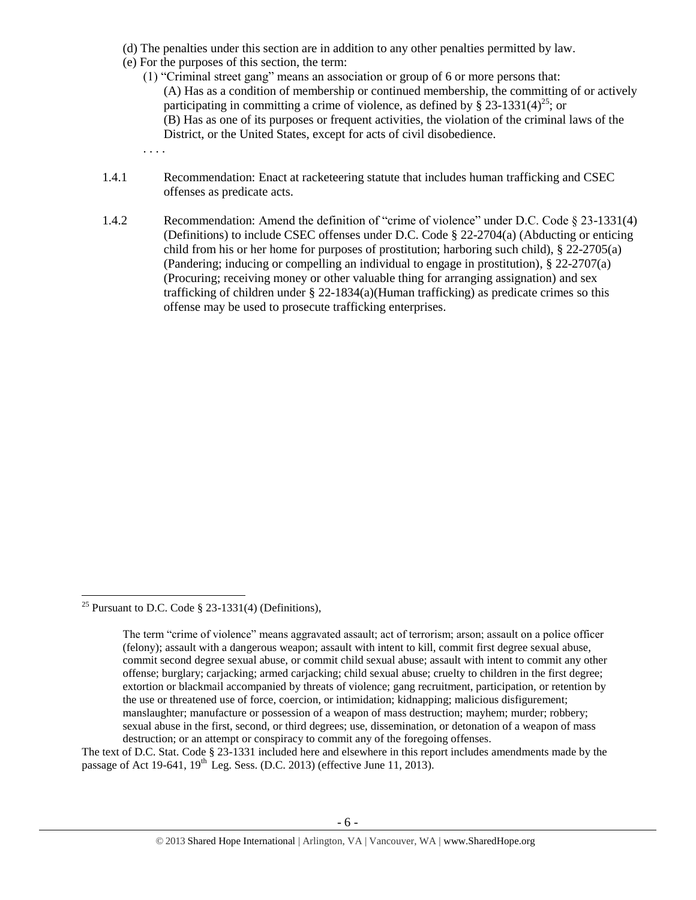(d) The penalties under this section are in addition to any other penalties permitted by law.

(e) For the purposes of this section, the term:

(1) "Criminal street gang" means an association or group of 6 or more persons that:

(A) Has as a condition of membership or continued membership, the committing of or actively participating in committing a crime of violence, as defined by § 23-1331(4)[25]; or

(B) Has as one of its purposes or frequent activities, the violation of the criminal laws of the District, or the United States, except for acts of civil disobedience.

. . . .

1.4.1 Recommendation: Enact at racketeering statute that includes human trafficking and CSEC offenses as predicate acts.

1.4.2 Recommendation: Amend the definition of "crime of violence" under D.C. Code § 23-1331(4) (Definitions) to include CSEC offenses under D.C. Code § 22-2704(a) (Abducting or enticing child from his or her home for purposes of prostitution; harboring such child), § 22-2705(a) (Pandering; inducing or compelling an individual to engage in prostitution), § 22-2707(a) (Procuring; receiving money or other valuable thing for arranging assignation) and sex trafficking of children under § 22-1834(a)(Human trafficking) as predicate crimes so this offense may be used to prosecute trafficking enterprises.

---

[25] Pursuant to D.C. Code § 23-1331(4) (Definitions),

> The term "crime of violence" means aggravated assault; act of terrorism; arson; assault on a police officer (felony); assault with a dangerous weapon; assault with intent to kill, commit first degree sexual abuse, commit second degree sexual abuse, or commit child sexual abuse; assault with intent to commit any other offense; burglary; carjacking; armed carjacking; child sexual abuse; cruelty to children in the first degree; extortion or blackmail accompanied by threats of violence; gang recruitment, participation, or retention by the use or threatened use of force, coercion, or intimidation; kidnapping; malicious disfigurement; manslaughter; manufacture or possession of a weapon of mass destruction; mayhem; murder; robbery; sexual abuse in the first, second, or third degrees; use, dissemination, or detonation of a weapon of mass destruction; or an attempt or conspiracy to commit any of the foregoing offenses.

The text of D.C. Stat. Code § 23-1331 included here and elsewhere in this report includes amendments made by the passage of Act 19-641, 19th Leg. Sess. (D.C. 2013) (effective June 11, 2013).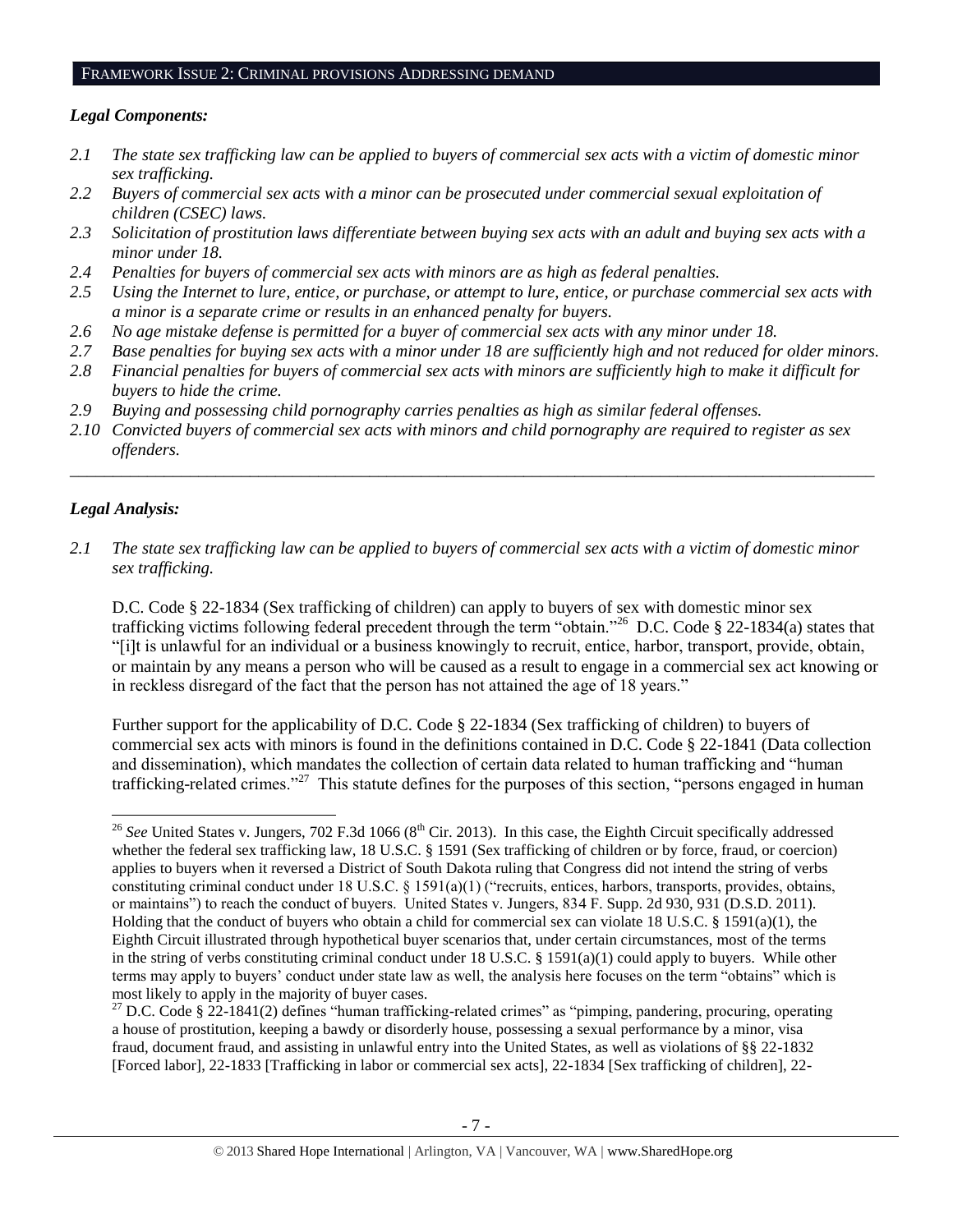## FRAMEWORK ISSUE 2: CRIMINAL PROVISIONS ADDRESSING DEMAND

### *Legal Components:*

*2.1 The state sex trafficking law can be applied to buyers of commercial sex acts with a victim of domestic minor sex trafficking.*

*2.2 Buyers of commercial sex acts with a minor can be prosecuted under commercial sexual exploitation of children (CSEC) laws.*

*2.3 Solicitation of prostitution laws differentiate between buying sex acts with an adult and buying sex acts with a minor under 18.*

*2.4 Penalties for buyers of commercial sex acts with minors are as high as federal penalties.*

*2.5 Using the Internet to lure, entice, or purchase, or attempt to lure, entice, or purchase commercial sex acts with a minor is a separate crime or results in an enhanced penalty for buyers.*

*2.6 No age mistake defense is permitted for a buyer of commercial sex acts with any minor under 18.*

*2.7 Base penalties for buying sex acts with a minor under 18 are sufficiently high and not reduced for older minors.*

*2.8 Financial penalties for buyers of commercial sex acts with minors are sufficiently high to make it difficult for buyers to hide the crime.*

*2.9 Buying and possessing child pornography carries penalties as high as similar federal offenses.*

*2.10 Convicted buyers of commercial sex acts with minors and child pornography are required to register as sex offenders.*

---

### *Legal Analysis:*

*2.1 The state sex trafficking law can be applied to buyers of commercial sex acts with a victim of domestic minor sex trafficking.*

D.C. Code § 22-1834 (Sex trafficking of children) can apply to buyers of sex with domestic minor sex trafficking victims following federal precedent through the term "obtain."[26] D.C. Code § 22-1834(a) states that "[i]t is unlawful for an individual or a business knowingly to recruit, entice, harbor, transport, provide, obtain, or maintain by any means a person who will be caused as a result to engage in a commercial sex act knowing or in reckless disregard of the fact that the person has not attained the age of 18 years."

Further support for the applicability of D.C. Code § 22-1834 (Sex trafficking of children) to buyers of commercial sex acts with minors is found in the definitions contained in D.C. Code § 22-1841 (Data collection and dissemination), which mandates the collection of certain data related to human trafficking and "human trafficking-related crimes."[27] This statute defines for the purposes of this section, "persons engaged in human

---

[26] *See* United States v. Jungers, 702 F.3d 1066 (8th Cir. 2013). In this case, the Eighth Circuit specifically addressed whether the federal sex trafficking law, 18 U.S.C. § 1591 (Sex trafficking of children or by force, fraud, or coercion) applies to buyers when it reversed a District of South Dakota ruling that Congress did not intend the string of verbs constituting criminal conduct under 18 U.S.C. § 1591(a)(1) ("recruits, entices, harbors, transports, provides, obtains, or maintains") to reach the conduct of buyers. United States v. Jungers, 834 F. Supp. 2d 930, 931 (D.S.D. 2011). Holding that the conduct of buyers who obtain a child for commercial sex can violate 18 U.S.C. § 1591(a)(1), the Eighth Circuit illustrated through hypothetical buyer scenarios that, under certain circumstances, most of the terms in the string of verbs constituting criminal conduct under 18 U.S.C. § 1591(a)(1) could apply to buyers. While other terms may apply to buyers' conduct under state law as well, the analysis here focuses on the term "obtains" which is most likely to apply in the majority of buyer cases.

[27] D.C. Code § 22-1841(2) defines "human trafficking-related crimes" as "pimping, pandering, procuring, operating a house of prostitution, keeping a bawdy or disorderly house, possessing a sexual performance by a minor, visa fraud, document fraud, and assisting in unlawful entry into the United States, as well as violations of §§ 22-1832 [Forced labor], 22-1833 [Trafficking in labor or commercial sex acts], 22-1834 [Sex trafficking of children], 22-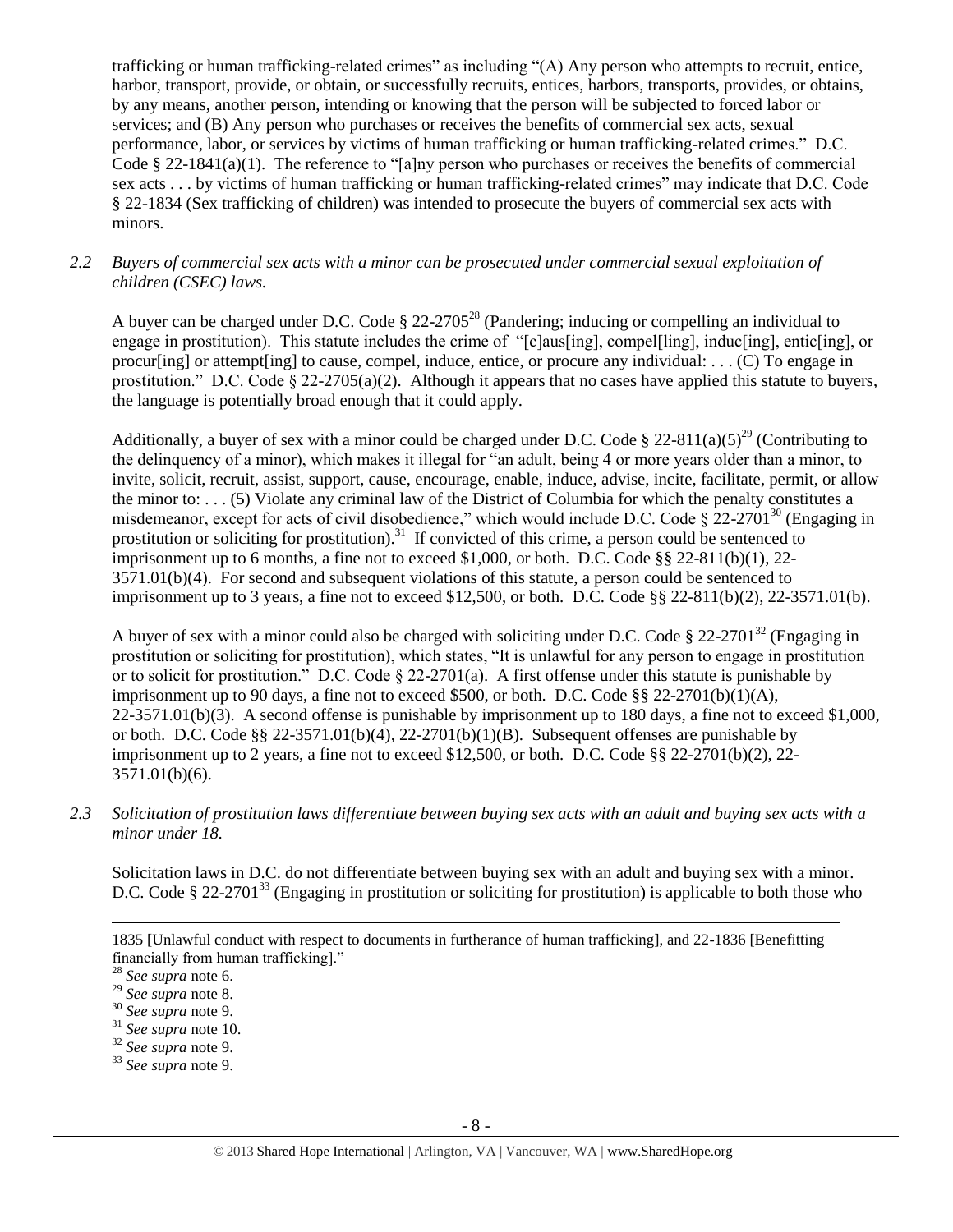trafficking or human trafficking-related crimes" as including "(A) Any person who attempts to recruit, entice, harbor, transport, provide, or obtain, or successfully recruits, entices, harbors, transports, provides, or obtains, by any means, another person, intending or knowing that the person will be subjected to forced labor or services; and (B) Any person who purchases or receives the benefits of commercial sex acts, sexual performance, labor, or services by victims of human trafficking or human trafficking-related crimes." D.C. Code § 22-1841(a)(1). The reference to "[a]ny person who purchases or receives the benefits of commercial sex acts . . . by victims of human trafficking or human trafficking-related crimes" may indicate that D.C. Code § 22-1834 (Sex trafficking of children) was intended to prosecute the buyers of commercial sex acts with minors.

*2.2 Buyers of commercial sex acts with a minor can be prosecuted under commercial sexual exploitation of children (CSEC) laws.*

A buyer can be charged under D.C. Code § 22-2705[28] (Pandering; inducing or compelling an individual to engage in prostitution). This statute includes the crime of "[c]aus[ing], compel[ling], induc[ing], entic[ing], or procur[ing] or attempt[ing] to cause, compel, induce, entice, or procure any individual: . . . (C) To engage in prostitution." D.C. Code § 22-2705(a)(2). Although it appears that no cases have applied this statute to buyers, the language is potentially broad enough that it could apply.

Additionally, a buyer of sex with a minor could be charged under D.C. Code § 22-811(a)(5)[29] (Contributing to the delinquency of a minor), which makes it illegal for "an adult, being 4 or more years older than a minor, to invite, solicit, recruit, assist, support, cause, encourage, enable, induce, advise, incite, facilitate, permit, or allow the minor to: . . . (5) Violate any criminal law of the District of Columbia for which the penalty constitutes a misdemeanor, except for acts of civil disobedience," which would include D.C. Code § 22-2701[30] (Engaging in prostitution or soliciting for prostitution).[31] If convicted of this crime, a person could be sentenced to imprisonment up to 6 months, a fine not to exceed $1,000, or both. D.C. Code §§ 22-811(b)(1), 22-3571.01(b)(4). For second and subsequent violations of this statute, a person could be sentenced to imprisonment up to 3 years, a fine not to exceed $12,500, or both. D.C. Code §§ 22-811(b)(2), 22-3571.01(b).

A buyer of sex with a minor could also be charged with soliciting under D.C. Code § 22-2701[32] (Engaging in prostitution or soliciting for prostitution), which states, "It is unlawful for any person to engage in prostitution or to solicit for prostitution." D.C. Code § 22-2701(a). A first offense under this statute is punishable by imprisonment up to 90 days, a fine not to exceed $500, or both. D.C. Code §§ 22-2701(b)(1)(A), 22-3571.01(b)(3). A second offense is punishable by imprisonment up to 180 days, a fine not to exceed $1,000, or both. D.C. Code §§ 22-3571.01(b)(4), 22-2701(b)(1)(B). Subsequent offenses are punishable by imprisonment up to 2 years, a fine not to exceed $12,500, or both. D.C. Code §§ 22-2701(b)(2), 22-3571.01(b)(6).

*2.3 Solicitation of prostitution laws differentiate between buying sex acts with an adult and buying sex acts with a minor under 18.*

Solicitation laws in D.C. do not differentiate between buying sex with an adult and buying sex with a minor. D.C. Code § 22-2701[33] (Engaging in prostitution or soliciting for prostitution) is applicable to both those who

1835 [Unlawful conduct with respect to documents in furtherance of human trafficking], and 22-1836 [Benefitting financially from human trafficking]."

[28] *See supra* note 6.
[29] *See supra* note 8.
[30] *See supra* note 9.
[31] *See supra* note 10.
[32] *See supra* note 9.
[33] *See supra* note 9.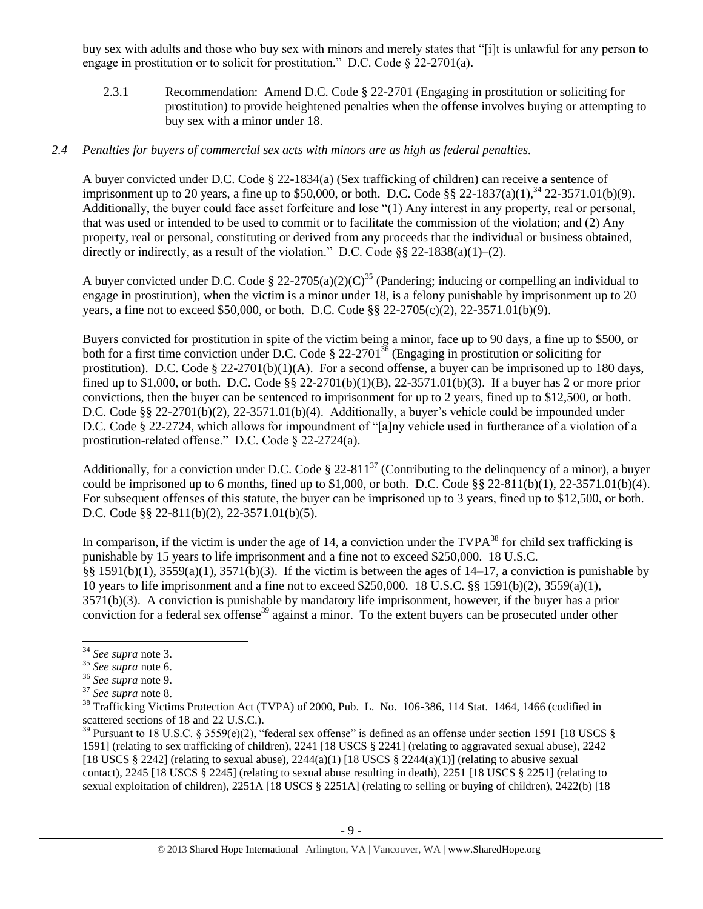buy sex with adults and those who buy sex with minors and merely states that "[i]t is unlawful for any person to engage in prostitution or to solicit for prostitution." D.C. Code § 22-2701(a).

2.3.1 Recommendation: Amend D.C. Code § 22-2701 (Engaging in prostitution or soliciting for prostitution) to provide heightened penalties when the offense involves buying or attempting to buy sex with a minor under 18.

*2.4 Penalties for buyers of commercial sex acts with minors are as high as federal penalties.*

A buyer convicted under D.C. Code § 22-1834(a) (Sex trafficking of children) can receive a sentence of imprisonment up to 20 years, a fine up to $50,000, or both. D.C. Code §§ 22-1837(a)(1),[34] 22-3571.01(b)(9). Additionally, the buyer could face asset forfeiture and lose "(1) Any interest in any property, real or personal, that was used or intended to be used to commit or to facilitate the commission of the violation; and (2) Any property, real or personal, constituting or derived from any proceeds that the individual or business obtained, directly or indirectly, as a result of the violation." D.C. Code §§ 22-1838(a)(1)–(2).

A buyer convicted under D.C. Code § 22-2705(a)(2)(C)[35] (Pandering; inducing or compelling an individual to engage in prostitution), when the victim is a minor under 18, is a felony punishable by imprisonment up to 20 years, a fine not to exceed $50,000, or both. D.C. Code §§ 22-2705(c)(2), 22-3571.01(b)(9).

Buyers convicted for prostitution in spite of the victim being a minor, face up to 90 days, a fine up to $500, or both for a first time conviction under D.C. Code § 22-2701[36] (Engaging in prostitution or soliciting for prostitution). D.C. Code § 22-2701(b)(1)(A). For a second offense, a buyer can be imprisoned up to 180 days, fined up to $1,000, or both. D.C. Code §§ 22-2701(b)(1)(B), 22-3571.01(b)(3). If a buyer has 2 or more prior convictions, then the buyer can be sentenced to imprisonment for up to 2 years, fined up to $12,500, or both. D.C. Code §§ 22-2701(b)(2), 22-3571.01(b)(4). Additionally, a buyer's vehicle could be impounded under D.C. Code § 22-2724, which allows for impoundment of "[a]ny vehicle used in furtherance of a violation of a prostitution-related offense." D.C. Code § 22-2724(a).

Additionally, for a conviction under D.C. Code § 22-811[37] (Contributing to the delinquency of a minor), a buyer could be imprisoned up to 6 months, fined up to $1,000, or both. D.C. Code §§ 22-811(b)(1), 22-3571.01(b)(4). For subsequent offenses of this statute, the buyer can be imprisoned up to 3 years, fined up to $12,500, or both. D.C. Code §§ 22-811(b)(2), 22-3571.01(b)(5).

In comparison, if the victim is under the age of 14, a conviction under the TVPA[38] for child sex trafficking is punishable by 15 years to life imprisonment and a fine not to exceed $250,000. 18 U.S.C. §§ 1591(b)(1), 3559(a)(1), 3571(b)(3). If the victim is between the ages of 14–17, a conviction is punishable by 10 years to life imprisonment and a fine not to exceed $250,000. 18 U.S.C. §§ 1591(b)(2), 3559(a)(1), 3571(b)(3). A conviction is punishable by mandatory life imprisonment, however, if the buyer has a prior conviction for a federal sex offense[39] against a minor. To the extent buyers can be prosecuted under other

---

[34] *See supra* note 3.

[35] *See supra* note 6.

[36] *See supra* note 9.

[37] *See supra* note 8.

[38] Trafficking Victims Protection Act (TVPA) of 2000, Pub. L. No. 106-386, 114 Stat. 1464, 1466 (codified in scattered sections of 18 and 22 U.S.C.).

[39] Pursuant to 18 U.S.C. § 3559(e)(2), "federal sex offense" is defined as an offense under section 1591 [18 USCS § 1591] (relating to sex trafficking of children), 2241 [18 USCS § 2241] (relating to aggravated sexual abuse), 2242 [18 USCS § 2242] (relating to sexual abuse), 2244(a)(1) [18 USCS § 2244(a)(1)] (relating to abusive sexual contact), 2245 [18 USCS § 2245] (relating to sexual abuse resulting in death), 2251 [18 USCS § 2251] (relating to sexual exploitation of children), 2251A [18 USCS § 2251A] (relating to selling or buying of children), 2422(b) [18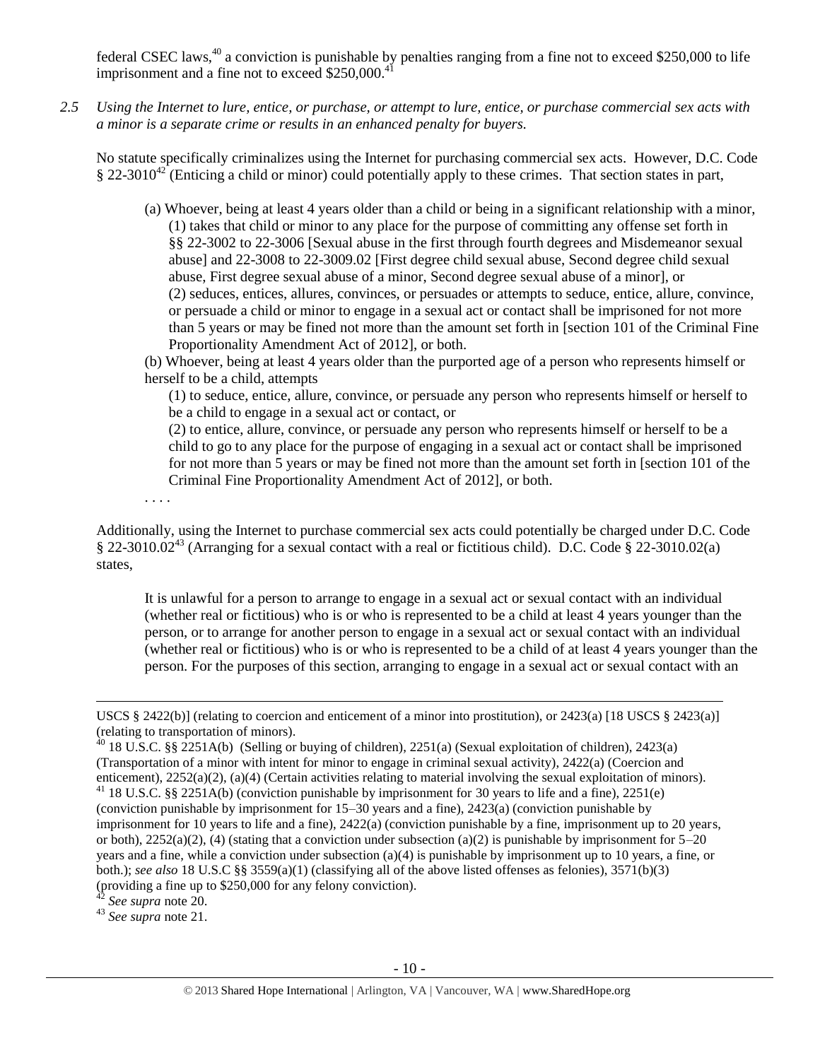federal CSEC laws,[40] a conviction is punishable by penalties ranging from a fine not to exceed $250,000 to life imprisonment and a fine not to exceed $250,000.[41]

*2.5 Using the Internet to lure, entice, or purchase, or attempt to lure, entice, or purchase commercial sex acts with a minor is a separate crime or results in an enhanced penalty for buyers.*

No statute specifically criminalizes using the Internet for purchasing commercial sex acts. However, D.C. Code § 22-3010[42] (Enticing a child or minor) could potentially apply to these crimes. That section states in part,

> (a) Whoever, being at least 4 years older than a child or being in a significant relationship with a minor,
> (1) takes that child or minor to any place for the purpose of committing any offense set forth in §§ 22-3002 to 22-3006 [Sexual abuse in the first through fourth degrees and Misdemeanor sexual abuse] and 22-3008 to 22-3009.02 [First degree child sexual abuse, Second degree child sexual abuse, First degree sexual abuse of a minor, Second degree sexual abuse of a minor], or
> (2) seduces, entices, allures, convinces, or persuades or attempts to seduce, entice, allure, convince, or persuade a child or minor to engage in a sexual act or contact shall be imprisoned for not more than 5 years or may be fined not more than the amount set forth in [section 101 of the Criminal Fine Proportionality Amendment Act of 2012], or both.
>
> (b) Whoever, being at least 4 years older than the purported age of a person who represents himself or herself to be a child, attempts
> (1) to seduce, entice, allure, convince, or persuade any person who represents himself or herself to be a child to engage in a sexual act or contact, or
> (2) to entice, allure, convince, or persuade any person who represents himself or herself to be a child to go to any place for the purpose of engaging in a sexual act or contact shall be imprisoned for not more than 5 years or may be fined not more than the amount set forth in [section 101 of the Criminal Fine Proportionality Amendment Act of 2012], or both.
>
> . . . .

Additionally, using the Internet to purchase commercial sex acts could potentially be charged under D.C. Code § 22-3010.02[43] (Arranging for a sexual contact with a real or fictitious child). D.C. Code § 22-3010.02(a) states,

> It is unlawful for a person to arrange to engage in a sexual act or sexual contact with an individual (whether real or fictitious) who is or who is represented to be a child at least 4 years younger than the person, or to arrange for another person to engage in a sexual act or sexual contact with an individual (whether real or fictitious) who is or who is represented to be a child of at least 4 years younger than the person. For the purposes of this section, arranging to engage in a sexual act or sexual contact with an

---

USCS § 2422(b)] (relating to coercion and enticement of a minor into prostitution), or 2423(a) [18 USCS § 2423(a)] (relating to transportation of minors).

[40] 18 U.S.C. §§ 2251A(b) (Selling or buying of children), 2251(a) (Sexual exploitation of children), 2423(a) (Transportation of a minor with intent for minor to engage in criminal sexual activity), 2422(a) (Coercion and enticement), 2252(a)(2), (a)(4) (Certain activities relating to material involving the sexual exploitation of minors).

[41] 18 U.S.C. §§ 2251A(b) (conviction punishable by imprisonment for 30 years to life and a fine), 2251(e) (conviction punishable by imprisonment for 15–30 years and a fine), 2423(a) (conviction punishable by imprisonment for 10 years to life and a fine), 2422(a) (conviction punishable by a fine, imprisonment up to 20 years, or both), 2252(a)(2), (4) (stating that a conviction under subsection (a)(2) is punishable by imprisonment for 5–20 years and a fine, while a conviction under subsection (a)(4) is punishable by imprisonment up to 10 years, a fine, or both.); *see also* 18 U.S.C §§ 3559(a)(1) (classifying all of the above listed offenses as felonies), 3571(b)(3) (providing a fine up to $250,000 for any felony conviction).

[42] *See supra* note 20.

[43] *See supra* note 21.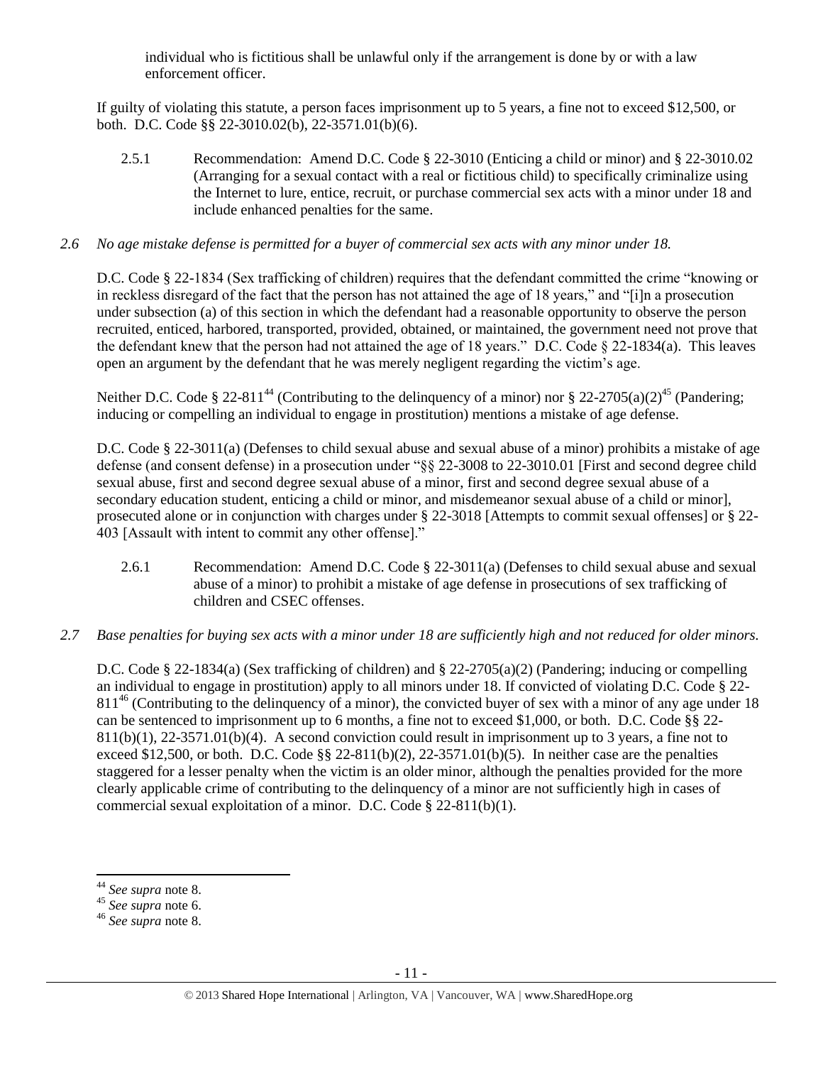individual who is fictitious shall be unlawful only if the arrangement is done by or with a law enforcement officer.

If guilty of violating this statute, a person faces imprisonment up to 5 years, a fine not to exceed $12,500, or both. D.C. Code §§ 22-3010.02(b), 22-3571.01(b)(6).

2.5.1 Recommendation: Amend D.C. Code § 22-3010 (Enticing a child or minor) and § 22-3010.02 (Arranging for a sexual contact with a real or fictitious child) to specifically criminalize using the Internet to lure, entice, recruit, or purchase commercial sex acts with a minor under 18 and include enhanced penalties for the same.

*2.6 No age mistake defense is permitted for a buyer of commercial sex acts with any minor under 18.*

D.C. Code § 22-1834 (Sex trafficking of children) requires that the defendant committed the crime "knowing or in reckless disregard of the fact that the person has not attained the age of 18 years," and "[i]n a prosecution under subsection (a) of this section in which the defendant had a reasonable opportunity to observe the person recruited, enticed, harbored, transported, provided, obtained, or maintained, the government need not prove that the defendant knew that the person had not attained the age of 18 years." D.C. Code § 22-1834(a). This leaves open an argument by the defendant that he was merely negligent regarding the victim's age.

Neither D.C. Code § 22-811[44] (Contributing to the delinquency of a minor) nor § 22-2705(a)(2)[45] (Pandering; inducing or compelling an individual to engage in prostitution) mentions a mistake of age defense.

D.C. Code § 22-3011(a) (Defenses to child sexual abuse and sexual abuse of a minor) prohibits a mistake of age defense (and consent defense) in a prosecution under "§§ 22-3008 to 22-3010.01 [First and second degree child sexual abuse, first and second degree sexual abuse of a minor, first and second degree sexual abuse of a secondary education student, enticing a child or minor, and misdemeanor sexual abuse of a child or minor], prosecuted alone or in conjunction with charges under § 22-3018 [Attempts to commit sexual offenses] or § 22-403 [Assault with intent to commit any other offense]."

2.6.1 Recommendation: Amend D.C. Code § 22-3011(a) (Defenses to child sexual abuse and sexual abuse of a minor) to prohibit a mistake of age defense in prosecutions of sex trafficking of children and CSEC offenses.

*2.7 Base penalties for buying sex acts with a minor under 18 are sufficiently high and not reduced for older minors.*

D.C. Code § 22-1834(a) (Sex trafficking of children) and § 22-2705(a)(2) (Pandering; inducing or compelling an individual to engage in prostitution) apply to all minors under 18. If convicted of violating D.C. Code § 22-811[46] (Contributing to the delinquency of a minor), the convicted buyer of sex with a minor of any age under 18 can be sentenced to imprisonment up to 6 months, a fine not to exceed $1,000, or both. D.C. Code §§ 22-811(b)(1), 22-3571.01(b)(4). A second conviction could result in imprisonment up to 3 years, a fine not to exceed $12,500, or both. D.C. Code §§ 22-811(b)(2), 22-3571.01(b)(5). In neither case are the penalties staggered for a lesser penalty when the victim is an older minor, although the penalties provided for the more clearly applicable crime of contributing to the delinquency of a minor are not sufficiently high in cases of commercial sexual exploitation of a minor. D.C. Code § 22-811(b)(1).

---

[44] *See supra* note 8.

[45] *See supra* note 6.

[46] *See supra* note 8.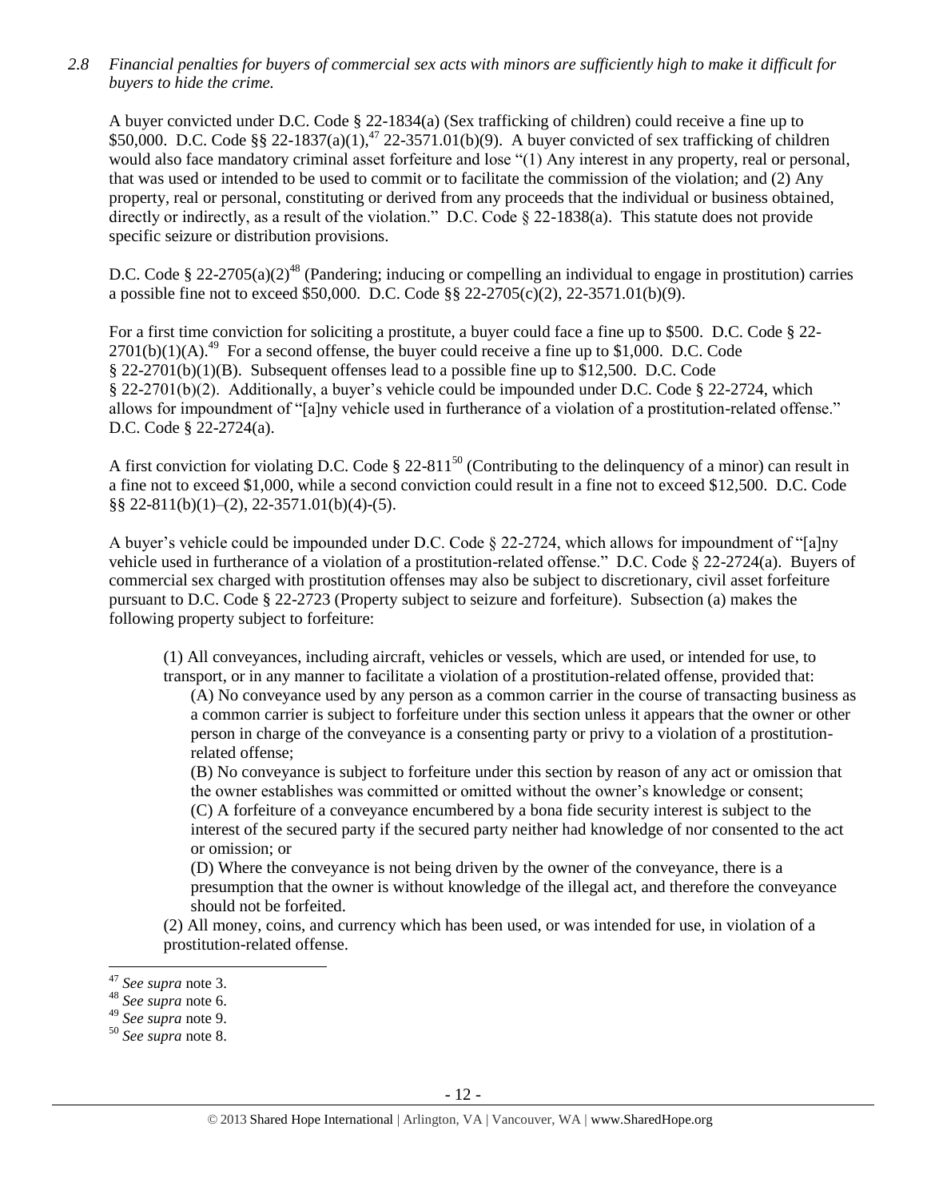*2.8 Financial penalties for buyers of commercial sex acts with minors are sufficiently high to make it difficult for buyers to hide the crime.*

A buyer convicted under D.C. Code § 22-1834(a) (Sex trafficking of children) could receive a fine up to $50,000. D.C. Code §§ 22-1837(a)(1),[47] 22-3571.01(b)(9). A buyer convicted of sex trafficking of children would also face mandatory criminal asset forfeiture and lose "(1) Any interest in any property, real or personal, that was used or intended to be used to commit or to facilitate the commission of the violation; and (2) Any property, real or personal, constituting or derived from any proceeds that the individual or business obtained, directly or indirectly, as a result of the violation." D.C. Code § 22-1838(a). This statute does not provide specific seizure or distribution provisions.

D.C. Code § 22-2705(a)(2)[48] (Pandering; inducing or compelling an individual to engage in prostitution) carries a possible fine not to exceed $50,000. D.C. Code §§ 22-2705(c)(2), 22-3571.01(b)(9).

For a first time conviction for soliciting a prostitute, a buyer could face a fine up to $500. D.C. Code § 22-2701(b)(1)(A).[49] For a second offense, the buyer could receive a fine up to $1,000. D.C. Code § 22-2701(b)(1)(B). Subsequent offenses lead to a possible fine up to $12,500. D.C. Code § 22-2701(b)(2). Additionally, a buyer's vehicle could be impounded under D.C. Code § 22-2724, which allows for impoundment of "[a]ny vehicle used in furtherance of a violation of a prostitution-related offense." D.C. Code § 22-2724(a).

A first conviction for violating D.C. Code § 22-811[50] (Contributing to the delinquency of a minor) can result in a fine not to exceed $1,000, while a second conviction could result in a fine not to exceed $12,500. D.C. Code §§ 22-811(b)(1)–(2), 22-3571.01(b)(4)-(5).

A buyer's vehicle could be impounded under D.C. Code § 22-2724, which allows for impoundment of "[a]ny vehicle used in furtherance of a violation of a prostitution-related offense." D.C. Code § 22-2724(a). Buyers of commercial sex charged with prostitution offenses may also be subject to discretionary, civil asset forfeiture pursuant to D.C. Code § 22-2723 (Property subject to seizure and forfeiture). Subsection (a) makes the following property subject to forfeiture:

> (1) All conveyances, including aircraft, vehicles or vessels, which are used, or intended for use, to transport, or in any manner to facilitate a violation of a prostitution-related offense, provided that:
>
> > (A) No conveyance used by any person as a common carrier in the course of transacting business as a common carrier is subject to forfeiture under this section unless it appears that the owner or other person in charge of the conveyance is a consenting party or privy to a violation of a prostitution-related offense;
> >
> > (B) No conveyance is subject to forfeiture under this section by reason of any act or omission that the owner establishes was committed or omitted without the owner's knowledge or consent;
> >
> > (C) A forfeiture of a conveyance encumbered by a bona fide security interest is subject to the interest of the secured party if the secured party neither had knowledge of nor consented to the act or omission; or
> >
> > (D) Where the conveyance is not being driven by the owner of the conveyance, there is a presumption that the owner is without knowledge of the illegal act, and therefore the conveyance should not be forfeited.
>
> (2) All money, coins, and currency which has been used, or was intended for use, in violation of a prostitution-related offense.

---

[47] *See supra* note 3.

[48] *See supra* note 6.

[49] *See supra* note 9.

[50] *See supra* note 8.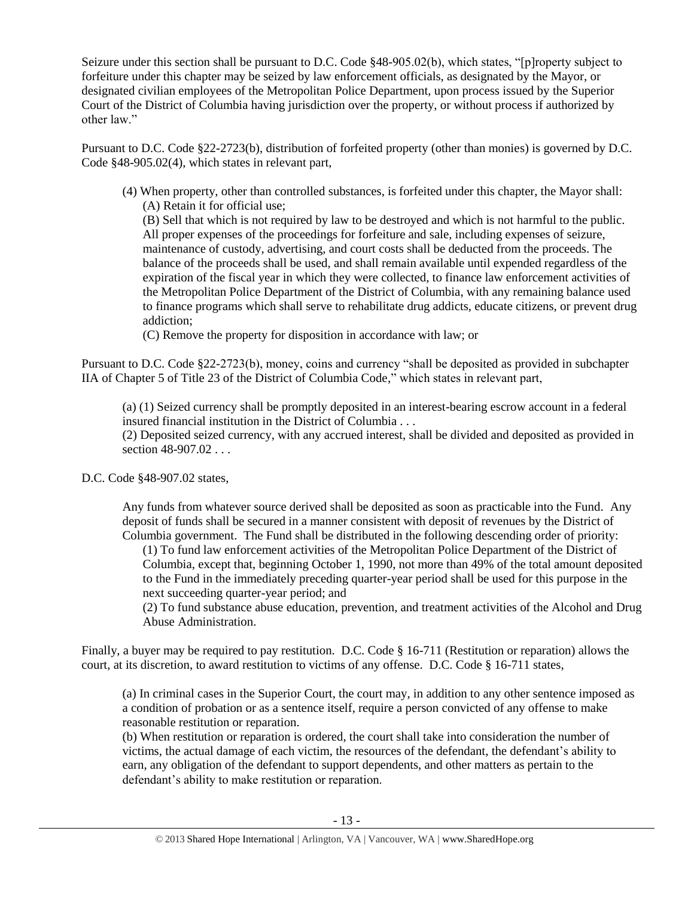Seizure under this section shall be pursuant to D.C. Code §48-905.02(b), which states, "[p]roperty subject to forfeiture under this chapter may be seized by law enforcement officials, as designated by the Mayor, or designated civilian employees of the Metropolitan Police Department, upon process issued by the Superior Court of the District of Columbia having jurisdiction over the property, or without process if authorized by other law."

Pursuant to D.C. Code §22-2723(b), distribution of forfeited property (other than monies) is governed by D.C. Code §48-905.02(4), which states in relevant part,

> (4) When property, other than controlled substances, is forfeited under this chapter, the Mayor shall:
> (A) Retain it for official use;
> (B) Sell that which is not required by law to be destroyed and which is not harmful to the public. All proper expenses of the proceedings for forfeiture and sale, including expenses of seizure, maintenance of custody, advertising, and court costs shall be deducted from the proceeds. The balance of the proceeds shall be used, and shall remain available until expended regardless of the expiration of the fiscal year in which they were collected, to finance law enforcement activities of the Metropolitan Police Department of the District of Columbia, with any remaining balance used to finance programs which shall serve to rehabilitate drug addicts, educate citizens, or prevent drug addiction;
> (C) Remove the property for disposition in accordance with law; or

Pursuant to D.C. Code §22-2723(b), money, coins and currency "shall be deposited as provided in subchapter IIA of Chapter 5 of Title 23 of the District of Columbia Code," which states in relevant part,

> (a) (1) Seized currency shall be promptly deposited in an interest-bearing escrow account in a federal insured financial institution in the District of Columbia . . .
> (2) Deposited seized currency, with any accrued interest, shall be divided and deposited as provided in section 48-907.02 . . .

D.C. Code §48-907.02 states,

> Any funds from whatever source derived shall be deposited as soon as practicable into the Fund. Any deposit of funds shall be secured in a manner consistent with deposit of revenues by the District of Columbia government. The Fund shall be distributed in the following descending order of priority:
> (1) To fund law enforcement activities of the Metropolitan Police Department of the District of Columbia, except that, beginning October 1, 1990, not more than 49% of the total amount deposited to the Fund in the immediately preceding quarter-year period shall be used for this purpose in the next succeeding quarter-year period; and
> (2) To fund substance abuse education, prevention, and treatment activities of the Alcohol and Drug Abuse Administration.

Finally, a buyer may be required to pay restitution. D.C. Code § 16-711 (Restitution or reparation) allows the court, at its discretion, to award restitution to victims of any offense. D.C. Code § 16-711 states,

> (a) In criminal cases in the Superior Court, the court may, in addition to any other sentence imposed as a condition of probation or as a sentence itself, require a person convicted of any offense to make reasonable restitution or reparation.
> (b) When restitution or reparation is ordered, the court shall take into consideration the number of victims, the actual damage of each victim, the resources of the defendant, the defendant's ability to earn, any obligation of the defendant to support dependents, and other matters as pertain to the defendant's ability to make restitution or reparation.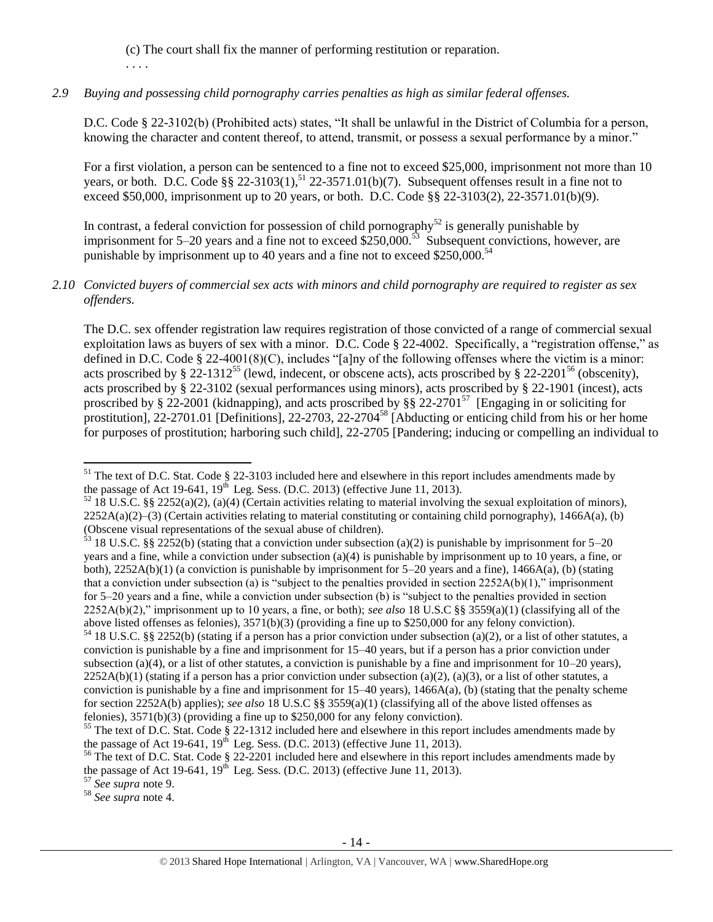(c) The court shall fix the manner of performing restitution or reparation.

. . . .

*2.9 Buying and possessing child pornography carries penalties as high as similar federal offenses.*

D.C. Code § 22-3102(b) (Prohibited acts) states, "It shall be unlawful in the District of Columbia for a person, knowing the character and content thereof, to attend, transmit, or possess a sexual performance by a minor."

For a first violation, a person can be sentenced to a fine not to exceed $25,000, imprisonment not more than 10 years, or both. D.C. Code §§ 22-3103(1),[51] 22-3571.01(b)(7). Subsequent offenses result in a fine not to exceed $50,000, imprisonment up to 20 years, or both. D.C. Code §§ 22-3103(2), 22-3571.01(b)(9).

In contrast, a federal conviction for possession of child pornography[52] is generally punishable by imprisonment for 5–20 years and a fine not to exceed $250,000.[53] Subsequent convictions, however, are punishable by imprisonment up to 40 years and a fine not to exceed $250,000.[54]

*2.10 Convicted buyers of commercial sex acts with minors and child pornography are required to register as sex offenders.*

The D.C. sex offender registration law requires registration of those convicted of a range of commercial sexual exploitation laws as buyers of sex with a minor. D.C. Code § 22-4002. Specifically, a "registration offense," as defined in D.C. Code § 22-4001(8)(C), includes "[a]ny of the following offenses where the victim is a minor: acts proscribed by § 22-1312[55] (lewd, indecent, or obscene acts), acts proscribed by § 22-2201[56] (obscenity), acts proscribed by § 22-3102 (sexual performances using minors), acts proscribed by § 22-1901 (incest), acts proscribed by § 22-2001 (kidnapping), and acts proscribed by §§ 22-2701[57] [Engaging in or soliciting for prostitution], 22-2701.01 [Definitions], 22-2703, 22-2704[58] [Abducting or enticing child from his or her home for purposes of prostitution; harboring such child], 22-2705 [Pandering; inducing or compelling an individual to

---

[51] The text of D.C. Stat. Code § 22-3103 included here and elsewhere in this report includes amendments made by the passage of Act 19-641, 19th Leg. Sess. (D.C. 2013) (effective June 11, 2013).

[52] 18 U.S.C. §§ 2252(a)(2), (a)(4) (Certain activities relating to material involving the sexual exploitation of minors), 2252A(a)(2)–(3) (Certain activities relating to material constituting or containing child pornography), 1466A(a), (b) (Obscene visual representations of the sexual abuse of children).

[53] 18 U.S.C. §§ 2252(b) (stating that a conviction under subsection (a)(2) is punishable by imprisonment for 5–20 years and a fine, while a conviction under subsection (a)(4) is punishable by imprisonment up to 10 years, a fine, or both), 2252A(b)(1) (a conviction is punishable by imprisonment for 5–20 years and a fine), 1466A(a), (b) (stating that a conviction under subsection (a) is "subject to the penalties provided in section 2252A(b)(1)," imprisonment for 5–20 years and a fine, while a conviction under subsection (b) is "subject to the penalties provided in section 2252A(b)(2)," imprisonment up to 10 years, a fine, or both); *see also* 18 U.S.C §§ 3559(a)(1) (classifying all of the above listed offenses as felonies), 3571(b)(3) (providing a fine up to $250,000 for any felony conviction).

[54] 18 U.S.C. §§ 2252(b) (stating if a person has a prior conviction under subsection (a)(2), or a list of other statutes, a conviction is punishable by a fine and imprisonment for 15–40 years, but if a person has a prior conviction under subsection (a)(4), or a list of other statutes, a conviction is punishable by a fine and imprisonment for 10–20 years), 2252A(b)(1) (stating if a person has a prior conviction under subsection (a)(2), (a)(3), or a list of other statutes, a conviction is punishable by a fine and imprisonment for 15–40 years), 1466A(a), (b) (stating that the penalty scheme for section 2252A(b) applies); *see also* 18 U.S.C §§ 3559(a)(1) (classifying all of the above listed offenses as felonies), 3571(b)(3) (providing a fine up to $250,000 for any felony conviction).

[55] The text of D.C. Stat. Code § 22-1312 included here and elsewhere in this report includes amendments made by the passage of Act 19-641, 19th Leg. Sess. (D.C. 2013) (effective June 11, 2013).

[56] The text of D.C. Stat. Code § 22-2201 included here and elsewhere in this report includes amendments made by the passage of Act 19-641, 19th Leg. Sess. (D.C. 2013) (effective June 11, 2013).

[57] *See supra* note 9.

[58] *See supra* note 4.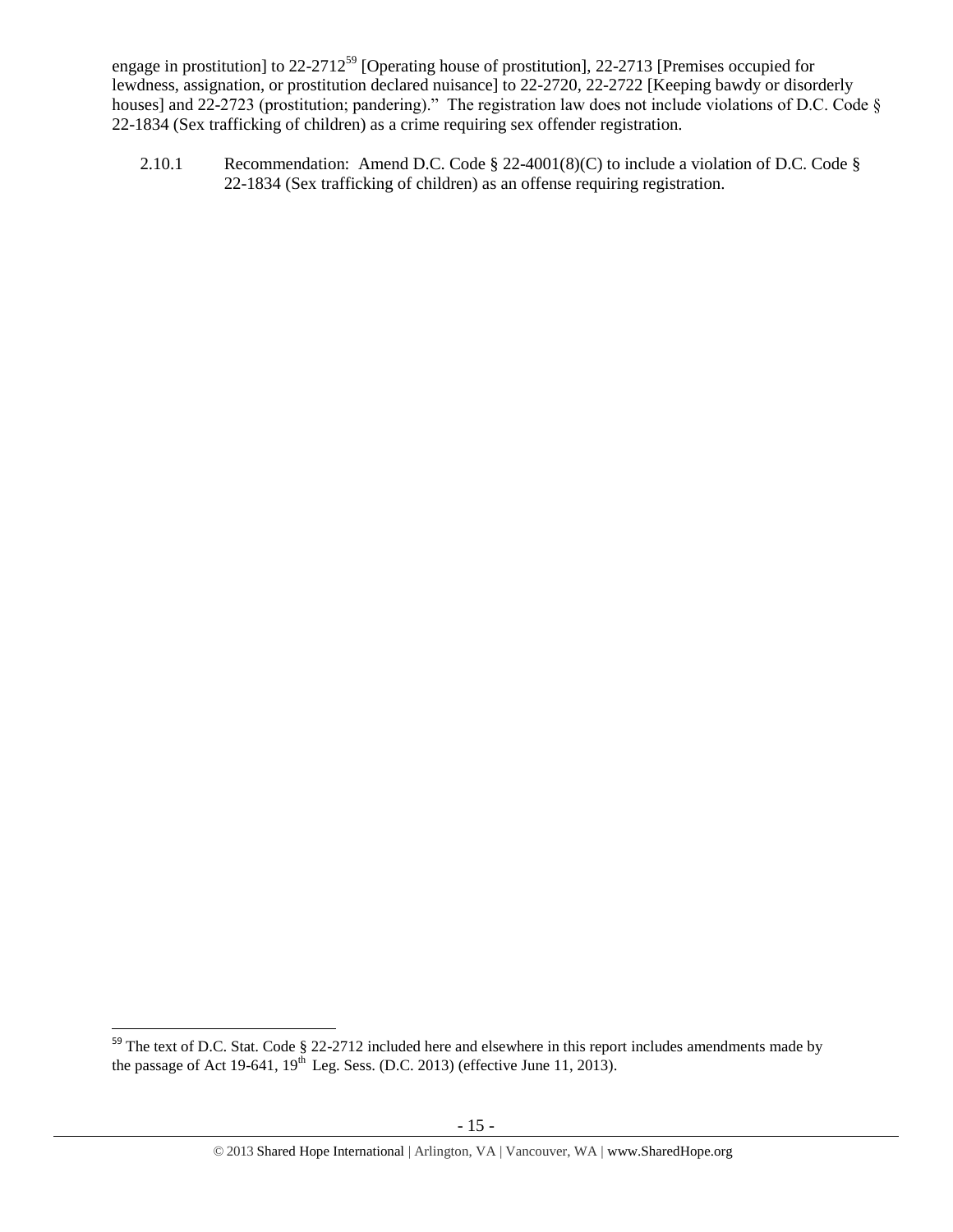engage in prostitution] to 22-2712[59] [Operating house of prostitution], 22-2713 [Premises occupied for lewdness, assignation, or prostitution declared nuisance] to 22-2720, 22-2722 [Keeping bawdy or disorderly houses] and 22-2723 (prostitution; pandering)." The registration law does not include violations of D.C. Code § 22-1834 (Sex trafficking of children) as a crime requiring sex offender registration.

2.10.1 Recommendation: Amend D.C. Code § 22-4001(8)(C) to include a violation of D.C. Code § 22-1834 (Sex trafficking of children) as an offense requiring registration.

[59] The text of D.C. Stat. Code § 22-2712 included here and elsewhere in this report includes amendments made by the passage of Act 19-641, 19th Leg. Sess. (D.C. 2013) (effective June 11, 2013).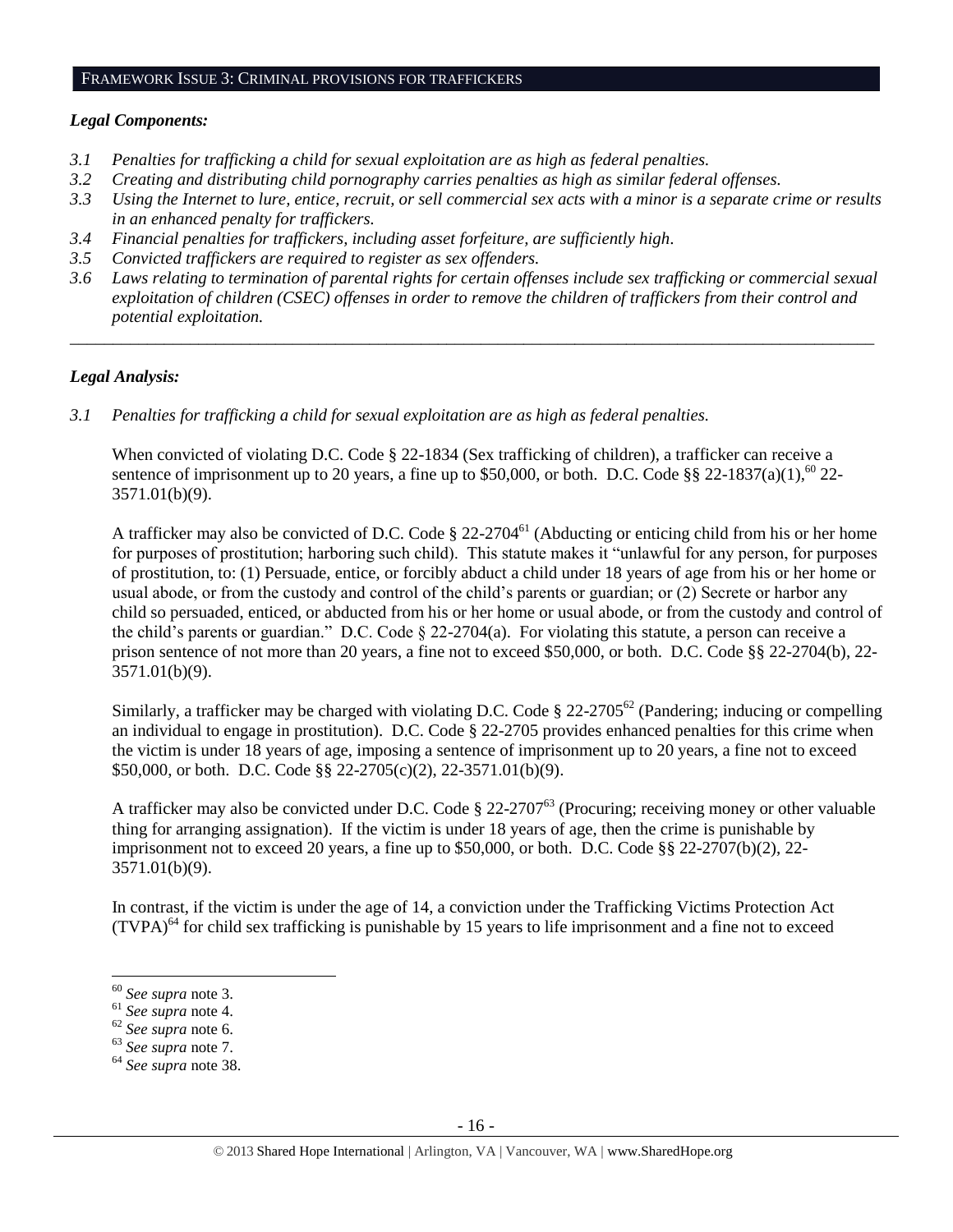## FRAMEWORK ISSUE 3: CRIMINAL PROVISIONS FOR TRAFFICKERS

### *Legal Components:*

*3.1 Penalties for trafficking a child for sexual exploitation are as high as federal penalties.*
*3.2 Creating and distributing child pornography carries penalties as high as similar federal offenses.*
*3.3 Using the Internet to lure, entice, recruit, or sell commercial sex acts with a minor is a separate crime or results in an enhanced penalty for traffickers.*
*3.4 Financial penalties for traffickers, including asset forfeiture, are sufficiently high.*
*3.5 Convicted traffickers are required to register as sex offenders.*
*3.6 Laws relating to termination of parental rights for certain offenses include sex trafficking or commercial sexual exploitation of children (CSEC) offenses in order to remove the children of traffickers from their control and potential exploitation.*

---

### *Legal Analysis:*

*3.1 Penalties for trafficking a child for sexual exploitation are as high as federal penalties.*

When convicted of violating D.C. Code § 22-1834 (Sex trafficking of children), a trafficker can receive a sentence of imprisonment up to 20 years, a fine up to $50,000, or both. D.C. Code §§ 22-1837(a)(1),[60] 22-3571.01(b)(9).

A trafficker may also be convicted of D.C. Code § 22-2704[61] (Abducting or enticing child from his or her home for purposes of prostitution; harboring such child). This statute makes it "unlawful for any person, for purposes of prostitution, to: (1) Persuade, entice, or forcibly abduct a child under 18 years of age from his or her home or usual abode, or from the custody and control of the child's parents or guardian; or (2) Secrete or harbor any child so persuaded, enticed, or abducted from his or her home or usual abode, or from the custody and control of the child's parents or guardian." D.C. Code § 22-2704(a). For violating this statute, a person can receive a prison sentence of not more than 20 years, a fine not to exceed $50,000, or both. D.C. Code §§ 22-2704(b), 22-3571.01(b)(9).

Similarly, a trafficker may be charged with violating D.C. Code § 22-2705[62] (Pandering; inducing or compelling an individual to engage in prostitution). D.C. Code § 22-2705 provides enhanced penalties for this crime when the victim is under 18 years of age, imposing a sentence of imprisonment up to 20 years, a fine not to exceed $50,000, or both. D.C. Code §§ 22-2705(c)(2), 22-3571.01(b)(9).

A trafficker may also be convicted under D.C. Code § 22-2707[63] (Procuring; receiving money or other valuable thing for arranging assignation). If the victim is under 18 years of age, then the crime is punishable by imprisonment not to exceed 20 years, a fine up to $50,000, or both. D.C. Code §§ 22-2707(b)(2), 22-3571.01(b)(9).

In contrast, if the victim is under the age of 14, a conviction under the Trafficking Victims Protection Act (TVPA)[64] for child sex trafficking is punishable by 15 years to life imprisonment and a fine not to exceed

---

[60] *See supra* note 3.
[61] *See supra* note 4.
[62] *See supra* note 6.
[63] *See supra* note 7.
[64] *See supra* note 38.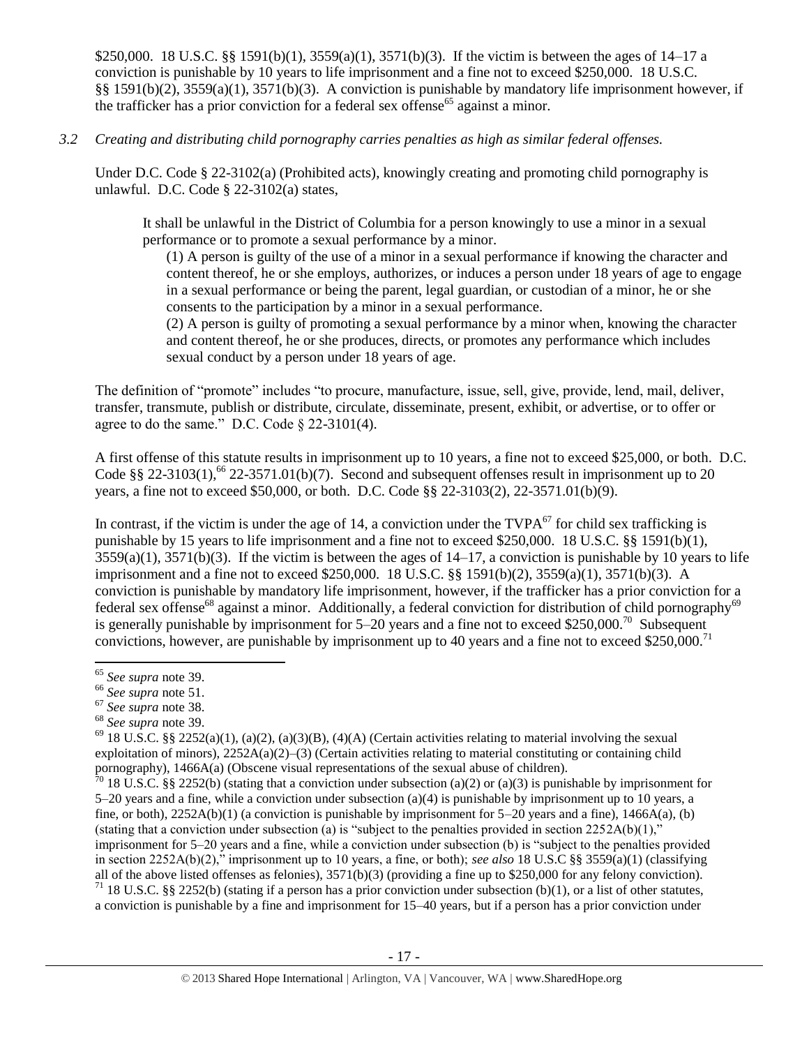$250,000. 18 U.S.C. §§ 1591(b)(1), 3559(a)(1), 3571(b)(3). If the victim is between the ages of 14–17 a conviction is punishable by 10 years to life imprisonment and a fine not to exceed $250,000. 18 U.S.C. §§ 1591(b)(2), 3559(a)(1), 3571(b)(3). A conviction is punishable by mandatory life imprisonment however, if the trafficker has a prior conviction for a federal sex offense[65] against a minor.

*3.2 Creating and distributing child pornography carries penalties as high as similar federal offenses.*

Under D.C. Code § 22-3102(a) (Prohibited acts), knowingly creating and promoting child pornography is unlawful. D.C. Code § 22-3102(a) states,

> It shall be unlawful in the District of Columbia for a person knowingly to use a minor in a sexual performance or to promote a sexual performance by a minor.
>
> (1) A person is guilty of the use of a minor in a sexual performance if knowing the character and content thereof, he or she employs, authorizes, or induces a person under 18 years of age to engage in a sexual performance or being the parent, legal guardian, or custodian of a minor, he or she consents to the participation by a minor in a sexual performance.
>
> (2) A person is guilty of promoting a sexual performance by a minor when, knowing the character and content thereof, he or she produces, directs, or promotes any performance which includes sexual conduct by a person under 18 years of age.

The definition of "promote" includes "to procure, manufacture, issue, sell, give, provide, lend, mail, deliver, transfer, transmute, publish or distribute, circulate, disseminate, present, exhibit, or advertise, or to offer or agree to do the same." D.C. Code § 22-3101(4).

A first offense of this statute results in imprisonment up to 10 years, a fine not to exceed $25,000, or both. D.C. Code §§ 22-3103(1),[66] 22-3571.01(b)(7). Second and subsequent offenses result in imprisonment up to 20 years, a fine not to exceed $50,000, or both. D.C. Code §§ 22-3103(2), 22-3571.01(b)(9).

In contrast, if the victim is under the age of 14, a conviction under the TVPA[67] for child sex trafficking is punishable by 15 years to life imprisonment and a fine not to exceed $250,000. 18 U.S.C. §§ 1591(b)(1), 3559(a)(1), 3571(b)(3). If the victim is between the ages of 14–17, a conviction is punishable by 10 years to life imprisonment and a fine not to exceed $250,000. 18 U.S.C. §§ 1591(b)(2), 3559(a)(1), 3571(b)(3). A conviction is punishable by mandatory life imprisonment, however, if the trafficker has a prior conviction for a federal sex offense[68] against a minor. Additionally, a federal conviction for distribution of child pornography[69] is generally punishable by imprisonment for 5–20 years and a fine not to exceed $250,000.[70] Subsequent convictions, however, are punishable by imprisonment up to 40 years and a fine not to exceed $250,000.[71]

---

[65] *See supra* note 39.

[66] *See supra* note 51.

[67] *See supra* note 38.

[68] *See supra* note 39.

[69] 18 U.S.C. §§ 2252(a)(1), (a)(2), (a)(3)(B), (4)(A) (Certain activities relating to material involving the sexual exploitation of minors), 2252A(a)(2)–(3) (Certain activities relating to material constituting or containing child pornography), 1466A(a) (Obscene visual representations of the sexual abuse of children).

[70] 18 U.S.C. §§ 2252(b) (stating that a conviction under subsection (a)(2) or (a)(3) is punishable by imprisonment for 5–20 years and a fine, while a conviction under subsection (a)(4) is punishable by imprisonment up to 10 years, a fine, or both), 2252A(b)(1) (a conviction is punishable by imprisonment for 5–20 years and a fine), 1466A(a), (b) (stating that a conviction under subsection (a) is "subject to the penalties provided in section 2252A(b)(1)," imprisonment for 5–20 years and a fine, while a conviction under subsection (b) is "subject to the penalties provided in section 2252A(b)(2)," imprisonment up to 10 years, a fine, or both); *see also* 18 U.S.C §§ 3559(a)(1) (classifying all of the above listed offenses as felonies), 3571(b)(3) (providing a fine up to $250,000 for any felony conviction).

[71] 18 U.S.C. §§ 2252(b) (stating if a person has a prior conviction under subsection (b)(1), or a list of other statutes, a conviction is punishable by a fine and imprisonment for 15–40 years, but if a person has a prior conviction under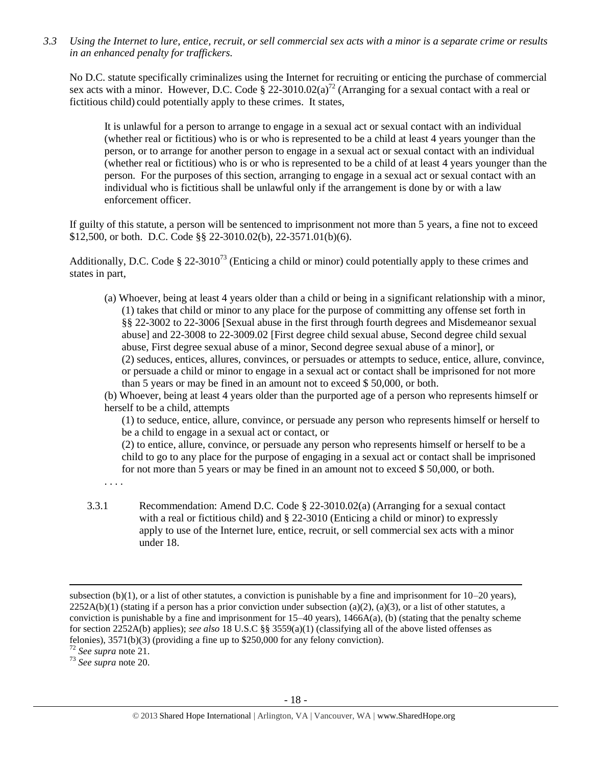*3.3 Using the Internet to lure, entice, recruit, or sell commercial sex acts with a minor is a separate crime or results in an enhanced penalty for traffickers.*

No D.C. statute specifically criminalizes using the Internet for recruiting or enticing the purchase of commercial sex acts with a minor. However, D.C. Code § 22-3010.02(a)[72] (Arranging for a sexual contact with a real or fictitious child) could potentially apply to these crimes. It states,

> It is unlawful for a person to arrange to engage in a sexual act or sexual contact with an individual (whether real or fictitious) who is or who is represented to be a child at least 4 years younger than the person, or to arrange for another person to engage in a sexual act or sexual contact with an individual (whether real or fictitious) who is or who is represented to be a child of at least 4 years younger than the person. For the purposes of this section, arranging to engage in a sexual act or sexual contact with an individual who is fictitious shall be unlawful only if the arrangement is done by or with a law enforcement officer.

If guilty of this statute, a person will be sentenced to imprisonment not more than 5 years, a fine not to exceed $12,500, or both. D.C. Code §§ 22-3010.02(b), 22-3571.01(b)(6).

Additionally, D.C. Code § 22-3010[73] (Enticing a child or minor) could potentially apply to these crimes and states in part,

> (a) Whoever, being at least 4 years older than a child or being in a significant relationship with a minor,
> (1) takes that child or minor to any place for the purpose of committing any offense set forth in §§ 22-3002 to 22-3006 [Sexual abuse in the first through fourth degrees and Misdemeanor sexual abuse] and 22-3008 to 22-3009.02 [First degree child sexual abuse, Second degree child sexual abuse, First degree sexual abuse of a minor, Second degree sexual abuse of a minor], or
> (2) seduces, entices, allures, convinces, or persuades or attempts to seduce, entice, allure, convince, or persuade a child or minor to engage in a sexual act or contact shall be imprisoned for not more than 5 years or may be fined in an amount not to exceed $ 50,000, or both.
>
> (b) Whoever, being at least 4 years older than the purported age of a person who represents himself or herself to be a child, attempts
> (1) to seduce, entice, allure, convince, or persuade any person who represents himself or herself to be a child to engage in a sexual act or contact, or
> (2) to entice, allure, convince, or persuade any person who represents himself or herself to be a child to go to any place for the purpose of engaging in a sexual act or contact shall be imprisoned for not more than 5 years or may be fined in an amount not to exceed $ 50,000, or both.
>
> . . . .

3.3.1 Recommendation: Amend D.C. Code § 22-3010.02(a) (Arranging for a sexual contact with a real or fictitious child) and § 22-3010 (Enticing a child or minor) to expressly apply to use of the Internet lure, entice, recruit, or sell commercial sex acts with a minor under 18.

---

subsection (b)(1), or a list of other statutes, a conviction is punishable by a fine and imprisonment for 10–20 years), 2252A(b)(1) (stating if a person has a prior conviction under subsection (a)(2), (a)(3), or a list of other statutes, a conviction is punishable by a fine and imprisonment for 15–40 years), 1466A(a), (b) (stating that the penalty scheme for section 2252A(b) applies); *see also* 18 U.S.C §§ 3559(a)(1) (classifying all of the above listed offenses as felonies), 3571(b)(3) (providing a fine up to $250,000 for any felony conviction).

[72] *See supra* note 21.

[73] *See supra* note 20.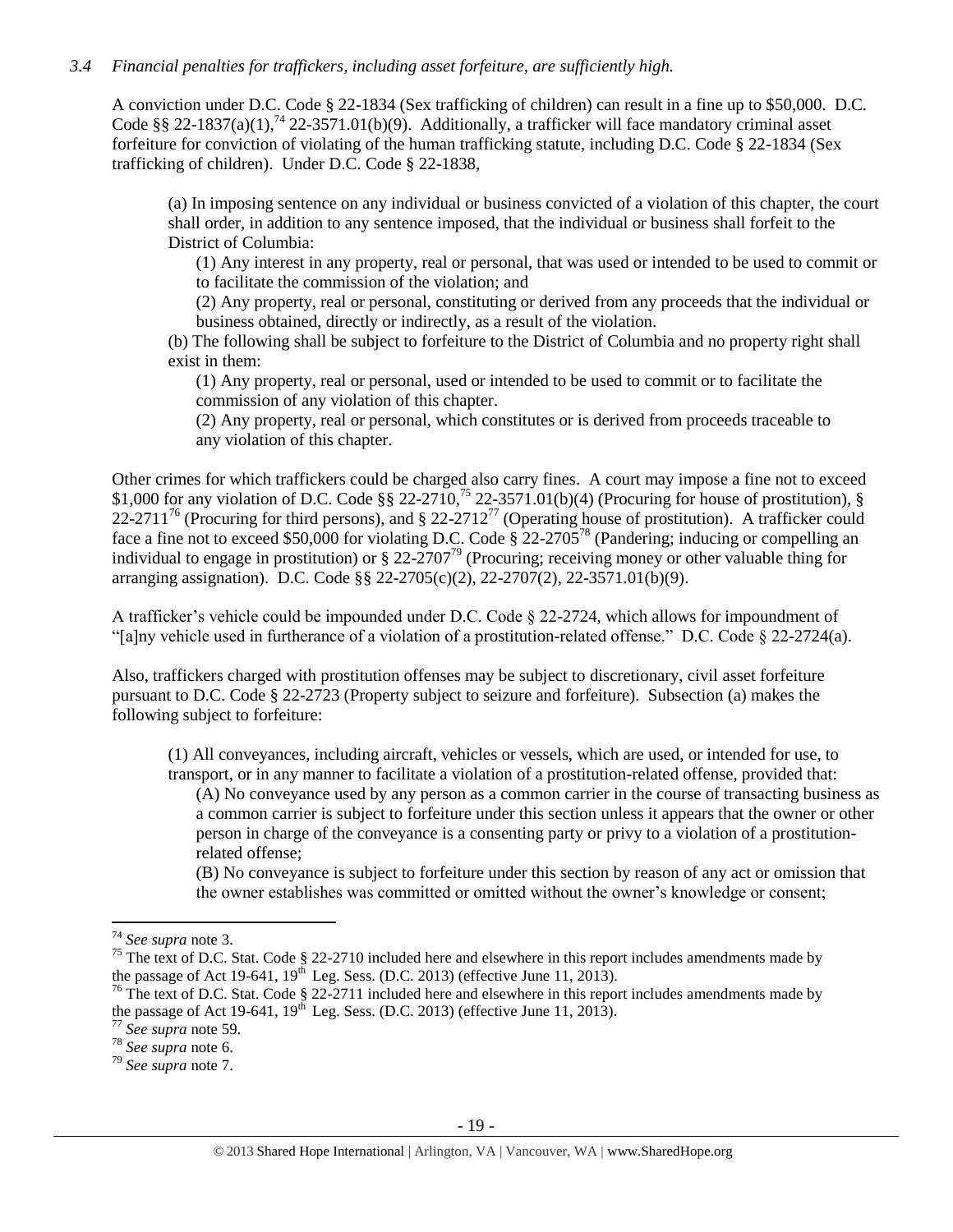*3.4 Financial penalties for traffickers, including asset forfeiture, are sufficiently high.*

A conviction under D.C. Code § 22-1834 (Sex trafficking of children) can result in a fine up to $50,000. D.C. Code §§ 22-1837(a)(1),[74] 22-3571.01(b)(9). Additionally, a trafficker will face mandatory criminal asset forfeiture for conviction of violating of the human trafficking statute, including D.C. Code § 22-1834 (Sex trafficking of children). Under D.C. Code § 22-1838,

> (a) In imposing sentence on any individual or business convicted of a violation of this chapter, the court shall order, in addition to any sentence imposed, that the individual or business shall forfeit to the District of Columbia:
>
> (1) Any interest in any property, real or personal, that was used or intended to be used to commit or to facilitate the commission of the violation; and
>
> (2) Any property, real or personal, constituting or derived from any proceeds that the individual or business obtained, directly or indirectly, as a result of the violation.
>
> (b) The following shall be subject to forfeiture to the District of Columbia and no property right shall exist in them:
>
> (1) Any property, real or personal, used or intended to be used to commit or to facilitate the commission of any violation of this chapter.
>
> (2) Any property, real or personal, which constitutes or is derived from proceeds traceable to any violation of this chapter.

Other crimes for which traffickers could be charged also carry fines. A court may impose a fine not to exceed $1,000 for any violation of D.C. Code §§ 22-2710,[75] 22-3571.01(b)(4) (Procuring for house of prostitution), § 22-2711[76] (Procuring for third persons), and § 22-2712[77] (Operating house of prostitution). A trafficker could face a fine not to exceed $50,000 for violating D.C. Code § 22-2705[78] (Pandering; inducing or compelling an individual to engage in prostitution) or § 22-2707[79] (Procuring; receiving money or other valuable thing for arranging assignation). D.C. Code §§ 22-2705(c)(2), 22-2707(2), 22-3571.01(b)(9).

A trafficker's vehicle could be impounded under D.C. Code § 22-2724, which allows for impoundment of "[a]ny vehicle used in furtherance of a violation of a prostitution-related offense." D.C. Code § 22-2724(a).

Also, traffickers charged with prostitution offenses may be subject to discretionary, civil asset forfeiture pursuant to D.C. Code § 22-2723 (Property subject to seizure and forfeiture). Subsection (a) makes the following subject to forfeiture:

> (1) All conveyances, including aircraft, vehicles or vessels, which are used, or intended for use, to transport, or in any manner to facilitate a violation of a prostitution-related offense, provided that:
>
> (A) No conveyance used by any person as a common carrier in the course of transacting business as a common carrier is subject to forfeiture under this section unless it appears that the owner or other person in charge of the conveyance is a consenting party or privy to a violation of a prostitution-related offense;
>
> (B) No conveyance is subject to forfeiture under this section by reason of any act or omission that the owner establishes was committed or omitted without the owner's knowledge or consent;

---

[74] *See supra* note 3.

[75] The text of D.C. Stat. Code § 22-2710 included here and elsewhere in this report includes amendments made by the passage of Act 19-641, 19th Leg. Sess. (D.C. 2013) (effective June 11, 2013).

[76] The text of D.C. Stat. Code § 22-2711 included here and elsewhere in this report includes amendments made by the passage of Act 19-641, 19th Leg. Sess. (D.C. 2013) (effective June 11, 2013).

[77] *See supra* note 59.

[78] *See supra* note 6.

[79] *See supra* note 7.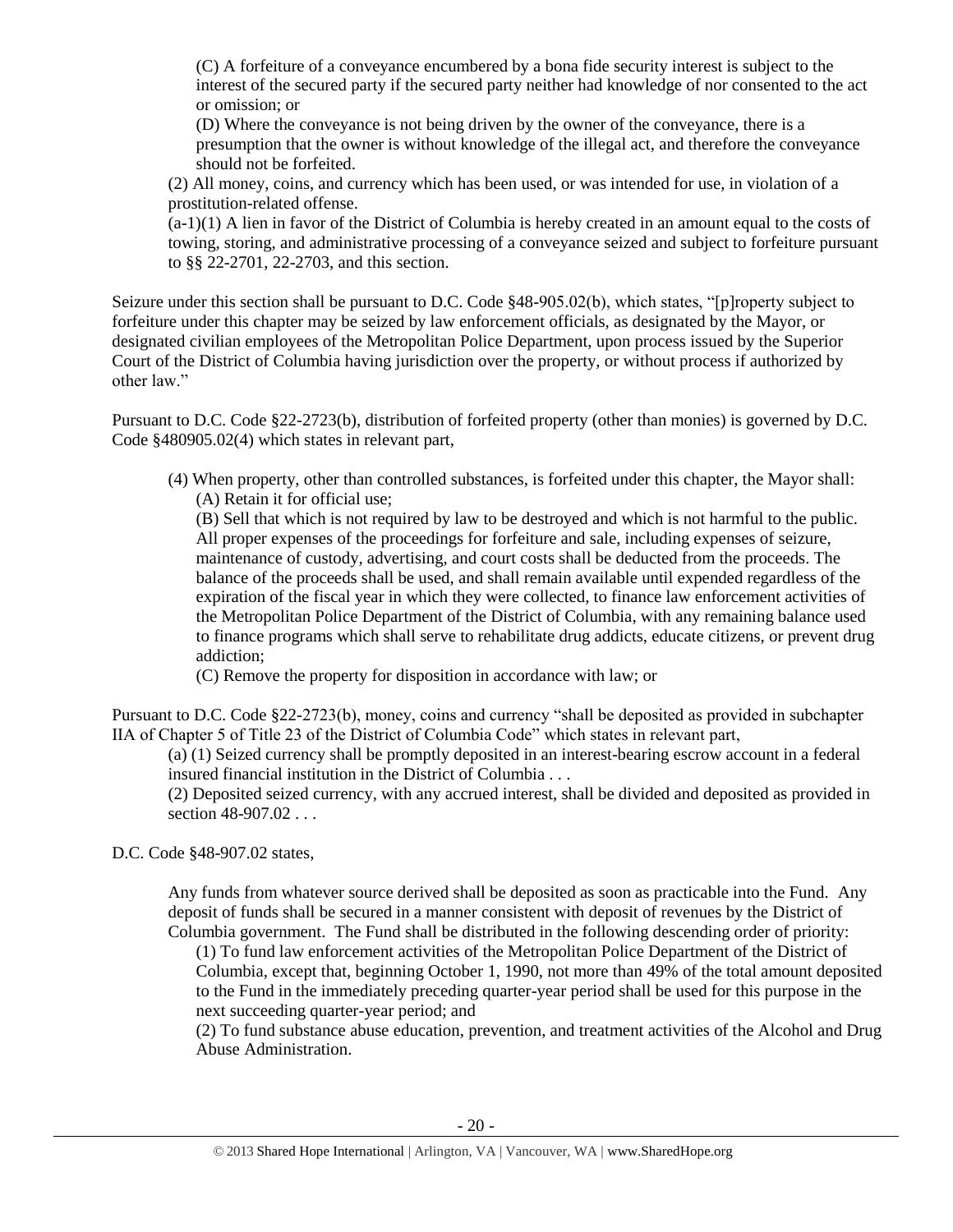(C) A forfeiture of a conveyance encumbered by a bona fide security interest is subject to the interest of the secured party if the secured party neither had knowledge of nor consented to the act or omission; or

(D) Where the conveyance is not being driven by the owner of the conveyance, there is a presumption that the owner is without knowledge of the illegal act, and therefore the conveyance should not be forfeited.

(2) All money, coins, and currency which has been used, or was intended for use, in violation of a prostitution-related offense.

(a-1)(1) A lien in favor of the District of Columbia is hereby created in an amount equal to the costs of towing, storing, and administrative processing of a conveyance seized and subject to forfeiture pursuant to §§ 22-2701, 22-2703, and this section.

Seizure under this section shall be pursuant to D.C. Code §48-905.02(b), which states, "[p]roperty subject to forfeiture under this chapter may be seized by law enforcement officials, as designated by the Mayor, or designated civilian employees of the Metropolitan Police Department, upon process issued by the Superior Court of the District of Columbia having jurisdiction over the property, or without process if authorized by other law."

Pursuant to D.C. Code §22-2723(b), distribution of forfeited property (other than monies) is governed by D.C. Code §480905.02(4) which states in relevant part,

> (4) When property, other than controlled substances, is forfeited under this chapter, the Mayor shall:
>
> (A) Retain it for official use;
>
> (B) Sell that which is not required by law to be destroyed and which is not harmful to the public. All proper expenses of the proceedings for forfeiture and sale, including expenses of seizure, maintenance of custody, advertising, and court costs shall be deducted from the proceeds. The balance of the proceeds shall be used, and shall remain available until expended regardless of the expiration of the fiscal year in which they were collected, to finance law enforcement activities of the Metropolitan Police Department of the District of Columbia, with any remaining balance used to finance programs which shall serve to rehabilitate drug addicts, educate citizens, or prevent drug addiction;
>
> (C) Remove the property for disposition in accordance with law; or

Pursuant to D.C. Code §22-2723(b), money, coins and currency "shall be deposited as provided in subchapter IIA of Chapter 5 of Title 23 of the District of Columbia Code" which states in relevant part,

> (a) (1) Seized currency shall be promptly deposited in an interest-bearing escrow account in a federal insured financial institution in the District of Columbia . . .
>
> (2) Deposited seized currency, with any accrued interest, shall be divided and deposited as provided in section 48-907.02 . . .

D.C. Code §48-907.02 states,

> Any funds from whatever source derived shall be deposited as soon as practicable into the Fund. Any deposit of funds shall be secured in a manner consistent with deposit of revenues by the District of Columbia government. The Fund shall be distributed in the following descending order of priority:
>
> (1) To fund law enforcement activities of the Metropolitan Police Department of the District of Columbia, except that, beginning October 1, 1990, not more than 49% of the total amount deposited to the Fund in the immediately preceding quarter-year period shall be used for this purpose in the next succeeding quarter-year period; and
>
> (2) To fund substance abuse education, prevention, and treatment activities of the Alcohol and Drug Abuse Administration.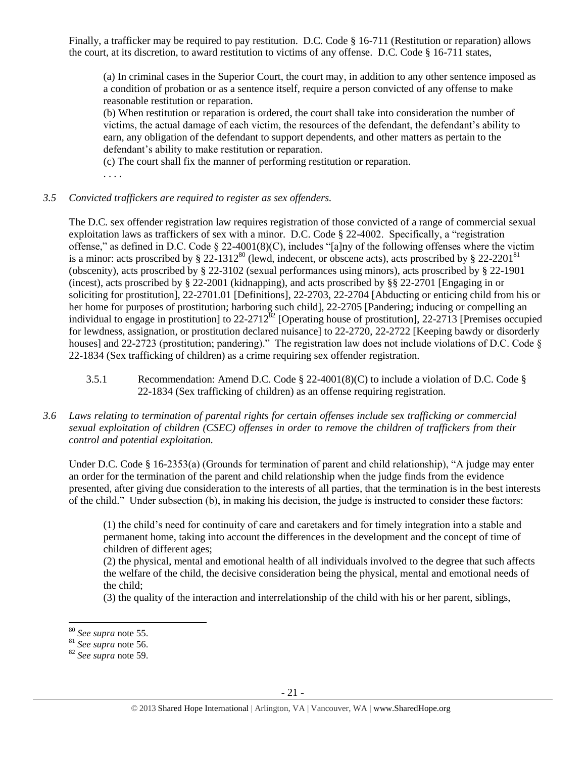Finally, a trafficker may be required to pay restitution. D.C. Code § 16-711 (Restitution or reparation) allows the court, at its discretion, to award restitution to victims of any offense. D.C. Code § 16-711 states,

> (a) In criminal cases in the Superior Court, the court may, in addition to any other sentence imposed as a condition of probation or as a sentence itself, require a person convicted of any offense to make reasonable restitution or reparation.
> (b) When restitution or reparation is ordered, the court shall take into consideration the number of victims, the actual damage of each victim, the resources of the defendant, the defendant's ability to earn, any obligation of the defendant to support dependents, and other matters as pertain to the defendant's ability to make restitution or reparation.
> (c) The court shall fix the manner of performing restitution or reparation.
> . . . .

*3.5 Convicted traffickers are required to register as sex offenders.*

The D.C. sex offender registration law requires registration of those convicted of a range of commercial sexual exploitation laws as traffickers of sex with a minor. D.C. Code § 22-4002. Specifically, a "registration offense," as defined in D.C. Code § 22-4001(8)(C), includes "[a]ny of the following offenses where the victim is a minor: acts proscribed by § 22-1312[80] (lewd, indecent, or obscene acts), acts proscribed by § 22-2201[81] (obscenity), acts proscribed by § 22-3102 (sexual performances using minors), acts proscribed by § 22-1901 (incest), acts proscribed by § 22-2001 (kidnapping), and acts proscribed by §§ 22-2701 [Engaging in or soliciting for prostitution], 22-2701.01 [Definitions], 22-2703, 22-2704 [Abducting or enticing child from his or her home for purposes of prostitution; harboring such child], 22-2705 [Pandering; inducing or compelling an individual to engage in prostitution] to 22-2712[82] [Operating house of prostitution], 22-2713 [Premises occupied for lewdness, assignation, or prostitution declared nuisance] to 22-2720, 22-2722 [Keeping bawdy or disorderly houses] and 22-2723 (prostitution; pandering)." The registration law does not include violations of D.C. Code § 22-1834 (Sex trafficking of children) as a crime requiring sex offender registration.

3.5.1 Recommendation: Amend D.C. Code § 22-4001(8)(C) to include a violation of D.C. Code § 22-1834 (Sex trafficking of children) as an offense requiring registration.

*3.6 Laws relating to termination of parental rights for certain offenses include sex trafficking or commercial sexual exploitation of children (CSEC) offenses in order to remove the children of traffickers from their control and potential exploitation.*

Under D.C. Code § 16-2353(a) (Grounds for termination of parent and child relationship), "A judge may enter an order for the termination of the parent and child relationship when the judge finds from the evidence presented, after giving due consideration to the interests of all parties, that the termination is in the best interests of the child." Under subsection (b), in making his decision, the judge is instructed to consider these factors:

> (1) the child's need for continuity of care and caretakers and for timely integration into a stable and permanent home, taking into account the differences in the development and the concept of time of children of different ages;
> (2) the physical, mental and emotional health of all individuals involved to the degree that such affects the welfare of the child, the decisive consideration being the physical, mental and emotional needs of the child;
> (3) the quality of the interaction and interrelationship of the child with his or her parent, siblings,

---

[80] *See supra* note 55.
[81] *See supra* note 56.
[82] *See supra* note 59.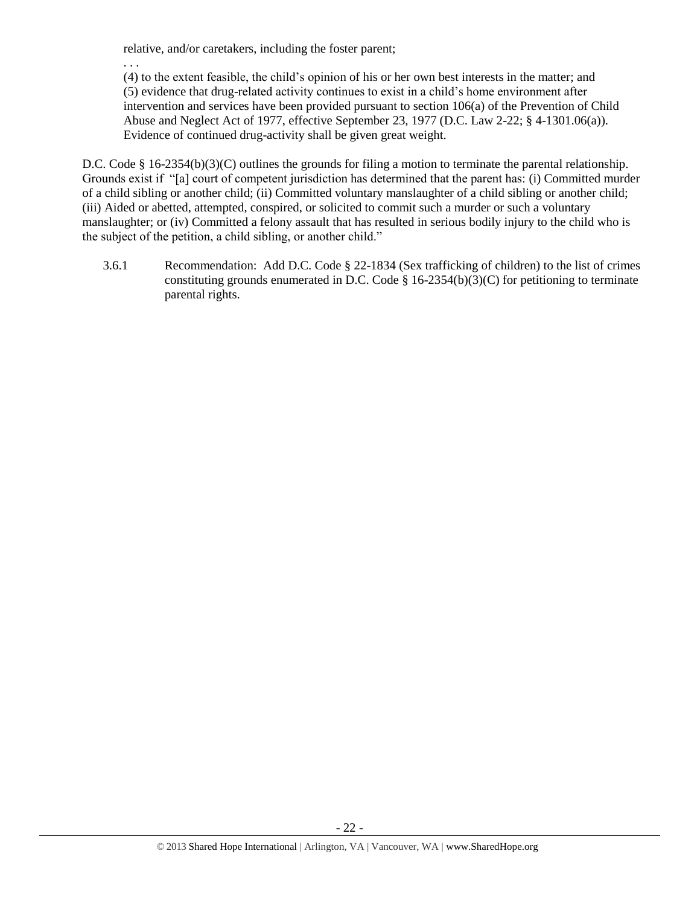relative, and/or caretakers, including the foster parent;

. . .

(4) to the extent feasible, the child's opinion of his or her own best interests in the matter; and
(5) evidence that drug-related activity continues to exist in a child's home environment after intervention and services have been provided pursuant to section 106(a) of the Prevention of Child Abuse and Neglect Act of 1977, effective September 23, 1977 (D.C. Law 2-22; § 4-1301.06(a)). Evidence of continued drug-activity shall be given great weight.

D.C. Code § 16-2354(b)(3)(C) outlines the grounds for filing a motion to terminate the parental relationship. Grounds exist if "[a] court of competent jurisdiction has determined that the parent has: (i) Committed murder of a child sibling or another child; (ii) Committed voluntary manslaughter of a child sibling or another child; (iii) Aided or abetted, attempted, conspired, or solicited to commit such a murder or such a voluntary manslaughter; or (iv) Committed a felony assault that has resulted in serious bodily injury to the child who is the subject of the petition, a child sibling, or another child."

3.6.1 Recommendation: Add D.C. Code § 22-1834 (Sex trafficking of children) to the list of crimes constituting grounds enumerated in D.C. Code § 16-2354(b)(3)(C) for petitioning to terminate parental rights.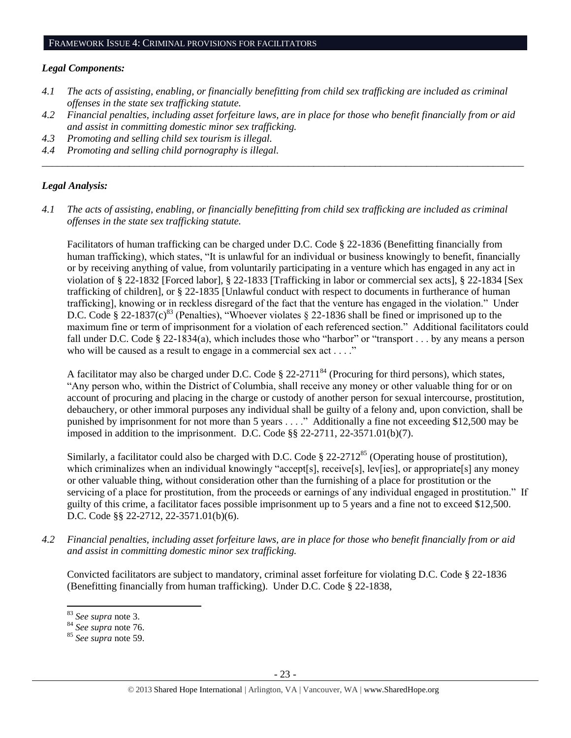## FRAMEWORK ISSUE 4: CRIMINAL PROVISIONS FOR FACILITATORS

### *Legal Components:*

*4.1 The acts of assisting, enabling, or financially benefitting from child sex trafficking are included as criminal offenses in the state sex trafficking statute.*

*4.2 Financial penalties, including asset forfeiture laws, are in place for those who benefit financially from or aid and assist in committing domestic minor sex trafficking.*

*4.3 Promoting and selling child sex tourism is illegal.*

*4.4 Promoting and selling child pornography is illegal.*

---

### *Legal Analysis:*

*4.1 The acts of assisting, enabling, or financially benefitting from child sex trafficking are included as criminal offenses in the state sex trafficking statute.*

Facilitators of human trafficking can be charged under D.C. Code § 22-1836 (Benefitting financially from human trafficking), which states, "It is unlawful for an individual or business knowingly to benefit, financially or by receiving anything of value, from voluntarily participating in a venture which has engaged in any act in violation of § 22-1832 [Forced labor], § 22-1833 [Trafficking in labor or commercial sex acts], § 22-1834 [Sex trafficking of children], or § 22-1835 [Unlawful conduct with respect to documents in furtherance of human trafficking], knowing or in reckless disregard of the fact that the venture has engaged in the violation." Under D.C. Code § 22-1837(c)[83] (Penalties), "Whoever violates § 22-1836 shall be fined or imprisoned up to the maximum fine or term of imprisonment for a violation of each referenced section." Additional facilitators could fall under D.C. Code § 22-1834(a), which includes those who "harbor" or "transport . . . by any means a person who will be caused as a result to engage in a commercial sex act . . . ."

A facilitator may also be charged under D.C. Code § 22-2711[84] (Procuring for third persons), which states, "Any person who, within the District of Columbia, shall receive any money or other valuable thing for or on account of procuring and placing in the charge or custody of another person for sexual intercourse, prostitution, debauchery, or other immoral purposes any individual shall be guilty of a felony and, upon conviction, shall be punished by imprisonment for not more than 5 years . . . ." Additionally a fine not exceeding $12,500 may be imposed in addition to the imprisonment. D.C. Code §§ 22-2711, 22-3571.01(b)(7).

Similarly, a facilitator could also be charged with D.C. Code § 22-2712[85] (Operating house of prostitution), which criminalizes when an individual knowingly "accept[s], receive[s], lev[ies], or appropriate[s] any money or other valuable thing, without consideration other than the furnishing of a place for prostitution or the servicing of a place for prostitution, from the proceeds or earnings of any individual engaged in prostitution." If guilty of this crime, a facilitator faces possible imprisonment up to 5 years and a fine not to exceed $12,500. D.C. Code §§ 22-2712, 22-3571.01(b)(6).

*4.2 Financial penalties, including asset forfeiture laws, are in place for those who benefit financially from or aid and assist in committing domestic minor sex trafficking.*

Convicted facilitators are subject to mandatory, criminal asset forfeiture for violating D.C. Code § 22-1836 (Benefitting financially from human trafficking). Under D.C. Code § 22-1838,

---

[83] *See supra* note 3.

[84] *See supra* note 76.

[85] *See supra* note 59.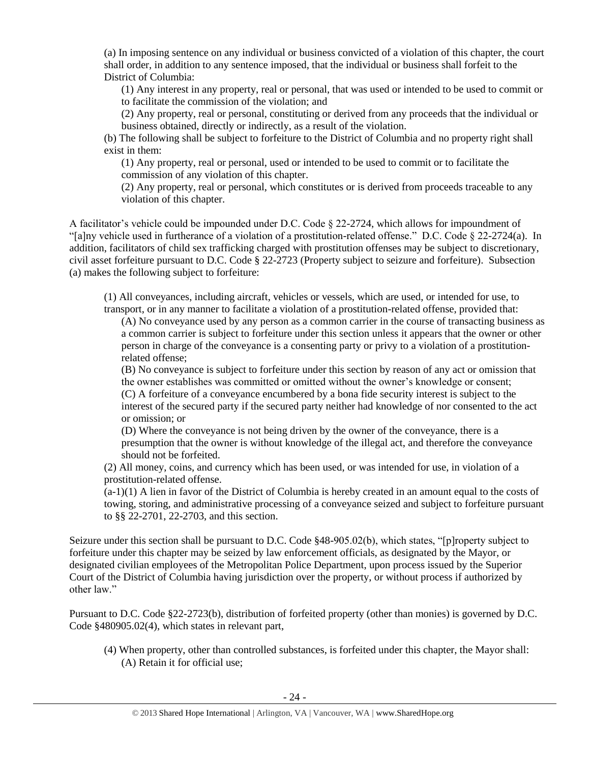(a) In imposing sentence on any individual or business convicted of a violation of this chapter, the court shall order, in addition to any sentence imposed, that the individual or business shall forfeit to the District of Columbia:

> (1) Any interest in any property, real or personal, that was used or intended to be used to commit or to facilitate the commission of the violation; and
>
> (2) Any property, real or personal, constituting or derived from any proceeds that the individual or business obtained, directly or indirectly, as a result of the violation.

(b) The following shall be subject to forfeiture to the District of Columbia and no property right shall exist in them:

> (1) Any property, real or personal, used or intended to be used to commit or to facilitate the commission of any violation of this chapter.
>
> (2) Any property, real or personal, which constitutes or is derived from proceeds traceable to any violation of this chapter.

A facilitator's vehicle could be impounded under D.C. Code § 22-2724, which allows for impoundment of "[a]ny vehicle used in furtherance of a violation of a prostitution-related offense." D.C. Code § 22-2724(a). In addition, facilitators of child sex trafficking charged with prostitution offenses may be subject to discretionary, civil asset forfeiture pursuant to D.C. Code § 22-2723 (Property subject to seizure and forfeiture). Subsection (a) makes the following subject to forfeiture:

> (1) All conveyances, including aircraft, vehicles or vessels, which are used, or intended for use, to transport, or in any manner to facilitate a violation of a prostitution-related offense, provided that:
>
> > (A) No conveyance used by any person as a common carrier in the course of transacting business as a common carrier is subject to forfeiture under this section unless it appears that the owner or other person in charge of the conveyance is a consenting party or privy to a violation of a prostitution-related offense;
> >
> > (B) No conveyance is subject to forfeiture under this section by reason of any act or omission that the owner establishes was committed or omitted without the owner's knowledge or consent;
> >
> > (C) A forfeiture of a conveyance encumbered by a bona fide security interest is subject to the interest of the secured party if the secured party neither had knowledge of nor consented to the act or omission; or
> >
> > (D) Where the conveyance is not being driven by the owner of the conveyance, there is a presumption that the owner is without knowledge of the illegal act, and therefore the conveyance should not be forfeited.
>
> (2) All money, coins, and currency which has been used, or was intended for use, in violation of a prostitution-related offense.
>
> (a-1)(1) A lien in favor of the District of Columbia is hereby created in an amount equal to the costs of towing, storing, and administrative processing of a conveyance seized and subject to forfeiture pursuant to §§ 22-2701, 22-2703, and this section.

Seizure under this section shall be pursuant to D.C. Code §48-905.02(b), which states, "[p]roperty subject to forfeiture under this chapter may be seized by law enforcement officials, as designated by the Mayor, or designated civilian employees of the Metropolitan Police Department, upon process issued by the Superior Court of the District of Columbia having jurisdiction over the property, or without process if authorized by other law."

Pursuant to D.C. Code §22-2723(b), distribution of forfeited property (other than monies) is governed by D.C. Code §480905.02(4), which states in relevant part,

> (4) When property, other than controlled substances, is forfeited under this chapter, the Mayor shall:
>
> > (A) Retain it for official use;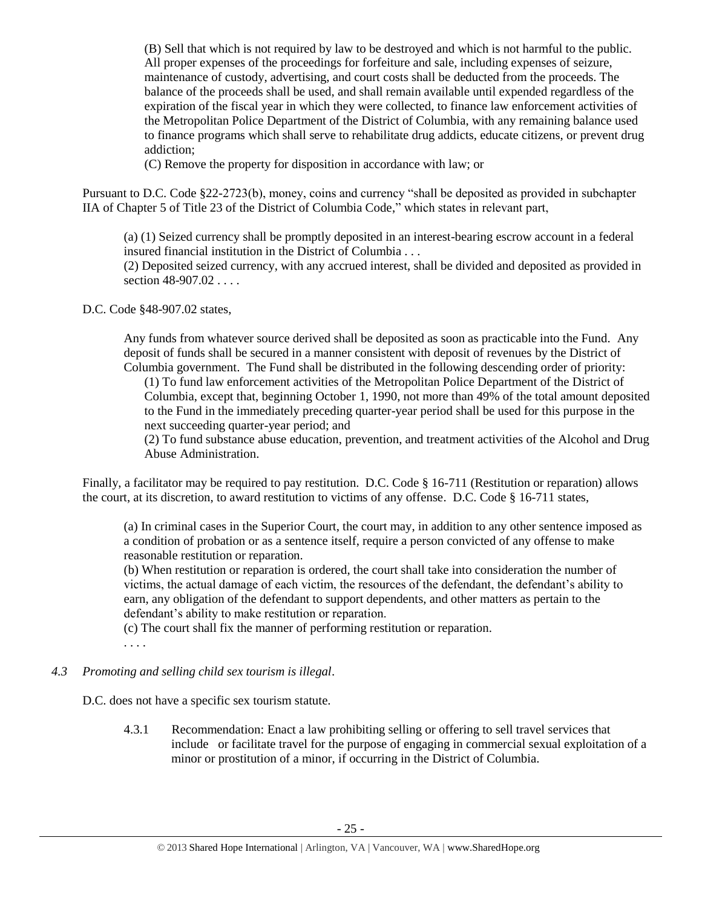(B) Sell that which is not required by law to be destroyed and which is not harmful to the public. All proper expenses of the proceedings for forfeiture and sale, including expenses of seizure, maintenance of custody, advertising, and court costs shall be deducted from the proceeds. The balance of the proceeds shall be used, and shall remain available until expended regardless of the expiration of the fiscal year in which they were collected, to finance law enforcement activities of the Metropolitan Police Department of the District of Columbia, with any remaining balance used to finance programs which shall serve to rehabilitate drug addicts, educate citizens, or prevent drug addiction;

(C) Remove the property for disposition in accordance with law; or

Pursuant to D.C. Code §22-2723(b), money, coins and currency "shall be deposited as provided in subchapter IIA of Chapter 5 of Title 23 of the District of Columbia Code," which states in relevant part,

> (a) (1) Seized currency shall be promptly deposited in an interest-bearing escrow account in a federal insured financial institution in the District of Columbia . . .
>
> (2) Deposited seized currency, with any accrued interest, shall be divided and deposited as provided in section 48-907.02 . . . .

D.C. Code §48-907.02 states,

> Any funds from whatever source derived shall be deposited as soon as practicable into the Fund. Any deposit of funds shall be secured in a manner consistent with deposit of revenues by the District of Columbia government. The Fund shall be distributed in the following descending order of priority:
>
> (1) To fund law enforcement activities of the Metropolitan Police Department of the District of Columbia, except that, beginning October 1, 1990, not more than 49% of the total amount deposited to the Fund in the immediately preceding quarter-year period shall be used for this purpose in the next succeeding quarter-year period; and
>
> (2) To fund substance abuse education, prevention, and treatment activities of the Alcohol and Drug Abuse Administration.

Finally, a facilitator may be required to pay restitution. D.C. Code § 16-711 (Restitution or reparation) allows the court, at its discretion, to award restitution to victims of any offense. D.C. Code § 16-711 states,

> (a) In criminal cases in the Superior Court, the court may, in addition to any other sentence imposed as a condition of probation or as a sentence itself, require a person convicted of any offense to make reasonable restitution or reparation.
>
> (b) When restitution or reparation is ordered, the court shall take into consideration the number of victims, the actual damage of each victim, the resources of the defendant, the defendant's ability to earn, any obligation of the defendant to support dependents, and other matters as pertain to the defendant's ability to make restitution or reparation.
>
> (c) The court shall fix the manner of performing restitution or reparation.
>
> . . . .

*4.3 Promoting and selling child sex tourism is illegal*.

D.C. does not have a specific sex tourism statute.

4.3.1 Recommendation: Enact a law prohibiting selling or offering to sell travel services that include or facilitate travel for the purpose of engaging in commercial sexual exploitation of a minor or prostitution of a minor, if occurring in the District of Columbia.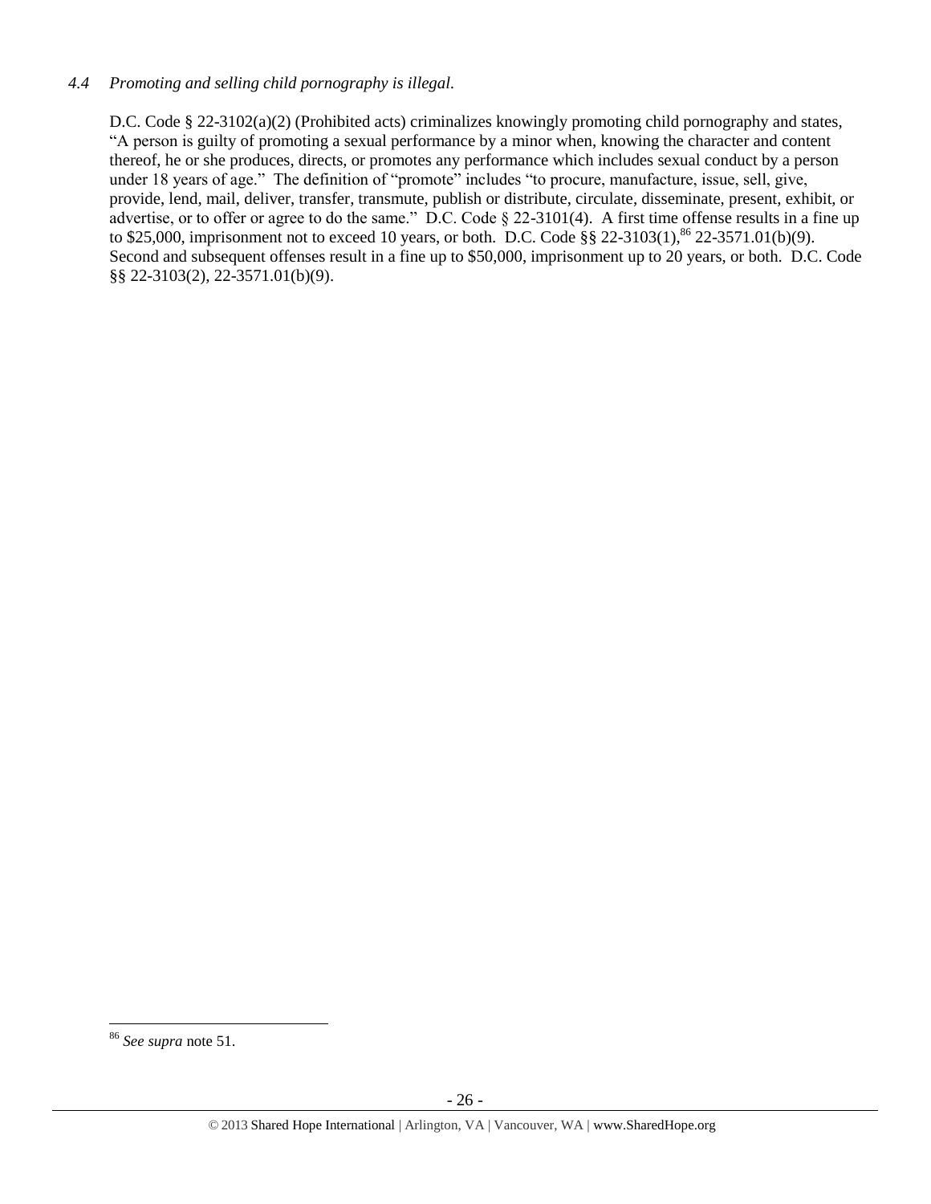*4.4 Promoting and selling child pornography is illegal.*

D.C. Code § 22-3102(a)(2) (Prohibited acts) criminalizes knowingly promoting child pornography and states, "A person is guilty of promoting a sexual performance by a minor when, knowing the character and content thereof, he or she produces, directs, or promotes any performance which includes sexual conduct by a person under 18 years of age." The definition of "promote" includes "to procure, manufacture, issue, sell, give, provide, lend, mail, deliver, transfer, transmute, publish or distribute, circulate, disseminate, present, exhibit, or advertise, or to offer or agree to do the same." D.C. Code § 22-3101(4). A first time offense results in a fine up to $25,000, imprisonment not to exceed 10 years, or both. D.C. Code §§ 22-3103(1),[86] 22-3571.01(b)(9). Second and subsequent offenses result in a fine up to $50,000, imprisonment up to 20 years, or both. D.C. Code §§ 22-3103(2), 22-3571.01(b)(9).

---

[86] *See supra* note 51.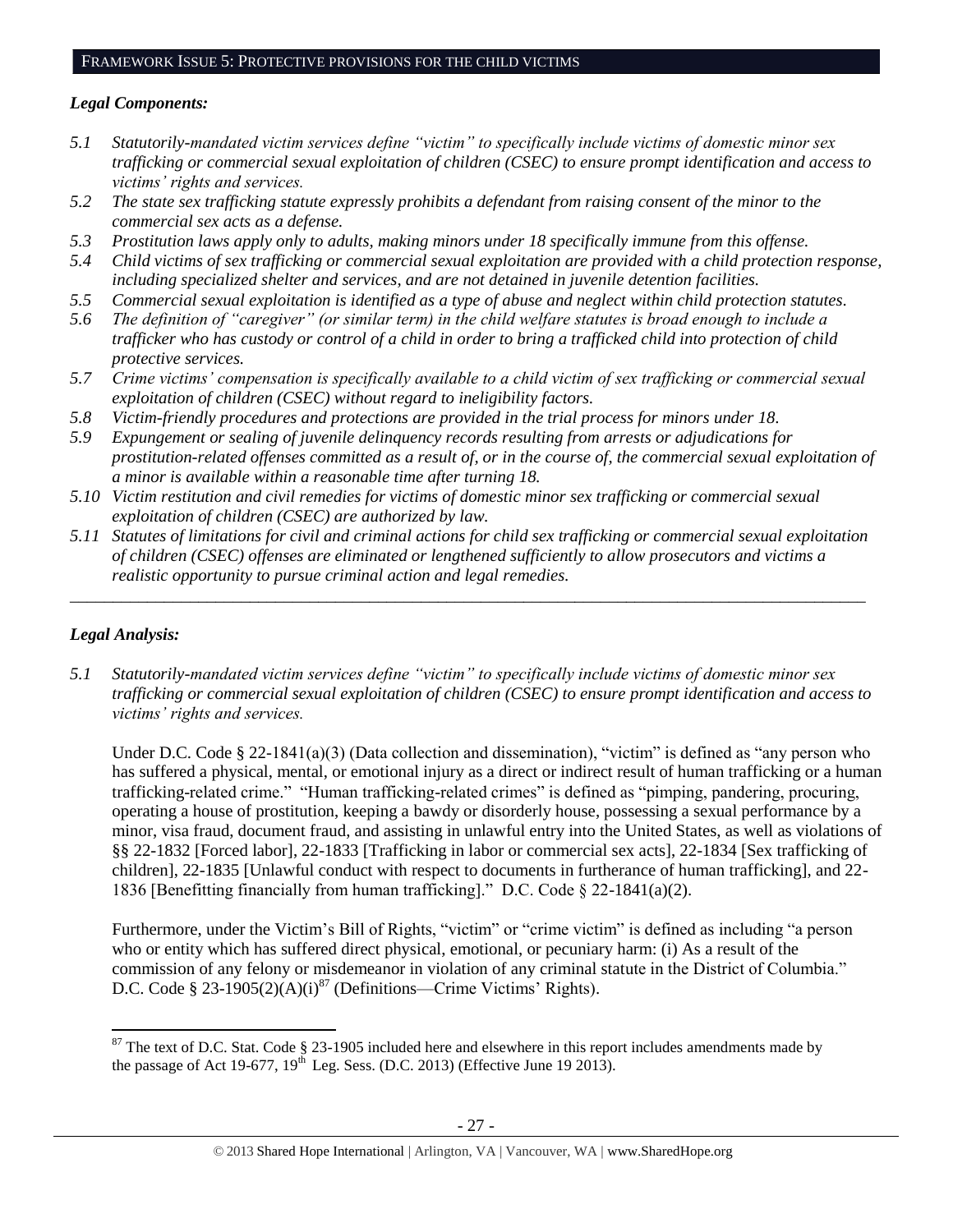## FRAMEWORK ISSUE 5: PROTECTIVE PROVISIONS FOR THE CHILD VICTIMS

### *Legal Components:*

*5.1 Statutorily-mandated victim services define "victim" to specifically include victims of domestic minor sex trafficking or commercial sexual exploitation of children (CSEC) to ensure prompt identification and access to victims' rights and services.*

*5.2 The state sex trafficking statute expressly prohibits a defendant from raising consent of the minor to the commercial sex acts as a defense.*

*5.3 Prostitution laws apply only to adults, making minors under 18 specifically immune from this offense.*

*5.4 Child victims of sex trafficking or commercial sexual exploitation are provided with a child protection response, including specialized shelter and services, and are not detained in juvenile detention facilities.*

*5.5 Commercial sexual exploitation is identified as a type of abuse and neglect within child protection statutes.*

*5.6 The definition of "caregiver" (or similar term) in the child welfare statutes is broad enough to include a trafficker who has custody or control of a child in order to bring a trafficked child into protection of child protective services.*

*5.7 Crime victims' compensation is specifically available to a child victim of sex trafficking or commercial sexual exploitation of children (CSEC) without regard to ineligibility factors.*

*5.8 Victim-friendly procedures and protections are provided in the trial process for minors under 18.*

*5.9 Expungement or sealing of juvenile delinquency records resulting from arrests or adjudications for prostitution-related offenses committed as a result of, or in the course of, the commercial sexual exploitation of a minor is available within a reasonable time after turning 18.*

*5.10 Victim restitution and civil remedies for victims of domestic minor sex trafficking or commercial sexual exploitation of children (CSEC) are authorized by law.*

*5.11 Statutes of limitations for civil and criminal actions for child sex trafficking or commercial sexual exploitation of children (CSEC) offenses are eliminated or lengthened sufficiently to allow prosecutors and victims a realistic opportunity to pursue criminal action and legal remedies.*

---

### *Legal Analysis:*

*5.1 Statutorily-mandated victim services define "victim" to specifically include victims of domestic minor sex trafficking or commercial sexual exploitation of children (CSEC) to ensure prompt identification and access to victims' rights and services.*

Under D.C. Code § 22-1841(a)(3) (Data collection and dissemination), "victim" is defined as "any person who has suffered a physical, mental, or emotional injury as a direct or indirect result of human trafficking or a human trafficking-related crime." "Human trafficking-related crimes" is defined as "pimping, pandering, procuring, operating a house of prostitution, keeping a bawdy or disorderly house, possessing a sexual performance by a minor, visa fraud, document fraud, and assisting in unlawful entry into the United States, as well as violations of §§ 22-1832 [Forced labor], 22-1833 [Trafficking in labor or commercial sex acts], 22-1834 [Sex trafficking of children], 22-1835 [Unlawful conduct with respect to documents in furtherance of human trafficking], and 22-1836 [Benefitting financially from human trafficking]." D.C. Code § 22-1841(a)(2).

Furthermore, under the Victim's Bill of Rights, "victim" or "crime victim" is defined as including "a person who or entity which has suffered direct physical, emotional, or pecuniary harm: (i) As a result of the commission of any felony or misdemeanor in violation of any criminal statute in the District of Columbia." D.C. Code § 23-1905(2)(A)(i)[87] (Definitions—Crime Victims' Rights).

[87] The text of D.C. Stat. Code § 23-1905 included here and elsewhere in this report includes amendments made by the passage of Act 19-677, 19th Leg. Sess. (D.C. 2013) (Effective June 19 2013).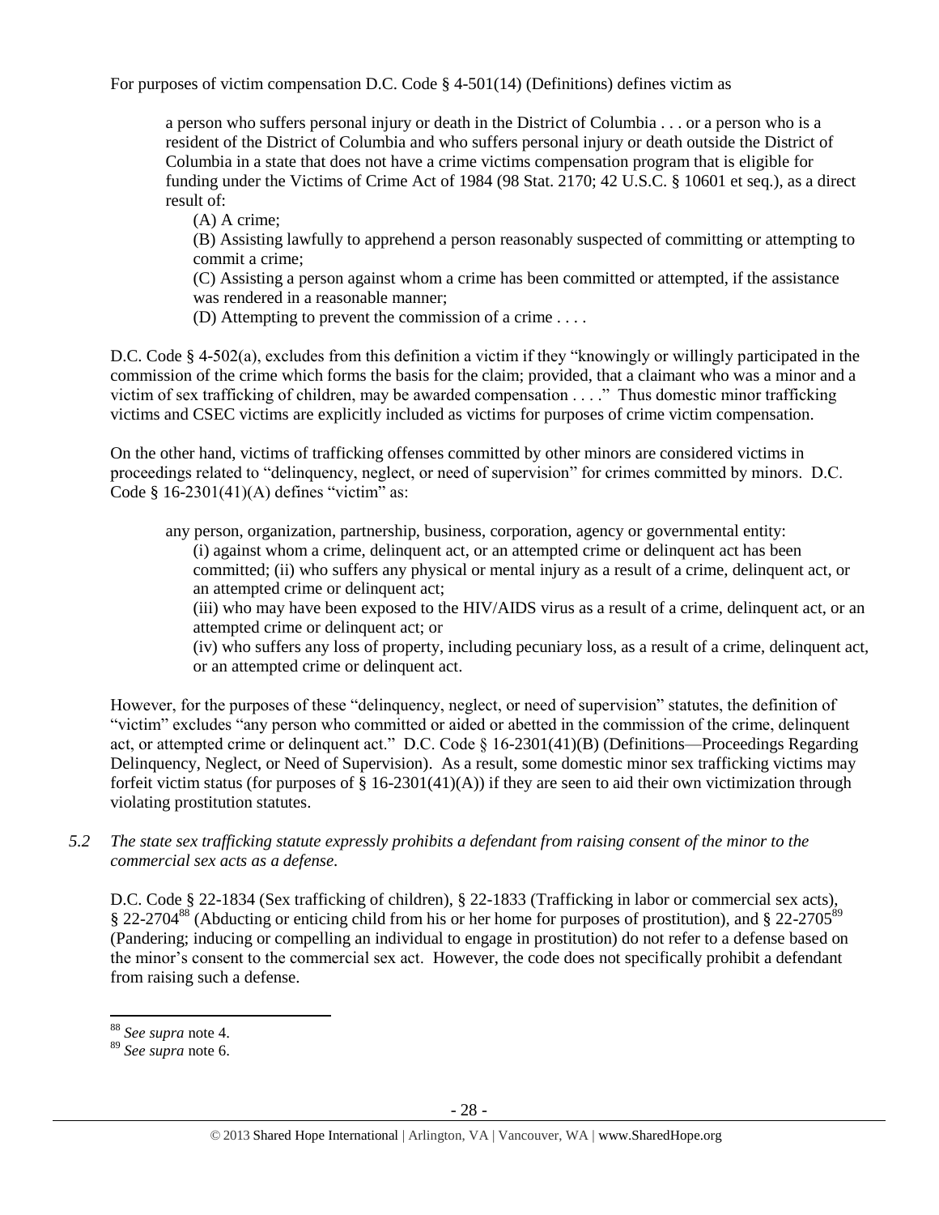For purposes of victim compensation D.C. Code § 4-501(14) (Definitions) defines victim as

> a person who suffers personal injury or death in the District of Columbia . . . or a person who is a resident of the District of Columbia and who suffers personal injury or death outside the District of Columbia in a state that does not have a crime victims compensation program that is eligible for funding under the Victims of Crime Act of 1984 (98 Stat. 2170; 42 U.S.C. § 10601 et seq.), as a direct result of:
>
> (A) A crime;
>
> (B) Assisting lawfully to apprehend a person reasonably suspected of committing or attempting to commit a crime;
>
> (C) Assisting a person against whom a crime has been committed or attempted, if the assistance was rendered in a reasonable manner;
>
> (D) Attempting to prevent the commission of a crime . . . .

D.C. Code § 4-502(a), excludes from this definition a victim if they "knowingly or willingly participated in the commission of the crime which forms the basis for the claim; provided, that a claimant who was a minor and a victim of sex trafficking of children, may be awarded compensation . . . ." Thus domestic minor trafficking victims and CSEC victims are explicitly included as victims for purposes of crime victim compensation.

On the other hand, victims of trafficking offenses committed by other minors are considered victims in proceedings related to "delinquency, neglect, or need of supervision" for crimes committed by minors. D.C. Code § 16-2301(41)(A) defines "victim" as:

> any person, organization, partnership, business, corporation, agency or governmental entity:
>
> (i) against whom a crime, delinquent act, or an attempted crime or delinquent act has been committed; (ii) who suffers any physical or mental injury as a result of a crime, delinquent act, or an attempted crime or delinquent act;
>
> (iii) who may have been exposed to the HIV/AIDS virus as a result of a crime, delinquent act, or an attempted crime or delinquent act; or
>
> (iv) who suffers any loss of property, including pecuniary loss, as a result of a crime, delinquent act, or an attempted crime or delinquent act.

However, for the purposes of these "delinquency, neglect, or need of supervision" statutes, the definition of "victim" excludes "any person who committed or aided or abetted in the commission of the crime, delinquent act, or attempted crime or delinquent act." D.C. Code § 16-2301(41)(B) (Definitions—Proceedings Regarding Delinquency, Neglect, or Need of Supervision). As a result, some domestic minor sex trafficking victims may forfeit victim status (for purposes of § 16-2301(41)(A)) if they are seen to aid their own victimization through violating prostitution statutes.

*5.2 The state sex trafficking statute expressly prohibits a defendant from raising consent of the minor to the commercial sex acts as a defense.*

D.C. Code § 22-1834 (Sex trafficking of children), § 22-1833 (Trafficking in labor or commercial sex acts), § 22-2704[88] (Abducting or enticing child from his or her home for purposes of prostitution), and § 22-2705[89] (Pandering; inducing or compelling an individual to engage in prostitution) do not refer to a defense based on the minor's consent to the commercial sex act. However, the code does not specifically prohibit a defendant from raising such a defense.

---

[88] *See supra* note 4.

[89] *See supra* note 6.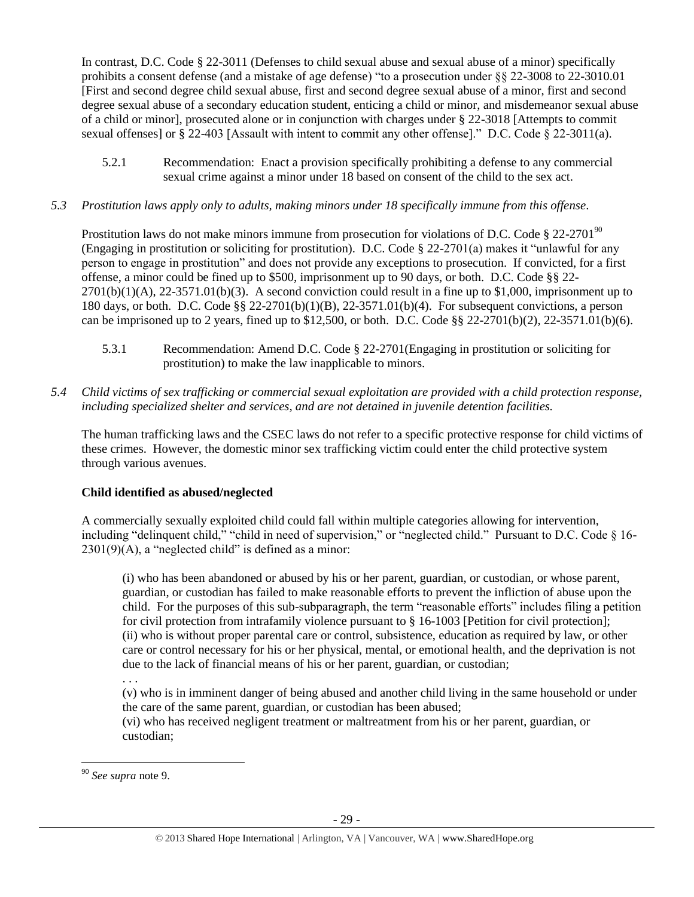In contrast, D.C. Code § 22-3011 (Defenses to child sexual abuse and sexual abuse of a minor) specifically prohibits a consent defense (and a mistake of age defense) "to a prosecution under §§ 22-3008 to 22-3010.01 [First and second degree child sexual abuse, first and second degree sexual abuse of a minor, first and second degree sexual abuse of a secondary education student, enticing a child or minor, and misdemeanor sexual abuse of a child or minor], prosecuted alone or in conjunction with charges under § 22-3018 [Attempts to commit sexual offenses] or § 22-403 [Assault with intent to commit any other offense]." D.C. Code § 22-3011(a).

5.2.1 Recommendation: Enact a provision specifically prohibiting a defense to any commercial sexual crime against a minor under 18 based on consent of the child to the sex act.

*5.3 Prostitution laws apply only to adults, making minors under 18 specifically immune from this offense.*

Prostitution laws do not make minors immune from prosecution for violations of D.C. Code § 22-2701[90] (Engaging in prostitution or soliciting for prostitution). D.C. Code § 22-2701(a) makes it "unlawful for any person to engage in prostitution" and does not provide any exceptions to prosecution. If convicted, for a first offense, a minor could be fined up to $500, imprisonment up to 90 days, or both. D.C. Code §§ 22-2701(b)(1)(A), 22-3571.01(b)(3). A second conviction could result in a fine up to $1,000, imprisonment up to 180 days, or both. D.C. Code §§ 22-2701(b)(1)(B), 22-3571.01(b)(4). For subsequent convictions, a person can be imprisoned up to 2 years, fined up to $12,500, or both. D.C. Code §§ 22-2701(b)(2), 22-3571.01(b)(6).

5.3.1 Recommendation: Amend D.C. Code § 22-2701(Engaging in prostitution or soliciting for prostitution) to make the law inapplicable to minors.

*5.4 Child victims of sex trafficking or commercial sexual exploitation are provided with a child protection response, including specialized shelter and services, and are not detained in juvenile detention facilities.*

The human trafficking laws and the CSEC laws do not refer to a specific protective response for child victims of these crimes. However, the domestic minor sex trafficking victim could enter the child protective system through various avenues.

**Child identified as abused/neglected**

A commercially sexually exploited child could fall within multiple categories allowing for intervention, including "delinquent child," "child in need of supervision," or "neglected child." Pursuant to D.C. Code § 16-2301(9)(A), a "neglected child" is defined as a minor:

> (i) who has been abandoned or abused by his or her parent, guardian, or custodian, or whose parent, guardian, or custodian has failed to make reasonable efforts to prevent the infliction of abuse upon the child. For the purposes of this sub-subparagraph, the term "reasonable efforts" includes filing a petition for civil protection from intrafamily violence pursuant to § 16-1003 [Petition for civil protection];
> (ii) who is without proper parental care or control, subsistence, education as required by law, or other care or control necessary for his or her physical, mental, or emotional health, and the deprivation is not due to the lack of financial means of his or her parent, guardian, or custodian;
> . . .
> (v) who is in imminent danger of being abused and another child living in the same household or under the care of the same parent, guardian, or custodian has been abused;
> (vi) who has received negligent treatment or maltreatment from his or her parent, guardian, or custodian;

---

[90] *See supra* note 9.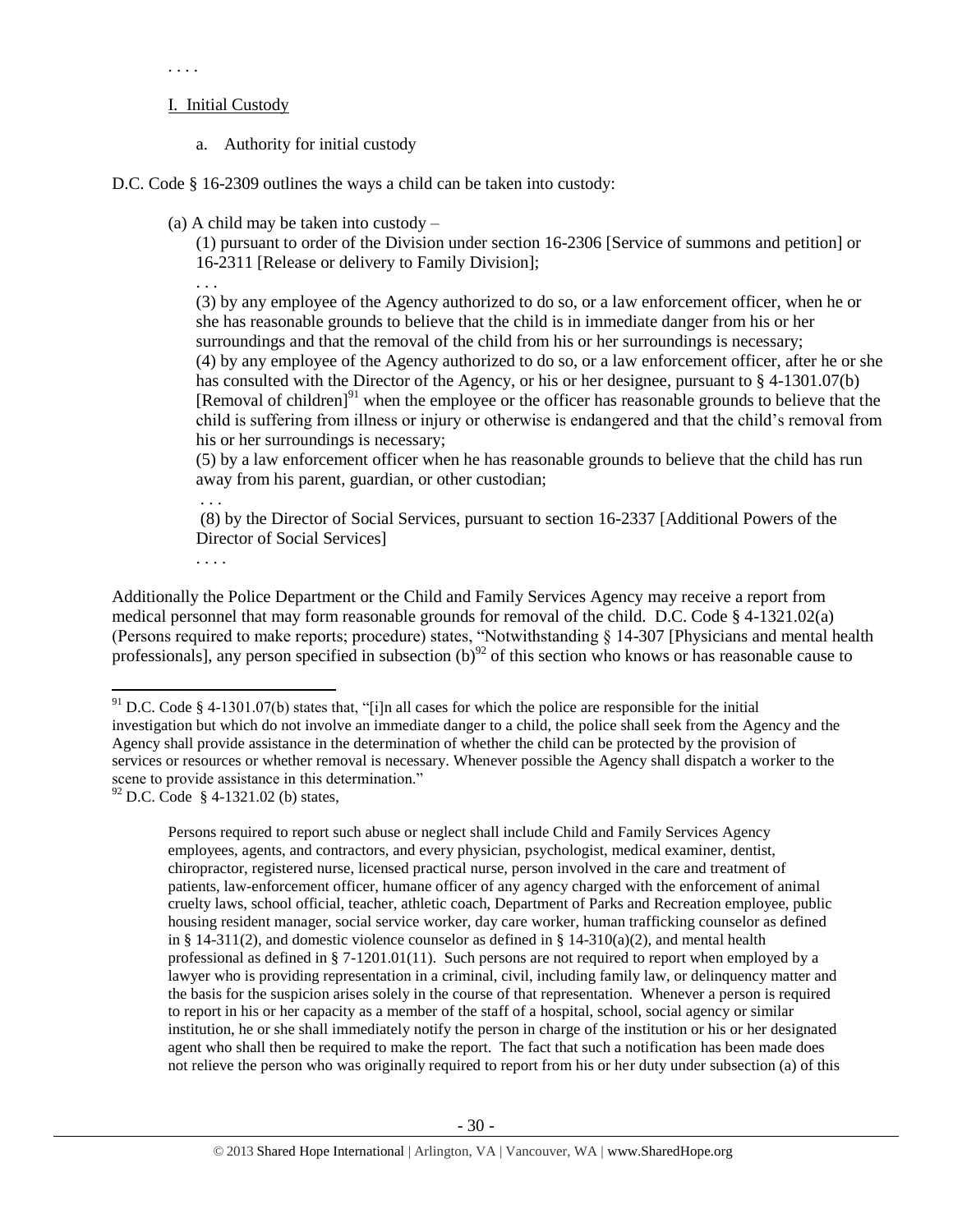. . . .

I. Initial Custody

a. Authority for initial custody

D.C. Code § 16-2309 outlines the ways a child can be taken into custody:

> (a) A child may be taken into custody –
>
> (1) pursuant to order of the Division under section 16-2306 [Service of summons and petition] or 16-2311 [Release or delivery to Family Division];
>
> . . .
>
> (3) by any employee of the Agency authorized to do so, or a law enforcement officer, when he or she has reasonable grounds to believe that the child is in immediate danger from his or her surroundings and that the removal of the child from his or her surroundings is necessary;
>
> (4) by any employee of the Agency authorized to do so, or a law enforcement officer, after he or she has consulted with the Director of the Agency, or his or her designee, pursuant to § 4-1301.07(b) [Removal of children][91] when the employee or the officer has reasonable grounds to believe that the child is suffering from illness or injury or otherwise is endangered and that the child's removal from his or her surroundings is necessary;
>
> (5) by a law enforcement officer when he has reasonable grounds to believe that the child has run away from his parent, guardian, or other custodian;
>
> . . .
>
> (8) by the Director of Social Services, pursuant to section 16-2337 [Additional Powers of the Director of Social Services]
>
> . . . .

Additionally the Police Department or the Child and Family Services Agency may receive a report from medical personnel that may form reasonable grounds for removal of the child. D.C. Code § 4-1321.02(a) (Persons required to make reports; procedure) states, "Notwithstanding § 14-307 [Physicians and mental health professionals], any person specified in subsection (b)[92] of this section who knows or has reasonable cause to

---

[91] D.C. Code § 4-1301.07(b) states that, "[i]n all cases for which the police are responsible for the initial investigation but which do not involve an immediate danger to a child, the police shall seek from the Agency and the Agency shall provide assistance in the determination of whether the child can be protected by the provision of services or resources or whether removal is necessary. Whenever possible the Agency shall dispatch a worker to the scene to provide assistance in this determination."

[92] D.C. Code § 4-1321.02 (b) states,

> Persons required to report such abuse or neglect shall include Child and Family Services Agency employees, agents, and contractors, and every physician, psychologist, medical examiner, dentist, chiropractor, registered nurse, licensed practical nurse, person involved in the care and treatment of patients, law-enforcement officer, humane officer of any agency charged with the enforcement of animal cruelty laws, school official, teacher, athletic coach, Department of Parks and Recreation employee, public housing resident manager, social service worker, day care worker, human trafficking counselor as defined in § 14-311(2), and domestic violence counselor as defined in § 14-310(a)(2), and mental health professional as defined in § 7-1201.01(11). Such persons are not required to report when employed by a lawyer who is providing representation in a criminal, civil, including family law, or delinquency matter and the basis for the suspicion arises solely in the course of that representation. Whenever a person is required to report in his or her capacity as a member of the staff of a hospital, school, social agency or similar institution, he or she shall immediately notify the person in charge of the institution or his or her designated agent who shall then be required to make the report. The fact that such a notification has been made does not relieve the person who was originally required to report from his or her duty under subsection (a) of this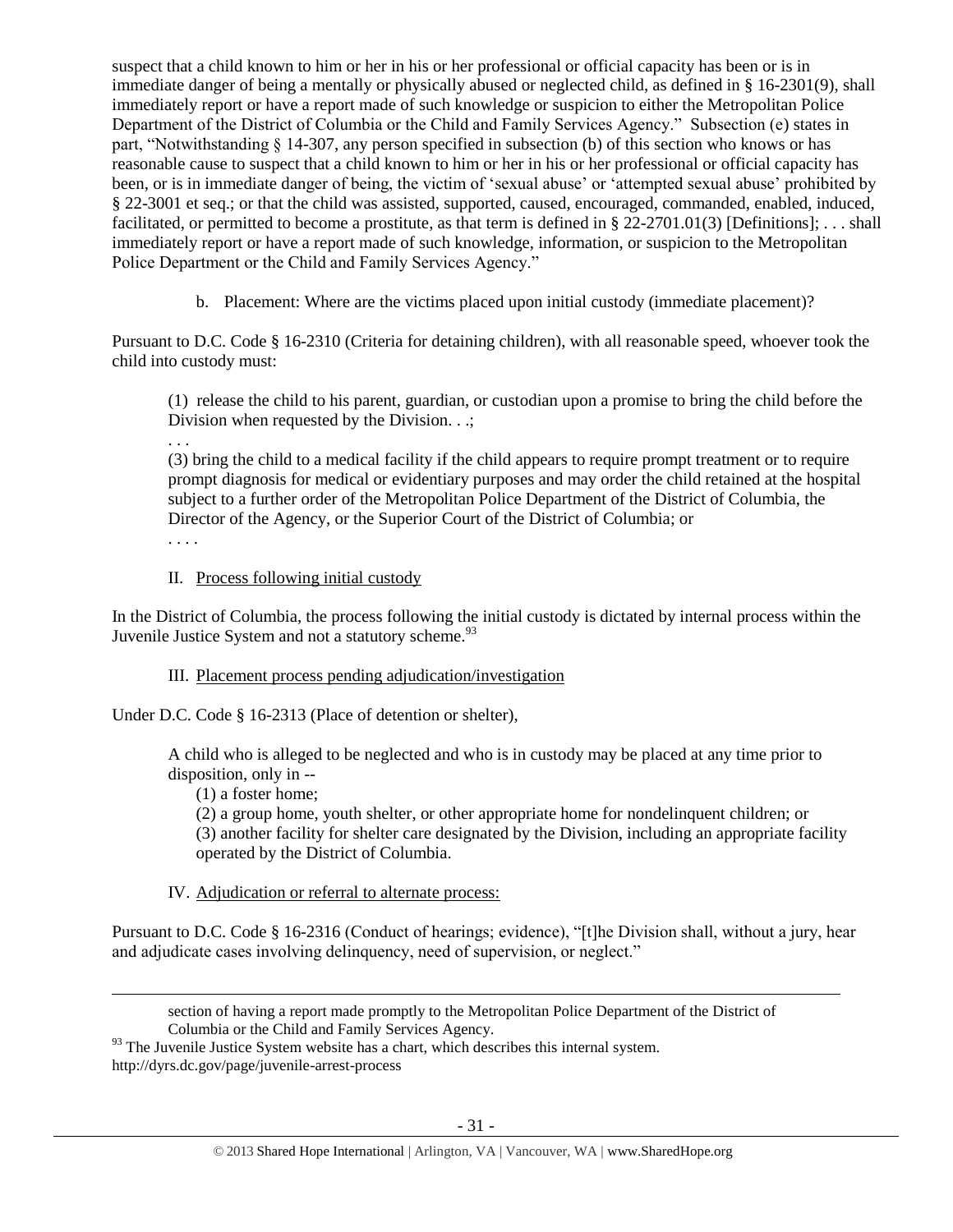suspect that a child known to him or her in his or her professional or official capacity has been or is in immediate danger of being a mentally or physically abused or neglected child, as defined in § 16-2301(9), shall immediately report or have a report made of such knowledge or suspicion to either the Metropolitan Police Department of the District of Columbia or the Child and Family Services Agency." Subsection (e) states in part, "Notwithstanding § 14-307, any person specified in subsection (b) of this section who knows or has reasonable cause to suspect that a child known to him or her in his or her professional or official capacity has been, or is in immediate danger of being, the victim of 'sexual abuse' or 'attempted sexual abuse' prohibited by § 22-3001 et seq.; or that the child was assisted, supported, caused, encouraged, commanded, enabled, induced, facilitated, or permitted to become a prostitute, as that term is defined in § 22-2701.01(3) [Definitions]; . . . shall immediately report or have a report made of such knowledge, information, or suspicion to the Metropolitan Police Department or the Child and Family Services Agency."

b. Placement: Where are the victims placed upon initial custody (immediate placement)?

Pursuant to D.C. Code § 16-2310 (Criteria for detaining children), with all reasonable speed, whoever took the child into custody must:

> (1) release the child to his parent, guardian, or custodian upon a promise to bring the child before the Division when requested by the Division. . .;
>
> . . .
>
> (3) bring the child to a medical facility if the child appears to require prompt treatment or to require prompt diagnosis for medical or evidentiary purposes and may order the child retained at the hospital subject to a further order of the Metropolitan Police Department of the District of Columbia, the Director of the Agency, or the Superior Court of the District of Columbia; or
>
> . . . .

II. Process following initial custody

In the District of Columbia, the process following the initial custody is dictated by internal process within the Juvenile Justice System and not a statutory scheme.[93]

III. Placement process pending adjudication/investigation

Under D.C. Code § 16-2313 (Place of detention or shelter),

> A child who is alleged to be neglected and who is in custody may be placed at any time prior to disposition, only in --
>
> (1) a foster home;
>
> (2) a group home, youth shelter, or other appropriate home for nondelinquent children; or
>
> (3) another facility for shelter care designated by the Division, including an appropriate facility operated by the District of Columbia.

IV. Adjudication or referral to alternate process:

Pursuant to D.C. Code § 16-2316 (Conduct of hearings; evidence), "[t]he Division shall, without a jury, hear and adjudicate cases involving delinquency, need of supervision, or neglect."

---

section of having a report made promptly to the Metropolitan Police Department of the District of Columbia or the Child and Family Services Agency.

[93] The Juvenile Justice System website has a chart, which describes this internal system. http://dyrs.dc.gov/page/juvenile-arrest-process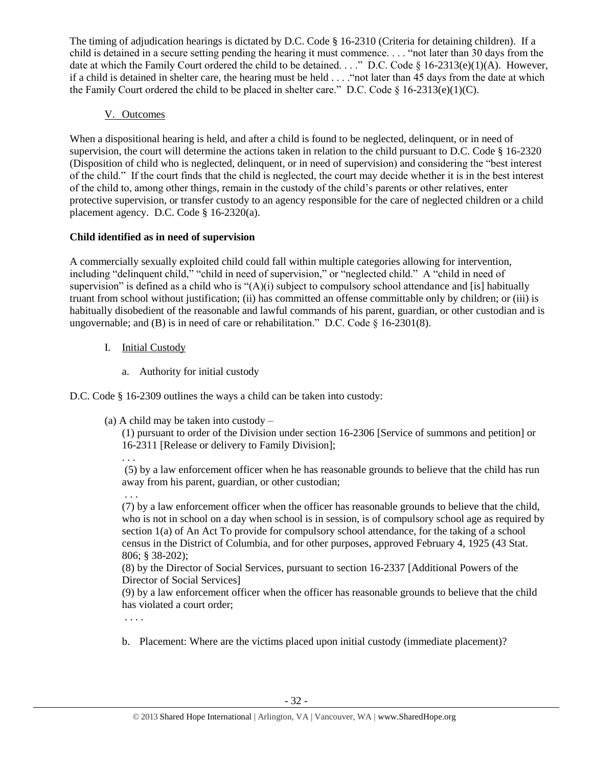The timing of adjudication hearings is dictated by D.C. Code § 16-2310 (Criteria for detaining children). If a child is detained in a secure setting pending the hearing it must commence. . . . "not later than 30 days from the date at which the Family Court ordered the child to be detained. . . ." D.C. Code § 16-2313(e)(1)(A). However, if a child is detained in shelter care, the hearing must be held . . . ."not later than 45 days from the date at which the Family Court ordered the child to be placed in shelter care." D.C. Code § 16-2313(e)(1)(C).

V. Outcomes

When a dispositional hearing is held, and after a child is found to be neglected, delinquent, or in need of supervision, the court will determine the actions taken in relation to the child pursuant to D.C. Code § 16-2320 (Disposition of child who is neglected, delinquent, or in need of supervision) and considering the "best interest of the child." If the court finds that the child is neglected, the court may decide whether it is in the best interest of the child to, among other things, remain in the custody of the child's parents or other relatives, enter protective supervision, or transfer custody to an agency responsible for the care of neglected children or a child placement agency. D.C. Code § 16-2320(a).

**Child identified as in need of supervision**

A commercially sexually exploited child could fall within multiple categories allowing for intervention, including "delinquent child," "child in need of supervision," or "neglected child." A "child in need of supervision" is defined as a child who is "(A)(i) subject to compulsory school attendance and [is] habitually truant from school without justification; (ii) has committed an offense committable only by children; or (iii) is habitually disobedient of the reasonable and lawful commands of his parent, guardian, or other custodian and is ungovernable; and (B) is in need of care or rehabilitation." D.C. Code § 16-2301(8).

I. Initial Custody

a. Authority for initial custody

D.C. Code § 16-2309 outlines the ways a child can be taken into custody:

> (a) A child may be taken into custody –
>
> (1) pursuant to order of the Division under section 16-2306 [Service of summons and petition] or 16-2311 [Release or delivery to Family Division];
>
> . . .
>
> (5) by a law enforcement officer when he has reasonable grounds to believe that the child has run away from his parent, guardian, or other custodian;
>
> . . .
>
> (7) by a law enforcement officer when the officer has reasonable grounds to believe that the child, who is not in school on a day when school is in session, is of compulsory school age as required by section 1(a) of An Act To provide for compulsory school attendance, for the taking of a school census in the District of Columbia, and for other purposes, approved February 4, 1925 (43 Stat. 806; § 38-202);
>
> (8) by the Director of Social Services, pursuant to section 16-2337 [Additional Powers of the Director of Social Services]
>
> (9) by a law enforcement officer when the officer has reasonable grounds to believe that the child has violated a court order;
>
> . . . .

b. Placement: Where are the victims placed upon initial custody (immediate placement)?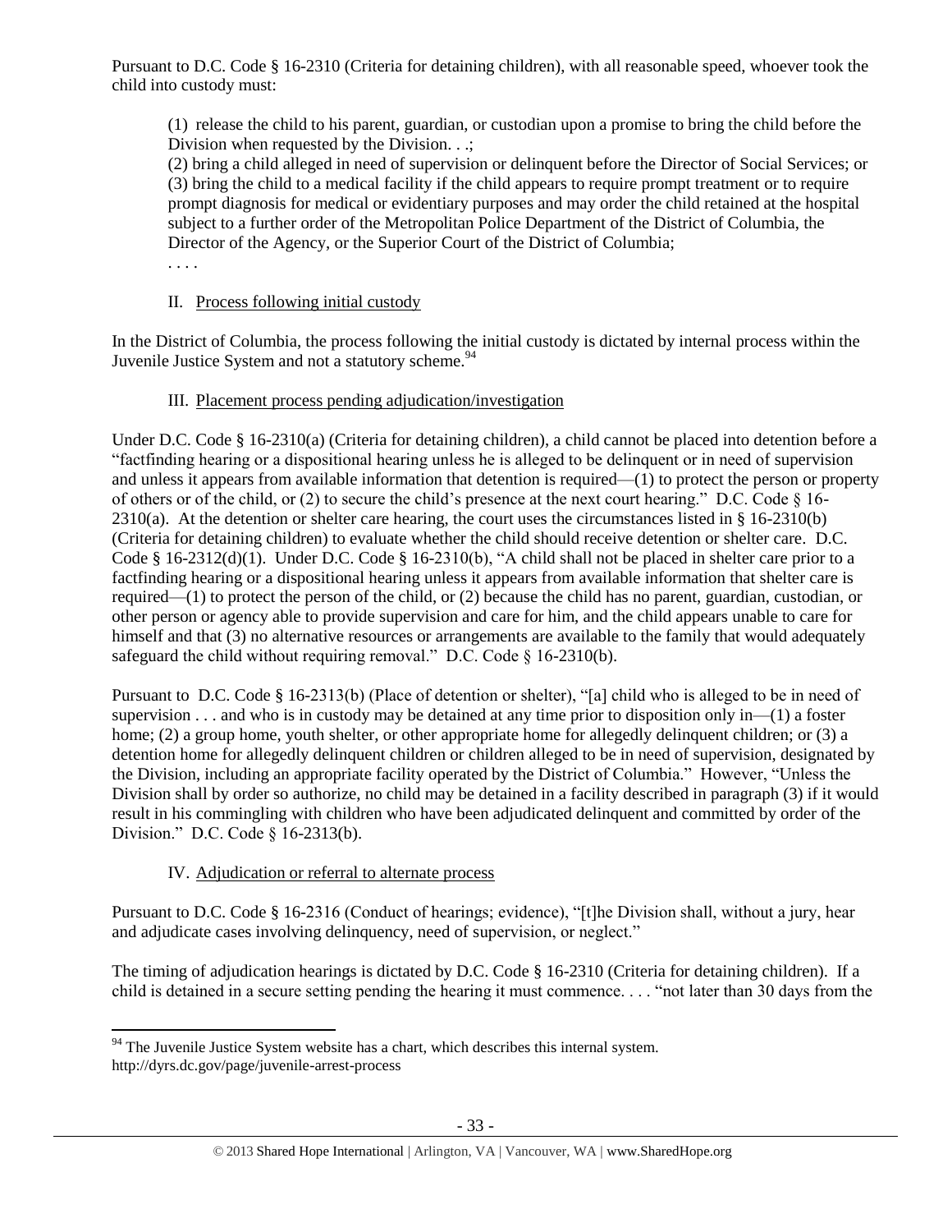Pursuant to D.C. Code § 16-2310 (Criteria for detaining children), with all reasonable speed, whoever took the child into custody must:

> (1) release the child to his parent, guardian, or custodian upon a promise to bring the child before the Division when requested by the Division. . .;
> (2) bring a child alleged in need of supervision or delinquent before the Director of Social Services; or
> (3) bring the child to a medical facility if the child appears to require prompt treatment or to require prompt diagnosis for medical or evidentiary purposes and may order the child retained at the hospital subject to a further order of the Metropolitan Police Department of the District of Columbia, the Director of the Agency, or the Superior Court of the District of Columbia;
> . . . .

II. Process following initial custody

In the District of Columbia, the process following the initial custody is dictated by internal process within the Juvenile Justice System and not a statutory scheme.[94]

III. Placement process pending adjudication/investigation

Under D.C. Code § 16-2310(a) (Criteria for detaining children), a child cannot be placed into detention before a "factfinding hearing or a dispositional hearing unless he is alleged to be delinquent or in need of supervision and unless it appears from available information that detention is required—(1) to protect the person or property of others or of the child, or (2) to secure the child's presence at the next court hearing." D.C. Code § 16-2310(a). At the detention or shelter care hearing, the court uses the circumstances listed in § 16-2310(b) (Criteria for detaining children) to evaluate whether the child should receive detention or shelter care. D.C. Code § 16-2312(d)(1). Under D.C. Code § 16-2310(b), "A child shall not be placed in shelter care prior to a factfinding hearing or a dispositional hearing unless it appears from available information that shelter care is required—(1) to protect the person of the child, or (2) because the child has no parent, guardian, custodian, or other person or agency able to provide supervision and care for him, and the child appears unable to care for himself and that (3) no alternative resources or arrangements are available to the family that would adequately safeguard the child without requiring removal." D.C. Code § 16-2310(b).

Pursuant to D.C. Code § 16-2313(b) (Place of detention or shelter), "[a] child who is alleged to be in need of supervision . . . and who is in custody may be detained at any time prior to disposition only in—(1) a foster home; (2) a group home, youth shelter, or other appropriate home for allegedly delinquent children; or (3) a detention home for allegedly delinquent children or children alleged to be in need of supervision, designated by the Division, including an appropriate facility operated by the District of Columbia." However, "Unless the Division shall by order so authorize, no child may be detained in a facility described in paragraph (3) if it would result in his commingling with children who have been adjudicated delinquent and committed by order of the Division." D.C. Code § 16-2313(b).

IV. Adjudication or referral to alternate process

Pursuant to D.C. Code § 16-2316 (Conduct of hearings; evidence), "[t]he Division shall, without a jury, hear and adjudicate cases involving delinquency, need of supervision, or neglect."

The timing of adjudication hearings is dictated by D.C. Code § 16-2310 (Criteria for detaining children). If a child is detained in a secure setting pending the hearing it must commence. . . . "not later than 30 days from the

---

[94] The Juvenile Justice System website has a chart, which describes this internal system. http://dyrs.dc.gov/page/juvenile-arrest-process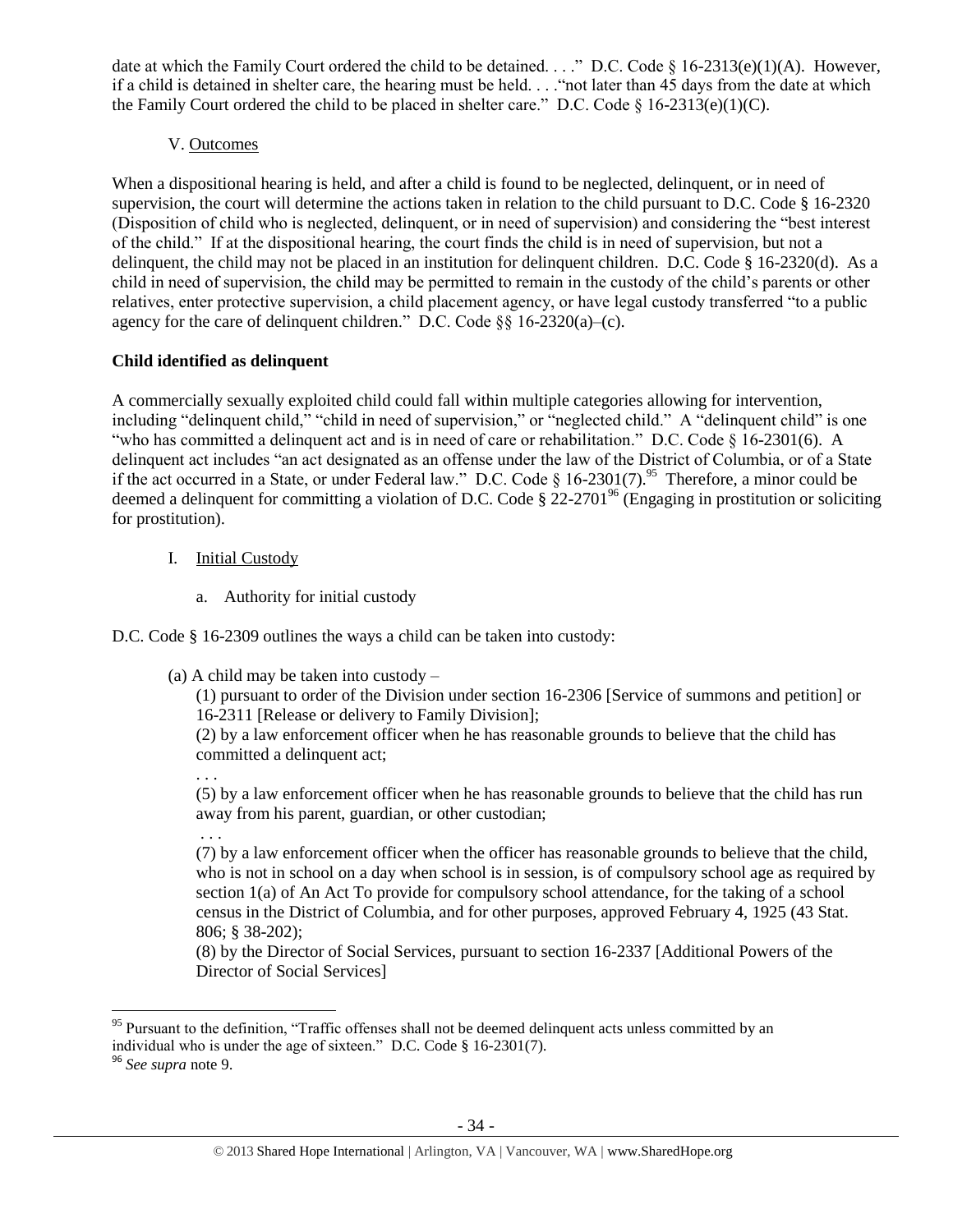date at which the Family Court ordered the child to be detained. . . ." D.C. Code § 16-2313(e)(1)(A). However, if a child is detained in shelter care, the hearing must be held. . . ."not later than 45 days from the date at which the Family Court ordered the child to be placed in shelter care." D.C. Code § 16-2313(e)(1)(C).

V. Outcomes

When a dispositional hearing is held, and after a child is found to be neglected, delinquent, or in need of supervision, the court will determine the actions taken in relation to the child pursuant to D.C. Code § 16-2320 (Disposition of child who is neglected, delinquent, or in need of supervision) and considering the "best interest of the child." If at the dispositional hearing, the court finds the child is in need of supervision, but not a delinquent, the child may not be placed in an institution for delinquent children. D.C. Code § 16-2320(d). As a child in need of supervision, the child may be permitted to remain in the custody of the child's parents or other relatives, enter protective supervision, a child placement agency, or have legal custody transferred "to a public agency for the care of delinquent children." D.C. Code §§ 16-2320(a)–(c).

**Child identified as delinquent**

A commercially sexually exploited child could fall within multiple categories allowing for intervention, including "delinquent child," "child in need of supervision," or "neglected child." A "delinquent child" is one "who has committed a delinquent act and is in need of care or rehabilitation." D.C. Code § 16-2301(6). A delinquent act includes "an act designated as an offense under the law of the District of Columbia, or of a State if the act occurred in a State, or under Federal law." D.C. Code § 16-2301(7).[95] Therefore, a minor could be deemed a delinquent for committing a violation of D.C. Code § 22-2701[96] (Engaging in prostitution or soliciting for prostitution).

I. Initial Custody

a. Authority for initial custody

D.C. Code § 16-2309 outlines the ways a child can be taken into custody:

> (a) A child may be taken into custody –
>
> (1) pursuant to order of the Division under section 16-2306 [Service of summons and petition] or 16-2311 [Release or delivery to Family Division];
>
> (2) by a law enforcement officer when he has reasonable grounds to believe that the child has committed a delinquent act;
>
> . . .
>
> (5) by a law enforcement officer when he has reasonable grounds to believe that the child has run away from his parent, guardian, or other custodian;
>
> . . .
>
> (7) by a law enforcement officer when the officer has reasonable grounds to believe that the child, who is not in school on a day when school is in session, is of compulsory school age as required by section 1(a) of An Act To provide for compulsory school attendance, for the taking of a school census in the District of Columbia, and for other purposes, approved February 4, 1925 (43 Stat. 806; § 38-202);
>
> (8) by the Director of Social Services, pursuant to section 16-2337 [Additional Powers of the Director of Social Services]

---

[95] Pursuant to the definition, "Traffic offenses shall not be deemed delinquent acts unless committed by an individual who is under the age of sixteen." D.C. Code § 16-2301(7).

[96] *See supra* note 9.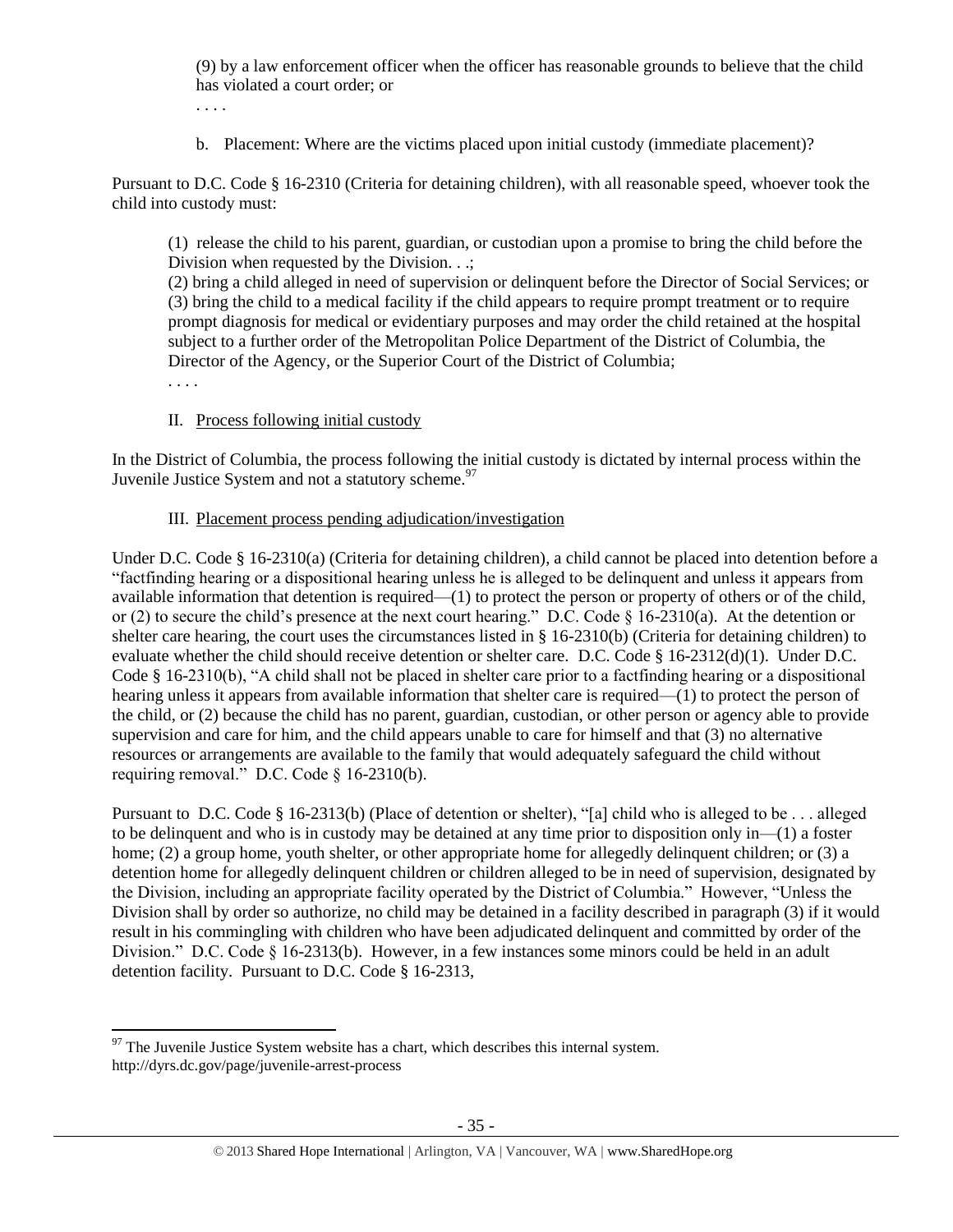(9) by a law enforcement officer when the officer has reasonable grounds to believe that the child has violated a court order; or

. . . .

b. Placement: Where are the victims placed upon initial custody (immediate placement)?

Pursuant to D.C. Code § 16-2310 (Criteria for detaining children), with all reasonable speed, whoever took the child into custody must:

> (1) release the child to his parent, guardian, or custodian upon a promise to bring the child before the Division when requested by the Division. . .;
>
> (2) bring a child alleged in need of supervision or delinquent before the Director of Social Services; or
>
> (3) bring the child to a medical facility if the child appears to require prompt treatment or to require prompt diagnosis for medical or evidentiary purposes and may order the child retained at the hospital subject to a further order of the Metropolitan Police Department of the District of Columbia, the Director of the Agency, or the Superior Court of the District of Columbia;
>
> . . . .

II. Process following initial custody

In the District of Columbia, the process following the initial custody is dictated by internal process within the Juvenile Justice System and not a statutory scheme.[97]

III. Placement process pending adjudication/investigation

Under D.C. Code § 16-2310(a) (Criteria for detaining children), a child cannot be placed into detention before a "factfinding hearing or a dispositional hearing unless he is alleged to be delinquent and unless it appears from available information that detention is required—(1) to protect the person or property of others or of the child, or (2) to secure the child's presence at the next court hearing." D.C. Code § 16-2310(a). At the detention or shelter care hearing, the court uses the circumstances listed in § 16-2310(b) (Criteria for detaining children) to evaluate whether the child should receive detention or shelter care. D.C. Code § 16-2312(d)(1). Under D.C. Code § 16-2310(b), "A child shall not be placed in shelter care prior to a factfinding hearing or a dispositional hearing unless it appears from available information that shelter care is required—(1) to protect the person of the child, or (2) because the child has no parent, guardian, custodian, or other person or agency able to provide supervision and care for him, and the child appears unable to care for himself and that (3) no alternative resources or arrangements are available to the family that would adequately safeguard the child without requiring removal." D.C. Code § 16-2310(b).

Pursuant to D.C. Code § 16-2313(b) (Place of detention or shelter), "[a] child who is alleged to be . . . alleged to be delinquent and who is in custody may be detained at any time prior to disposition only in—(1) a foster home; (2) a group home, youth shelter, or other appropriate home for allegedly delinquent children; or (3) a detention home for allegedly delinquent children or children alleged to be in need of supervision, designated by the Division, including an appropriate facility operated by the District of Columbia." However, "Unless the Division shall by order so authorize, no child may be detained in a facility described in paragraph (3) if it would result in his commingling with children who have been adjudicated delinquent and committed by order of the Division." D.C. Code § 16-2313(b). However, in a few instances some minors could be held in an adult detention facility. Pursuant to D.C. Code § 16-2313,

[97] The Juvenile Justice System website has a chart, which describes this internal system. http://dyrs.dc.gov/page/juvenile-arrest-process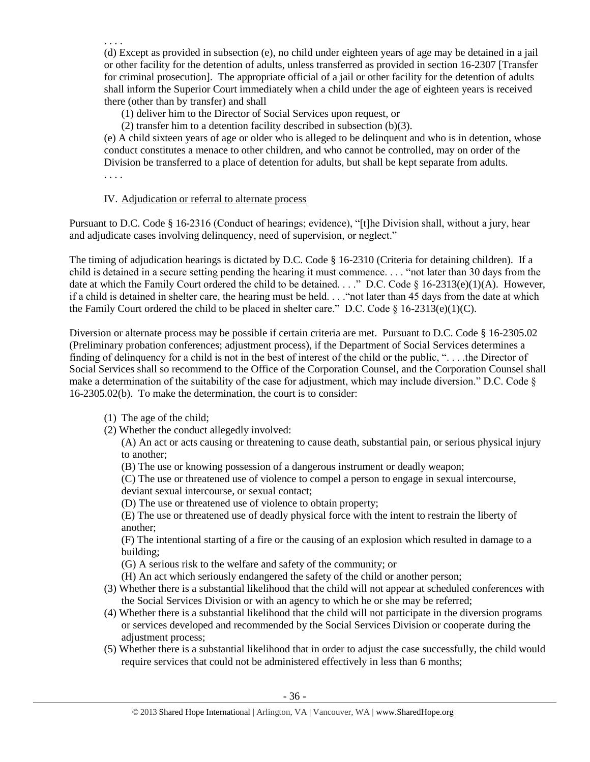. . . .

(d) Except as provided in subsection (e), no child under eighteen years of age may be detained in a jail or other facility for the detention of adults, unless transferred as provided in section 16-2307 [Transfer for criminal prosecution]. The appropriate official of a jail or other facility for the detention of adults shall inform the Superior Court immediately when a child under the age of eighteen years is received there (other than by transfer) and shall

(1) deliver him to the Director of Social Services upon request, or

(2) transfer him to a detention facility described in subsection (b)(3).

(e) A child sixteen years of age or older who is alleged to be delinquent and who is in detention, whose conduct constitutes a menace to other children, and who cannot be controlled, may on order of the Division be transferred to a place of detention for adults, but shall be kept separate from adults.

. . . .

IV. Adjudication or referral to alternate process

Pursuant to D.C. Code § 16-2316 (Conduct of hearings; evidence), "[t]he Division shall, without a jury, hear and adjudicate cases involving delinquency, need of supervision, or neglect."

The timing of adjudication hearings is dictated by D.C. Code § 16-2310 (Criteria for detaining children). If a child is detained in a secure setting pending the hearing it must commence. . . . "not later than 30 days from the date at which the Family Court ordered the child to be detained. . . ." D.C. Code § 16-2313(e)(1)(A). However, if a child is detained in shelter care, the hearing must be held. . . ."not later than 45 days from the date at which the Family Court ordered the child to be placed in shelter care." D.C. Code § 16-2313(e)(1)(C).

Diversion or alternate process may be possible if certain criteria are met. Pursuant to D.C. Code § 16-2305.02 (Preliminary probation conferences; adjustment process), if the Department of Social Services determines a finding of delinquency for a child is not in the best of interest of the child or the public, ". . . .the Director of Social Services shall so recommend to the Office of the Corporation Counsel, and the Corporation Counsel shall make a determination of the suitability of the case for adjustment, which may include diversion." D.C. Code § 16-2305.02(b). To make the determination, the court is to consider:

(1) The age of the child;

(2) Whether the conduct allegedly involved:

(A) An act or acts causing or threatening to cause death, substantial pain, or serious physical injury to another;

(B) The use or knowing possession of a dangerous instrument or deadly weapon;

(C) The use or threatened use of violence to compel a person to engage in sexual intercourse, deviant sexual intercourse, or sexual contact;

(D) The use or threatened use of violence to obtain property;

(E) The use or threatened use of deadly physical force with the intent to restrain the liberty of another;

(F) The intentional starting of a fire or the causing of an explosion which resulted in damage to a building;

(G) A serious risk to the welfare and safety of the community; or

(H) An act which seriously endangered the safety of the child or another person;

(3) Whether there is a substantial likelihood that the child will not appear at scheduled conferences with the Social Services Division or with an agency to which he or she may be referred;

(4) Whether there is a substantial likelihood that the child will not participate in the diversion programs or services developed and recommended by the Social Services Division or cooperate during the adjustment process;

(5) Whether there is a substantial likelihood that in order to adjust the case successfully, the child would require services that could not be administered effectively in less than 6 months;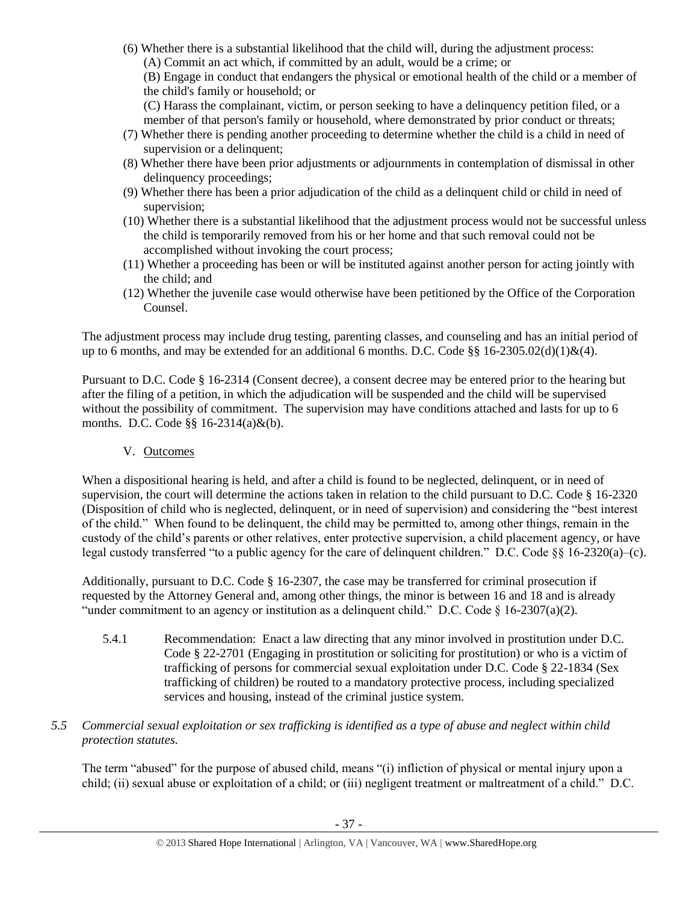(6) Whether there is a substantial likelihood that the child will, during the adjustment process:
   (A) Commit an act which, if committed by an adult, would be a crime; or
   (B) Engage in conduct that endangers the physical or emotional health of the child or a member of the child's family or household; or
   (C) Harass the complainant, victim, or person seeking to have a delinquency petition filed, or a member of that person's family or household, where demonstrated by prior conduct or threats;

(7) Whether there is pending another proceeding to determine whether the child is a child in need of supervision or a delinquent;

(8) Whether there have been prior adjustments or adjournments in contemplation of dismissal in other delinquency proceedings;

(9) Whether there has been a prior adjudication of the child as a delinquent child or child in need of supervision;

(10) Whether there is a substantial likelihood that the adjustment process would not be successful unless the child is temporarily removed from his or her home and that such removal could not be accomplished without invoking the court process;

(11) Whether a proceeding has been or will be instituted against another person for acting jointly with the child; and

(12) Whether the juvenile case would otherwise have been petitioned by the Office of the Corporation Counsel.

The adjustment process may include drug testing, parenting classes, and counseling and has an initial period of up to 6 months, and may be extended for an additional 6 months. D.C. Code §§ 16-2305.02(d)(1)&(4).

Pursuant to D.C. Code § 16-2314 (Consent decree), a consent decree may be entered prior to the hearing but after the filing of a petition, in which the adjudication will be suspended and the child will be supervised without the possibility of commitment. The supervision may have conditions attached and lasts for up to 6 months. D.C. Code §§ 16-2314(a)&(b).

V. Outcomes

When a dispositional hearing is held, and after a child is found to be neglected, delinquent, or in need of supervision, the court will determine the actions taken in relation to the child pursuant to D.C. Code § 16-2320 (Disposition of child who is neglected, delinquent, or in need of supervision) and considering the "best interest of the child." When found to be delinquent, the child may be permitted to, among other things, remain in the custody of the child's parents or other relatives, enter protective supervision, a child placement agency, or have legal custody transferred "to a public agency for the care of delinquent children." D.C. Code §§ 16-2320(a)–(c).

Additionally, pursuant to D.C. Code § 16-2307, the case may be transferred for criminal prosecution if requested by the Attorney General and, among other things, the minor is between 16 and 18 and is already "under commitment to an agency or institution as a delinquent child." D.C. Code § 16-2307(a)(2).

5.4.1 Recommendation: Enact a law directing that any minor involved in prostitution under D.C. Code § 22-2701 (Engaging in prostitution or soliciting for prostitution) or who is a victim of trafficking of persons for commercial sexual exploitation under D.C. Code § 22-1834 (Sex trafficking of children) be routed to a mandatory protective process, including specialized services and housing, instead of the criminal justice system.

*5.5 Commercial sexual exploitation or sex trafficking is identified as a type of abuse and neglect within child protection statutes.*

The term "abused" for the purpose of abused child, means "(i) infliction of physical or mental injury upon a child; (ii) sexual abuse or exploitation of a child; or (iii) negligent treatment or maltreatment of a child." D.C.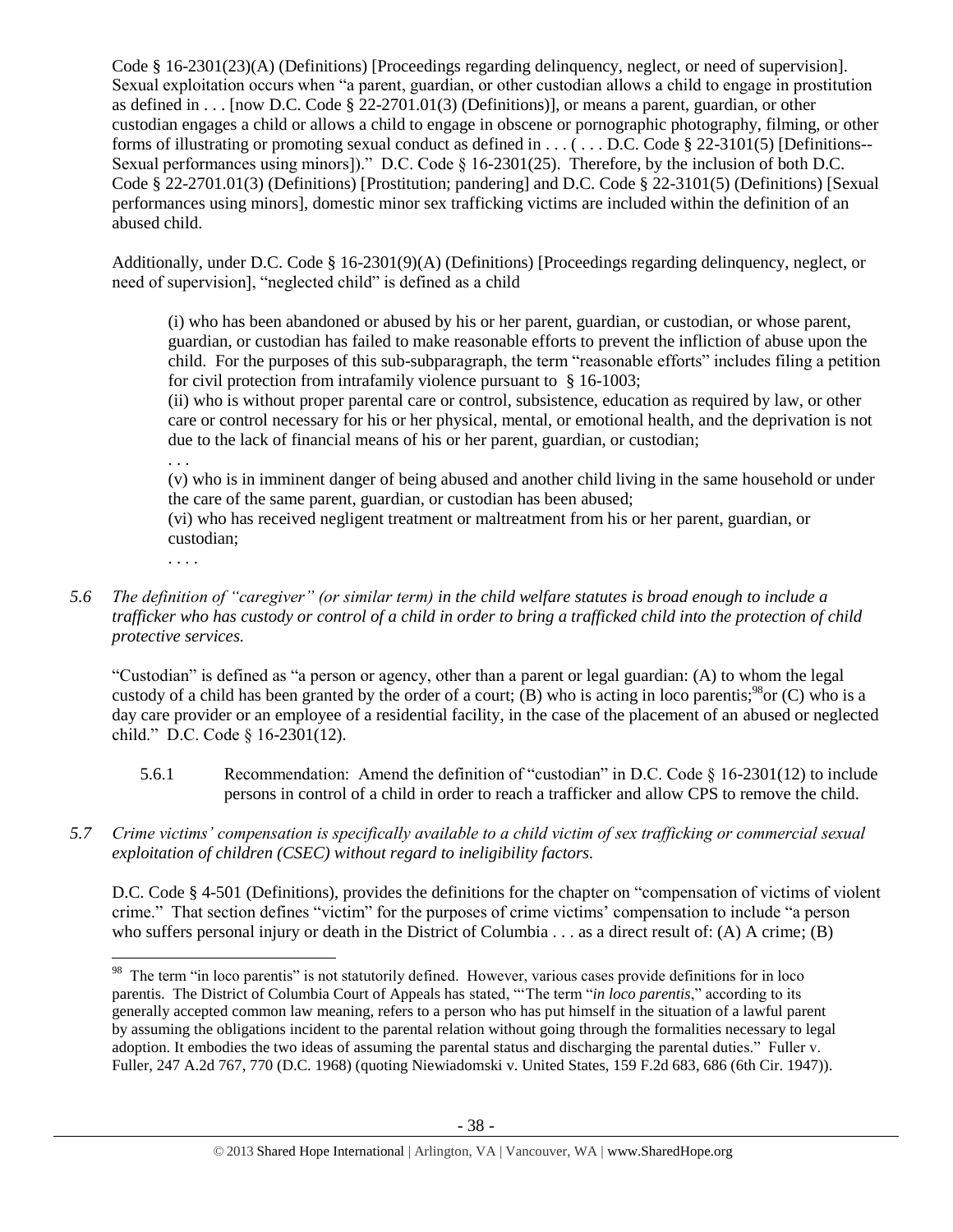Code § 16-2301(23)(A) (Definitions) [Proceedings regarding delinquency, neglect, or need of supervision]. Sexual exploitation occurs when "a parent, guardian, or other custodian allows a child to engage in prostitution as defined in . . . [now D.C. Code § 22-2701.01(3) (Definitions)], or means a parent, guardian, or other custodian engages a child or allows a child to engage in obscene or pornographic photography, filming, or other forms of illustrating or promoting sexual conduct as defined in . . . ( . . . D.C. Code § 22-3101(5) [Definitions--Sexual performances using minors])." D.C. Code § 16-2301(25). Therefore, by the inclusion of both D.C. Code § 22-2701.01(3) (Definitions) [Prostitution; pandering] and D.C. Code § 22-3101(5) (Definitions) [Sexual performances using minors], domestic minor sex trafficking victims are included within the definition of an abused child.

Additionally, under D.C. Code § 16-2301(9)(A) (Definitions) [Proceedings regarding delinquency, neglect, or need of supervision], "neglected child" is defined as a child

> (i) who has been abandoned or abused by his or her parent, guardian, or custodian, or whose parent, guardian, or custodian has failed to make reasonable efforts to prevent the infliction of abuse upon the child. For the purposes of this sub-subparagraph, the term "reasonable efforts" includes filing a petition for civil protection from intrafamily violence pursuant to § 16-1003;
>
> (ii) who is without proper parental care or control, subsistence, education as required by law, or other care or control necessary for his or her physical, mental, or emotional health, and the deprivation is not due to the lack of financial means of his or her parent, guardian, or custodian;
>
> . . .
>
> (v) who is in imminent danger of being abused and another child living in the same household or under the care of the same parent, guardian, or custodian has been abused;
>
> (vi) who has received negligent treatment or maltreatment from his or her parent, guardian, or custodian;
>
> . . . .

*5.6 The definition of "caregiver" (or similar term) in the child welfare statutes is broad enough to include a trafficker who has custody or control of a child in order to bring a trafficked child into the protection of child protective services.*

"Custodian" is defined as "a person or agency, other than a parent or legal guardian: (A) to whom the legal custody of a child has been granted by the order of a court; (B) who is acting in loco parentis;[98] or (C) who is a day care provider or an employee of a residential facility, in the case of the placement of an abused or neglected child." D.C. Code § 16-2301(12).

5.6.1 Recommendation: Amend the definition of "custodian" in D.C. Code § 16-2301(12) to include persons in control of a child in order to reach a trafficker and allow CPS to remove the child.

*5.7 Crime victims' compensation is specifically available to a child victim of sex trafficking or commercial sexual exploitation of children (CSEC) without regard to ineligibility factors.*

D.C. Code § 4-501 (Definitions), provides the definitions for the chapter on "compensation of victims of violent crime." That section defines "victim" for the purposes of crime victims' compensation to include "a person who suffers personal injury or death in the District of Columbia . . . as a direct result of: (A) A crime; (B)

---

[98] The term "in loco parentis" is not statutorily defined. However, various cases provide definitions for in loco parentis. The District of Columbia Court of Appeals has stated, "'The term "*in loco parentis*," according to its generally accepted common law meaning, refers to a person who has put himself in the situation of a lawful parent by assuming the obligations incident to the parental relation without going through the formalities necessary to legal adoption. It embodies the two ideas of assuming the parental status and discharging the parental duties." Fuller v. Fuller, 247 A.2d 767, 770 (D.C. 1968) (quoting Niewiadomski v. United States, 159 F.2d 683, 686 (6th Cir. 1947)).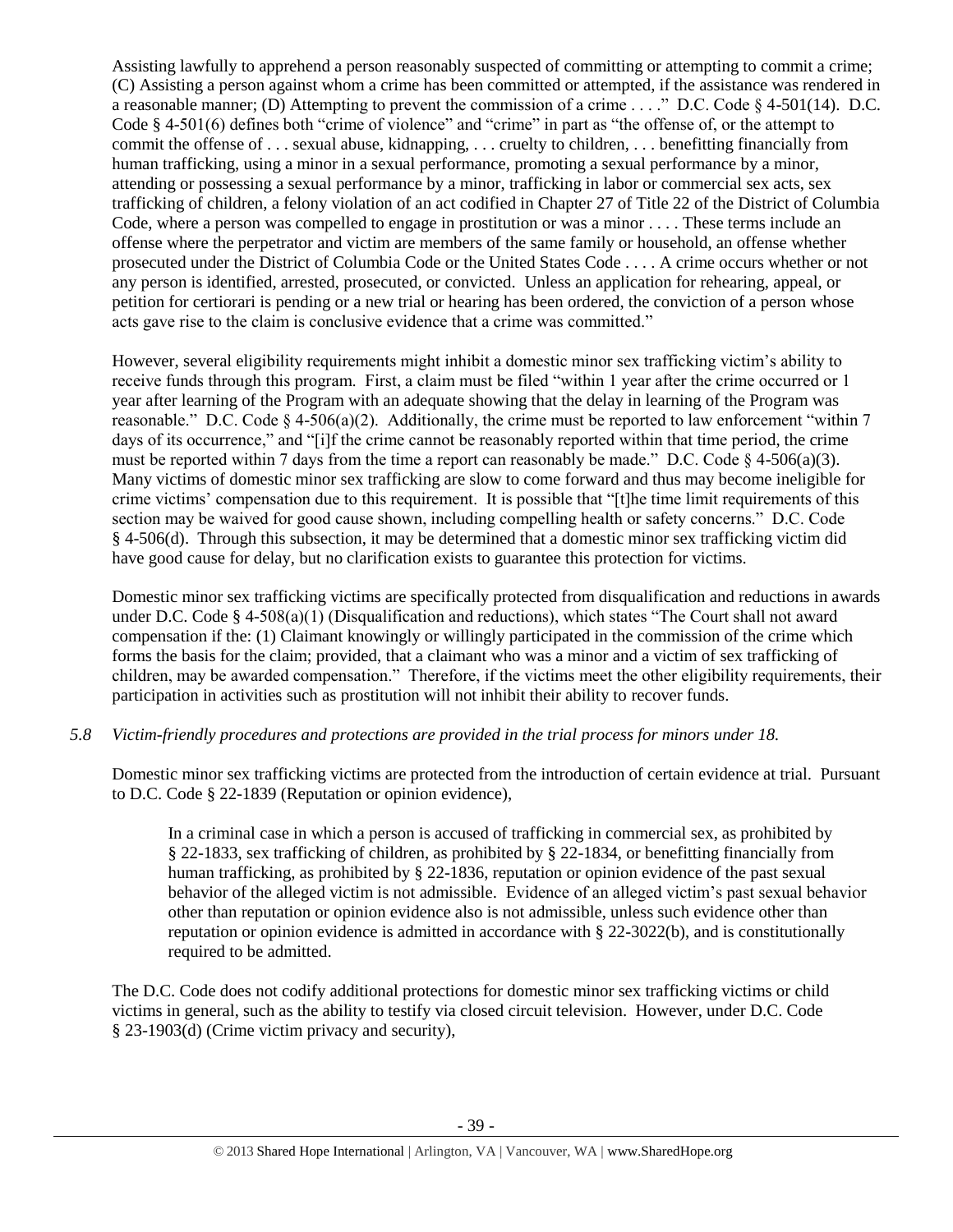Assisting lawfully to apprehend a person reasonably suspected of committing or attempting to commit a crime; (C) Assisting a person against whom a crime has been committed or attempted, if the assistance was rendered in a reasonable manner; (D) Attempting to prevent the commission of a crime . . . ." D.C. Code § 4-501(14). D.C. Code § 4-501(6) defines both "crime of violence" and "crime" in part as "the offense of, or the attempt to commit the offense of . . . sexual abuse, kidnapping, . . . cruelty to children, . . . benefitting financially from human trafficking, using a minor in a sexual performance, promoting a sexual performance by a minor, attending or possessing a sexual performance by a minor, trafficking in labor or commercial sex acts, sex trafficking of children, a felony violation of an act codified in Chapter 27 of Title 22 of the District of Columbia Code, where a person was compelled to engage in prostitution or was a minor . . . . These terms include an offense where the perpetrator and victim are members of the same family or household, an offense whether prosecuted under the District of Columbia Code or the United States Code . . . . A crime occurs whether or not any person is identified, arrested, prosecuted, or convicted. Unless an application for rehearing, appeal, or petition for certiorari is pending or a new trial or hearing has been ordered, the conviction of a person whose acts gave rise to the claim is conclusive evidence that a crime was committed."

However, several eligibility requirements might inhibit a domestic minor sex trafficking victim's ability to receive funds through this program. First, a claim must be filed "within 1 year after the crime occurred or 1 year after learning of the Program with an adequate showing that the delay in learning of the Program was reasonable." D.C. Code § 4-506(a)(2). Additionally, the crime must be reported to law enforcement "within 7 days of its occurrence," and "[i]f the crime cannot be reasonably reported within that time period, the crime must be reported within 7 days from the time a report can reasonably be made." D.C. Code § 4-506(a)(3). Many victims of domestic minor sex trafficking are slow to come forward and thus may become ineligible for crime victims' compensation due to this requirement. It is possible that "[t]he time limit requirements of this section may be waived for good cause shown, including compelling health or safety concerns." D.C. Code § 4-506(d). Through this subsection, it may be determined that a domestic minor sex trafficking victim did have good cause for delay, but no clarification exists to guarantee this protection for victims.

Domestic minor sex trafficking victims are specifically protected from disqualification and reductions in awards under D.C. Code § 4-508(a)(1) (Disqualification and reductions), which states "The Court shall not award compensation if the: (1) Claimant knowingly or willingly participated in the commission of the crime which forms the basis for the claim; provided, that a claimant who was a minor and a victim of sex trafficking of children, may be awarded compensation." Therefore, if the victims meet the other eligibility requirements, their participation in activities such as prostitution will not inhibit their ability to recover funds.

*5.8 Victim-friendly procedures and protections are provided in the trial process for minors under 18.*

Domestic minor sex trafficking victims are protected from the introduction of certain evidence at trial. Pursuant to D.C. Code § 22-1839 (Reputation or opinion evidence),

> In a criminal case in which a person is accused of trafficking in commercial sex, as prohibited by § 22-1833, sex trafficking of children, as prohibited by § 22-1834, or benefitting financially from human trafficking, as prohibited by § 22-1836, reputation or opinion evidence of the past sexual behavior of the alleged victim is not admissible. Evidence of an alleged victim's past sexual behavior other than reputation or opinion evidence also is not admissible, unless such evidence other than reputation or opinion evidence is admitted in accordance with § 22-3022(b), and is constitutionally required to be admitted.

The D.C. Code does not codify additional protections for domestic minor sex trafficking victims or child victims in general, such as the ability to testify via closed circuit television. However, under D.C. Code § 23-1903(d) (Crime victim privacy and security),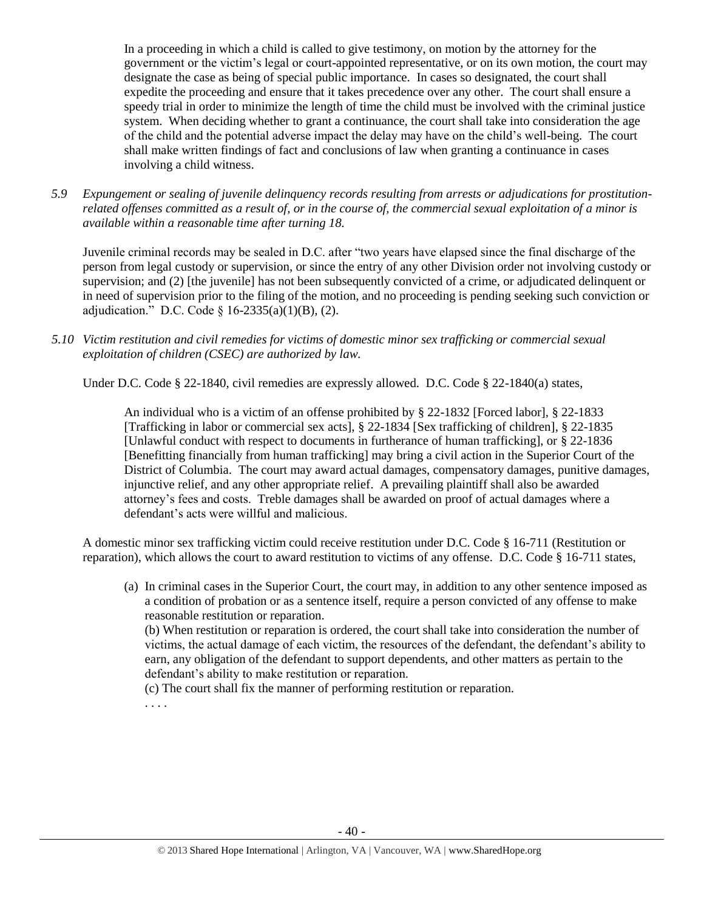> In a proceeding in which a child is called to give testimony, on motion by the attorney for the government or the victim's legal or court-appointed representative, or on its own motion, the court may designate the case as being of special public importance. In cases so designated, the court shall expedite the proceeding and ensure that it takes precedence over any other. The court shall ensure a speedy trial in order to minimize the length of time the child must be involved with the criminal justice system. When deciding whether to grant a continuance, the court shall take into consideration the age of the child and the potential adverse impact the delay may have on the child's well-being. The court shall make written findings of fact and conclusions of law when granting a continuance in cases involving a child witness.

*5.9 Expungement or sealing of juvenile delinquency records resulting from arrests or adjudications for prostitution-related offenses committed as a result of, or in the course of, the commercial sexual exploitation of a minor is available within a reasonable time after turning 18.*

Juvenile criminal records may be sealed in D.C. after "two years have elapsed since the final discharge of the person from legal custody or supervision, or since the entry of any other Division order not involving custody or supervision; and (2) [the juvenile] has not been subsequently convicted of a crime, or adjudicated delinquent or in need of supervision prior to the filing of the motion, and no proceeding is pending seeking such conviction or adjudication." D.C. Code § 16-2335(a)(1)(B), (2).

*5.10 Victim restitution and civil remedies for victims of domestic minor sex trafficking or commercial sexual exploitation of children (CSEC) are authorized by law.*

Under D.C. Code § 22-1840, civil remedies are expressly allowed. D.C. Code § 22-1840(a) states,

> An individual who is a victim of an offense prohibited by § 22-1832 [Forced labor], § 22-1833 [Trafficking in labor or commercial sex acts], § 22-1834 [Sex trafficking of children], § 22-1835 [Unlawful conduct with respect to documents in furtherance of human trafficking], or § 22-1836 [Benefitting financially from human trafficking] may bring a civil action in the Superior Court of the District of Columbia. The court may award actual damages, compensatory damages, punitive damages, injunctive relief, and any other appropriate relief. A prevailing plaintiff shall also be awarded attorney's fees and costs. Treble damages shall be awarded on proof of actual damages where a defendant's acts were willful and malicious.

A domestic minor sex trafficking victim could receive restitution under D.C. Code § 16-711 (Restitution or reparation), which allows the court to award restitution to victims of any offense. D.C. Code § 16-711 states,

> (a) In criminal cases in the Superior Court, the court may, in addition to any other sentence imposed as a condition of probation or as a sentence itself, require a person convicted of any offense to make reasonable restitution or reparation.
> (b) When restitution or reparation is ordered, the court shall take into consideration the number of victims, the actual damage of each victim, the resources of the defendant, the defendant's ability to earn, any obligation of the defendant to support dependents, and other matters as pertain to the defendant's ability to make restitution or reparation.
> (c) The court shall fix the manner of performing restitution or reparation.
> . . . .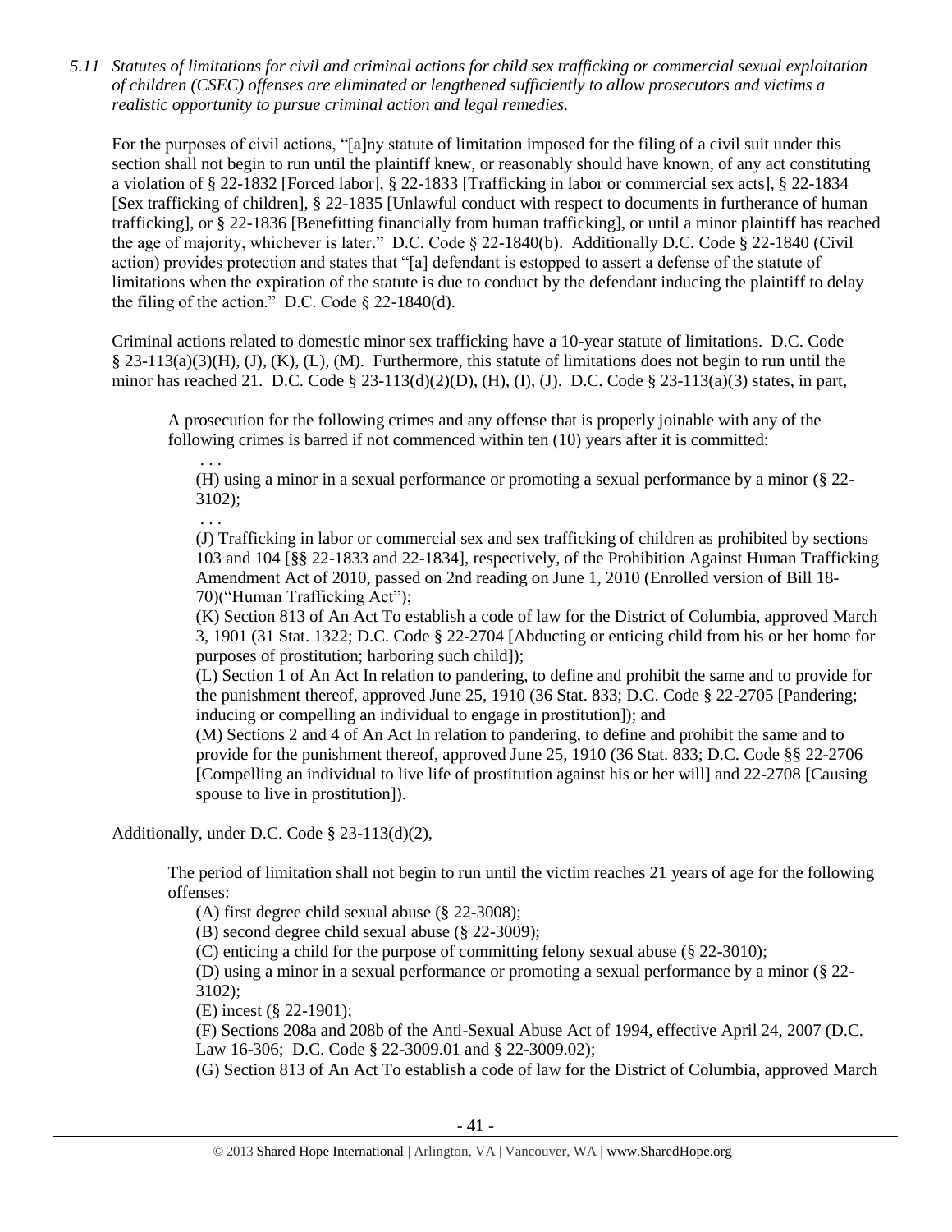*5.11 Statutes of limitations for civil and criminal actions for child sex trafficking or commercial sexual exploitation of children (CSEC) offenses are eliminated or lengthened sufficiently to allow prosecutors and victims a realistic opportunity to pursue criminal action and legal remedies.*

For the purposes of civil actions, "[a]ny statute of limitation imposed for the filing of a civil suit under this section shall not begin to run until the plaintiff knew, or reasonably should have known, of any act constituting a violation of § 22-1832 [Forced labor], § 22-1833 [Trafficking in labor or commercial sex acts], § 22-1834 [Sex trafficking of children], § 22-1835 [Unlawful conduct with respect to documents in furtherance of human trafficking], or § 22-1836 [Benefitting financially from human trafficking], or until a minor plaintiff has reached the age of majority, whichever is later." D.C. Code § 22-1840(b). Additionally D.C. Code § 22-1840 (Civil action) provides protection and states that "[a] defendant is estopped to assert a defense of the statute of limitations when the expiration of the statute is due to conduct by the defendant inducing the plaintiff to delay the filing of the action." D.C. Code § 22-1840(d).

Criminal actions related to domestic minor sex trafficking have a 10-year statute of limitations. D.C. Code § 23-113(a)(3)(H), (J), (K), (L), (M). Furthermore, this statute of limitations does not begin to run until the minor has reached 21. D.C. Code § 23-113(d)(2)(D), (H), (I), (J). D.C. Code § 23-113(a)(3) states, in part,

> A prosecution for the following crimes and any offense that is properly joinable with any of the following crimes is barred if not commenced within ten (10) years after it is committed:
>
> . . .
>
> (H) using a minor in a sexual performance or promoting a sexual performance by a minor (§ 22-3102);
>
> . . .
>
> (J) Trafficking in labor or commercial sex and sex trafficking of children as prohibited by sections 103 and 104 [§§ 22-1833 and 22-1834], respectively, of the Prohibition Against Human Trafficking Amendment Act of 2010, passed on 2nd reading on June 1, 2010 (Enrolled version of Bill 18-70)("Human Trafficking Act");
>
> (K) Section 813 of An Act To establish a code of law for the District of Columbia, approved March 3, 1901 (31 Stat. 1322; D.C. Code § 22-2704 [Abducting or enticing child from his or her home for purposes of prostitution; harboring such child]);
>
> (L) Section 1 of An Act In relation to pandering, to define and prohibit the same and to provide for the punishment thereof, approved June 25, 1910 (36 Stat. 833; D.C. Code § 22-2705 [Pandering; inducing or compelling an individual to engage in prostitution]); and
>
> (M) Sections 2 and 4 of An Act In relation to pandering, to define and prohibit the same and to provide for the punishment thereof, approved June 25, 1910 (36 Stat. 833; D.C. Code §§ 22-2706 [Compelling an individual to live life of prostitution against his or her will] and 22-2708 [Causing spouse to live in prostitution]).

Additionally, under D.C. Code § 23-113(d)(2),

> The period of limitation shall not begin to run until the victim reaches 21 years of age for the following offenses:
>
> (A) first degree child sexual abuse (§ 22-3008);
>
> (B) second degree child sexual abuse (§ 22-3009);
>
> (C) enticing a child for the purpose of committing felony sexual abuse (§ 22-3010);
>
> (D) using a minor in a sexual performance or promoting a sexual performance by a minor (§ 22-3102);
>
> (E) incest (§ 22-1901);
>
> (F) Sections 208a and 208b of the Anti-Sexual Abuse Act of 1994, effective April 24, 2007 (D.C. Law 16-306; D.C. Code § 22-3009.01 and § 22-3009.02);
>
> (G) Section 813 of An Act To establish a code of law for the District of Columbia, approved March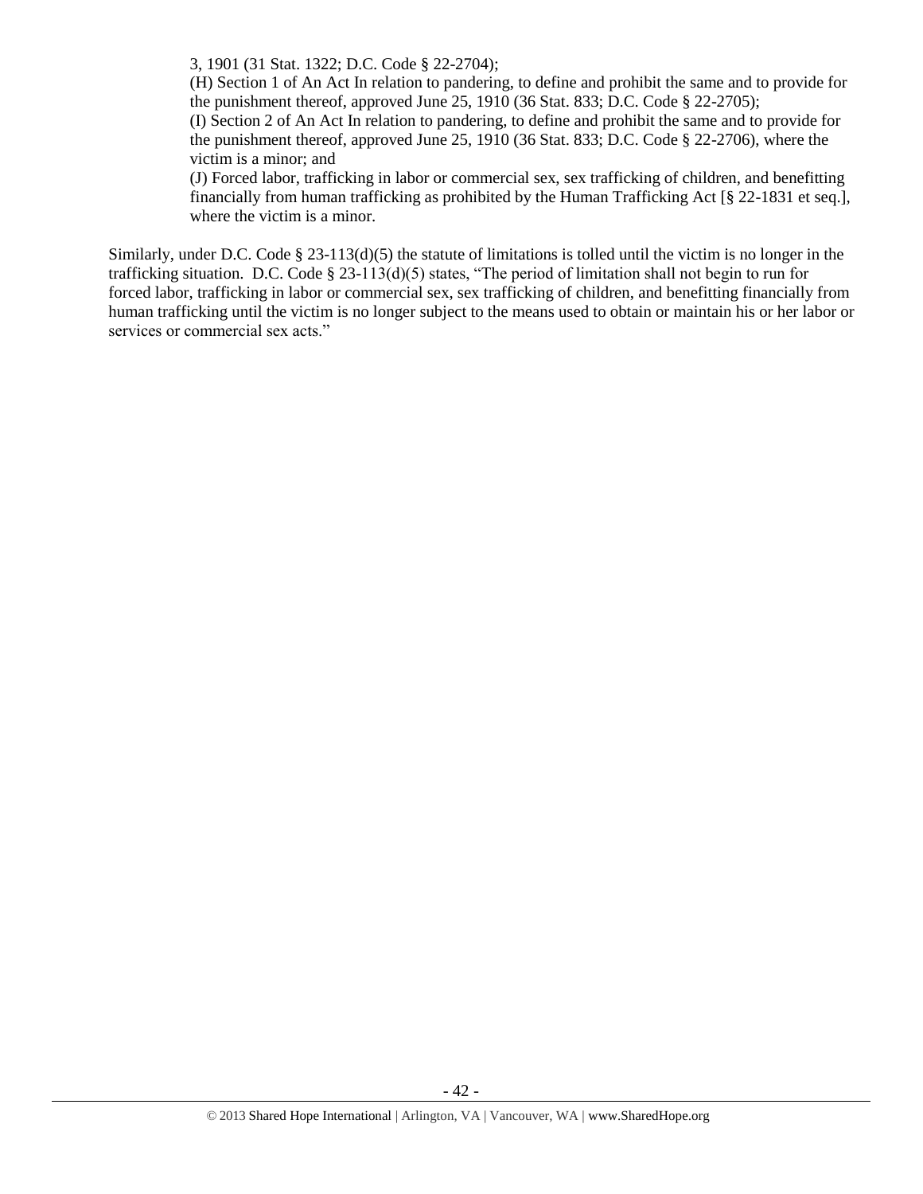3, 1901 (31 Stat. 1322; D.C. Code § 22-2704);

(H) Section 1 of An Act In relation to pandering, to define and prohibit the same and to provide for the punishment thereof, approved June 25, 1910 (36 Stat. 833; D.C. Code § 22-2705);

(I) Section 2 of An Act In relation to pandering, to define and prohibit the same and to provide for the punishment thereof, approved June 25, 1910 (36 Stat. 833; D.C. Code § 22-2706), where the victim is a minor; and

(J) Forced labor, trafficking in labor or commercial sex, sex trafficking of children, and benefitting financially from human trafficking as prohibited by the Human Trafficking Act [§ 22-1831 et seq.], where the victim is a minor.

Similarly, under D.C. Code § 23-113(d)(5) the statute of limitations is tolled until the victim is no longer in the trafficking situation. D.C. Code § 23-113(d)(5) states, "The period of limitation shall not begin to run for forced labor, trafficking in labor or commercial sex, sex trafficking of children, and benefitting financially from human trafficking until the victim is no longer subject to the means used to obtain or maintain his or her labor or services or commercial sex acts."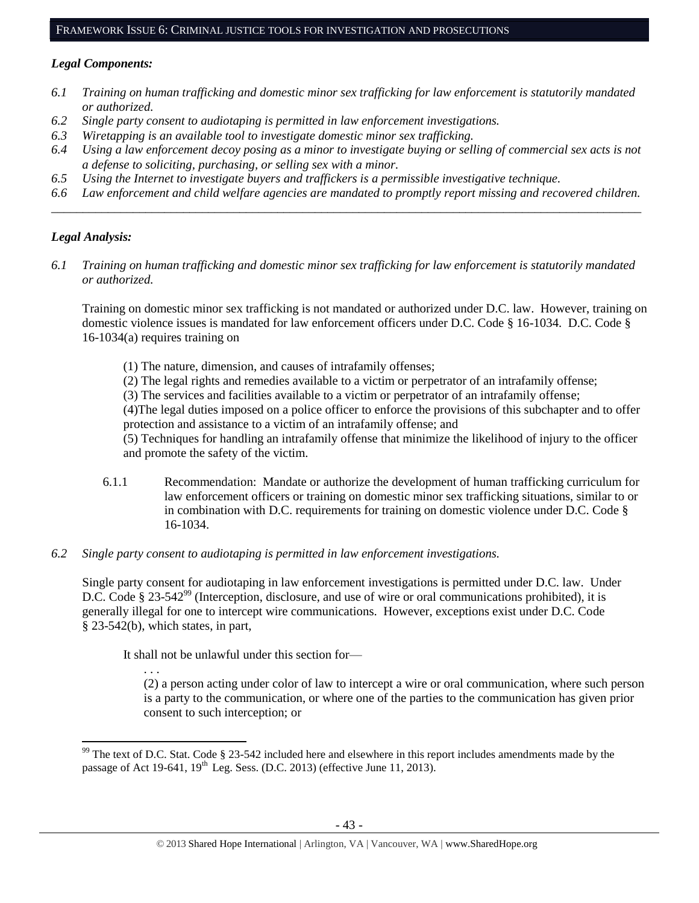## FRAMEWORK ISSUE 6: CRIMINAL JUSTICE TOOLS FOR INVESTIGATION AND PROSECUTIONS

***Legal Components:***

*6.1 Training on human trafficking and domestic minor sex trafficking for law enforcement is statutorily mandated or authorized.*
*6.2 Single party consent to audiotaping is permitted in law enforcement investigations.*
*6.3 Wiretapping is an available tool to investigate domestic minor sex trafficking.*
*6.4 Using a law enforcement decoy posing as a minor to investigate buying or selling of commercial sex acts is not a defense to soliciting, purchasing, or selling sex with a minor.*
*6.5 Using the Internet to investigate buyers and traffickers is a permissible investigative technique.*
*6.6 Law enforcement and child welfare agencies are mandated to promptly report missing and recovered children.*

---

***Legal Analysis:***

*6.1 Training on human trafficking and domestic minor sex trafficking for law enforcement is statutorily mandated or authorized.*

Training on domestic minor sex trafficking is not mandated or authorized under D.C. law. However, training on domestic violence issues is mandated for law enforcement officers under D.C. Code § 16-1034. D.C. Code § 16-1034(a) requires training on

> (1) The nature, dimension, and causes of intrafamily offenses;
> (2) The legal rights and remedies available to a victim or perpetrator of an intrafamily offense;
> (3) The services and facilities available to a victim or perpetrator of an intrafamily offense;
> (4)The legal duties imposed on a police officer to enforce the provisions of this subchapter and to offer protection and assistance to a victim of an intrafamily offense; and
> (5) Techniques for handling an intrafamily offense that minimize the likelihood of injury to the officer and promote the safety of the victim.

6.1.1 Recommendation: Mandate or authorize the development of human trafficking curriculum for law enforcement officers or training on domestic minor sex trafficking situations, similar to or in combination with D.C. requirements for training on domestic violence under D.C. Code § 16-1034.

*6.2 Single party consent to audiotaping is permitted in law enforcement investigations.*

Single party consent for audiotaping in law enforcement investigations is permitted under D.C. law. Under D.C. Code § 23-542[99] (Interception, disclosure, and use of wire or oral communications prohibited), it is generally illegal for one to intercept wire communications. However, exceptions exist under D.C. Code § 23-542(b), which states, in part,

> It shall not be unlawful under this section for—
>
> . . .
>
> (2) a person acting under color of law to intercept a wire or oral communication, where such person is a party to the communication, or where one of the parties to the communication has given prior consent to such interception; or

---

[99] The text of D.C. Stat. Code § 23-542 included here and elsewhere in this report includes amendments made by the passage of Act 19-641, 19th Leg. Sess. (D.C. 2013) (effective June 11, 2013).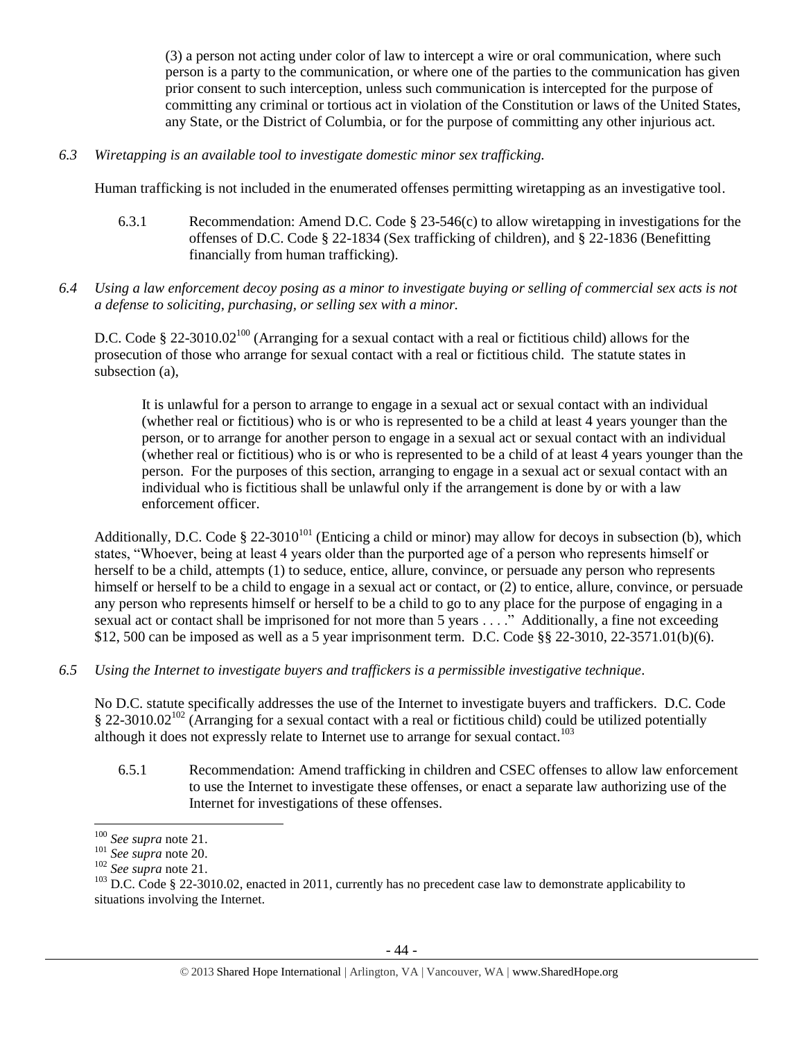(3) a person not acting under color of law to intercept a wire or oral communication, where such person is a party to the communication, or where one of the parties to the communication has given prior consent to such interception, unless such communication is intercepted for the purpose of committing any criminal or tortious act in violation of the Constitution or laws of the United States, any State, or the District of Columbia, or for the purpose of committing any other injurious act.

*6.3 Wiretapping is an available tool to investigate domestic minor sex trafficking.*

Human trafficking is not included in the enumerated offenses permitting wiretapping as an investigative tool.

6.3.1 Recommendation: Amend D.C. Code § 23-546(c) to allow wiretapping in investigations for the offenses of D.C. Code § 22-1834 (Sex trafficking of children), and § 22-1836 (Benefitting financially from human trafficking).

*6.4 Using a law enforcement decoy posing as a minor to investigate buying or selling of commercial sex acts is not a defense to soliciting, purchasing, or selling sex with a minor.*

D.C. Code § 22-3010.02[100] (Arranging for a sexual contact with a real or fictitious child) allows for the prosecution of those who arrange for sexual contact with a real or fictitious child. The statute states in subsection (a),

> It is unlawful for a person to arrange to engage in a sexual act or sexual contact with an individual (whether real or fictitious) who is or who is represented to be a child at least 4 years younger than the person, or to arrange for another person to engage in a sexual act or sexual contact with an individual (whether real or fictitious) who is or who is represented to be a child of at least 4 years younger than the person. For the purposes of this section, arranging to engage in a sexual act or sexual contact with an individual who is fictitious shall be unlawful only if the arrangement is done by or with a law enforcement officer.

Additionally, D.C. Code § 22-3010[101] (Enticing a child or minor) may allow for decoys in subsection (b), which states, "Whoever, being at least 4 years older than the purported age of a person who represents himself or herself to be a child, attempts (1) to seduce, entice, allure, convince, or persuade any person who represents himself or herself to be a child to engage in a sexual act or contact, or (2) to entice, allure, convince, or persuade any person who represents himself or herself to be a child to go to any place for the purpose of engaging in a sexual act or contact shall be imprisoned for not more than 5 years . . . ." Additionally, a fine not exceeding $12, 500 can be imposed as well as a 5 year imprisonment term. D.C. Code §§ 22-3010, 22-3571.01(b)(6).

*6.5 Using the Internet to investigate buyers and traffickers is a permissible investigative technique.*

No D.C. statute specifically addresses the use of the Internet to investigate buyers and traffickers. D.C. Code § 22-3010.02[102] (Arranging for a sexual contact with a real or fictitious child) could be utilized potentially although it does not expressly relate to Internet use to arrange for sexual contact.[103]

6.5.1 Recommendation: Amend trafficking in children and CSEC offenses to allow law enforcement to use the Internet to investigate these offenses, or enact a separate law authorizing use of the Internet for investigations of these offenses.

---

[100] *See supra* note 21.

[101] *See supra* note 20.

[102] *See supra* note 21.

[103] D.C. Code § 22-3010.02, enacted in 2011, currently has no precedent case law to demonstrate applicability to situations involving the Internet.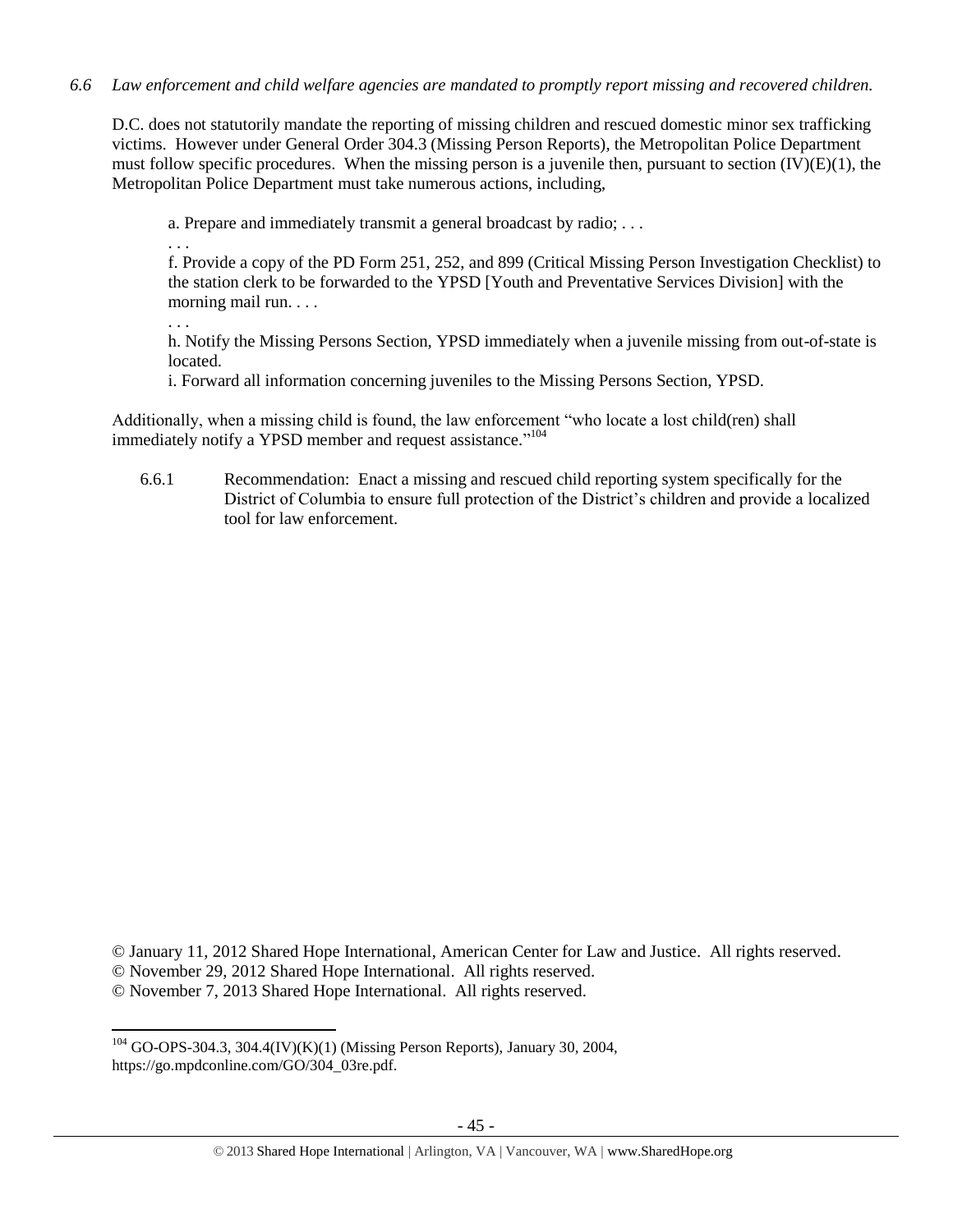*6.6 Law enforcement and child welfare agencies are mandated to promptly report missing and recovered children.*

D.C. does not statutorily mandate the reporting of missing children and rescued domestic minor sex trafficking victims. However under General Order 304.3 (Missing Person Reports), the Metropolitan Police Department must follow specific procedures. When the missing person is a juvenile then, pursuant to section (IV)(E)(1), the Metropolitan Police Department must take numerous actions, including,

> a. Prepare and immediately transmit a general broadcast by radio; . . .
>
> . . .
>
> f. Provide a copy of the PD Form 251, 252, and 899 (Critical Missing Person Investigation Checklist) to the station clerk to be forwarded to the YPSD [Youth and Preventative Services Division] with the morning mail run. . . .
>
> . . .
>
> h. Notify the Missing Persons Section, YPSD immediately when a juvenile missing from out-of-state is located.
>
> i. Forward all information concerning juveniles to the Missing Persons Section, YPSD.

Additionally, when a missing child is found, the law enforcement "who locate a lost child(ren) shall immediately notify a YPSD member and request assistance."[104]

6.6.1 Recommendation: Enact a missing and rescued child reporting system specifically for the District of Columbia to ensure full protection of the District's children and provide a localized tool for law enforcement.

© January 11, 2012 Shared Hope International, American Center for Law and Justice. All rights reserved.
© November 29, 2012 Shared Hope International. All rights reserved.
© November 7, 2013 Shared Hope International. All rights reserved.

---

[104] GO-OPS-304.3, 304.4(IV)(K)(1) (Missing Person Reports), January 30, 2004, https://go.mpdconline.com/GO/304_03re.pdf.